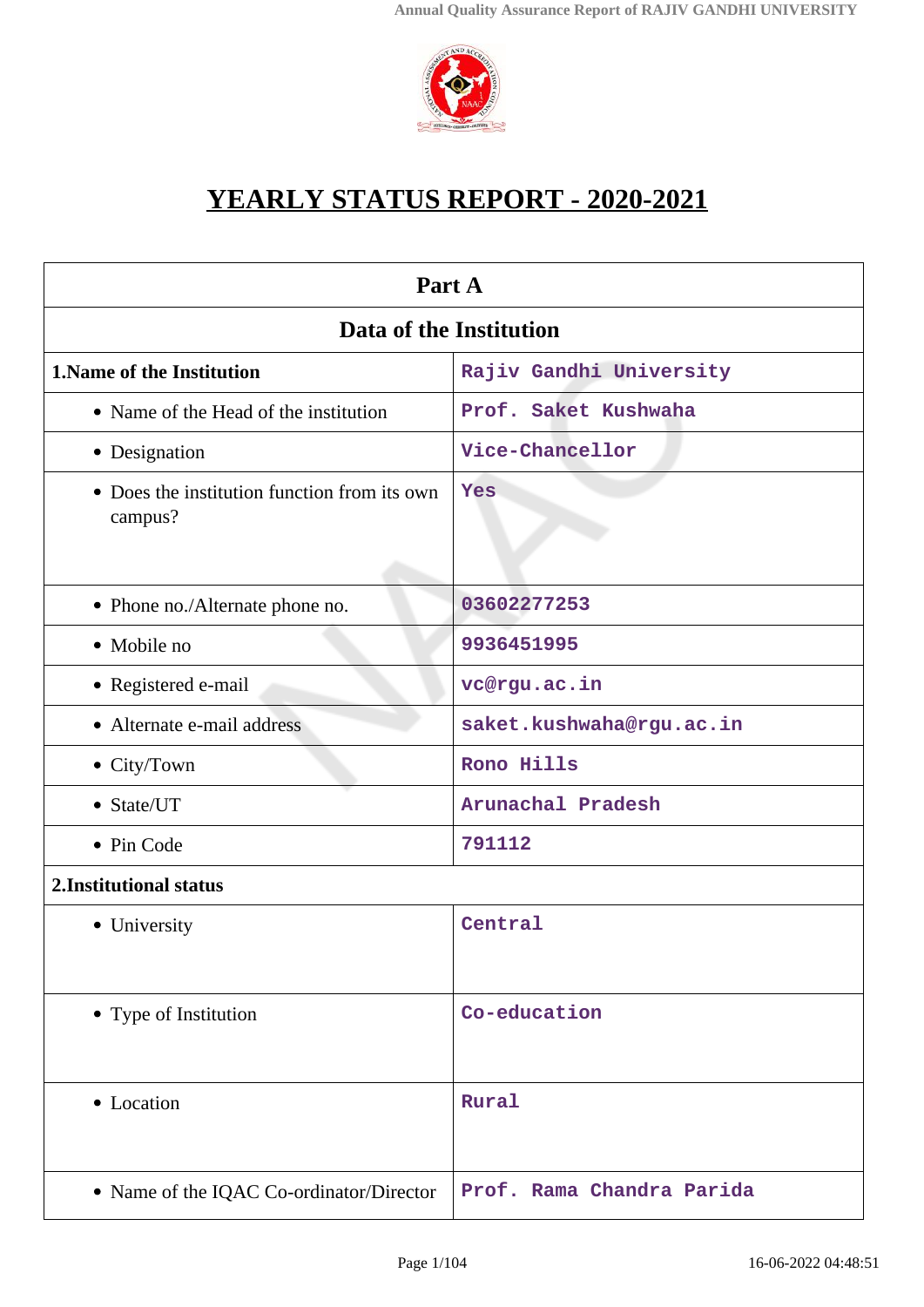# YEARLY STATUS REPORT - 2020-2021

| Part A | |
|---|---|
| **Data of the Institution** | |
| **1.Name of the Institution** | Rajiv Gandhi University |
| • Name of the Head of the institution | Prof. Saket Kushwaha |
| • Designation | Vice-Chancellor |
| • Does the institution function from its own campus? | Yes |
| • Phone no./Alternate phone no. | 03602277253 |
| • Mobile no | 9936451995 |
| • Registered e-mail | vc@rgu.ac.in |
| • Alternate e-mail address | saket.kushwaha@rgu.ac.in |
| • City/Town | Rono Hills |
| • State/UT | Arunachal Pradesh |
| • Pin Code | 791112 |
| **2.Institutional status** | |
| • University | Central |
| • Type of Institution | Co-education |
| • Location | Rural |
| • Name of the IQAC Co-ordinator/Director | Prof. Rama Chandra Parida |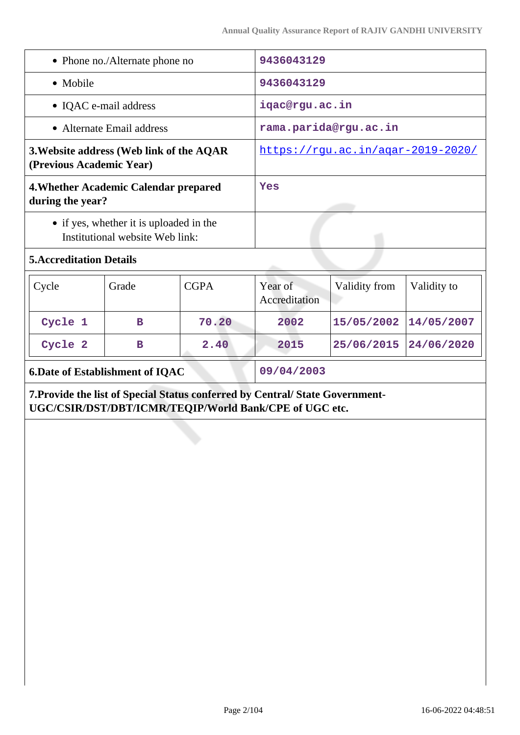| | |
|---|---|
| • Phone no./Alternate phone no | 9436043129 |
| • Mobile | 9436043129 |
| • IQAC e-mail address | iqac@rgu.ac.in |
| • Alternate Email address | rama.parida@rgu.ac.in |
| **3.Website address (Web link of the AQAR (Previous Academic Year)** | https://rgu.ac.in/aqar-2019-2020/ |
| **4.Whether Academic Calendar prepared during the year?** | Yes |
| • if yes, whether it is uploaded in the Institutional website Web link: | |

**5.Accreditation Details**

| Cycle | Grade | CGPA | Year of Accreditation | Validity from | Validity to |
|---|---|---|---|---|---|
| Cycle 1 | B | 70.20 | 2002 | 15/05/2002 | 14/05/2007 |
| Cycle 2 | B | 2.40 | 2015 | 25/06/2015 | 24/06/2020 |

| | |
|---|---|
| **6.Date of Establishment of IQAC** | 09/04/2003 |

**7.Provide the list of Special Status conferred by Central/ State Government-UGC/CSIR/DST/DBT/ICMR/TEQIP/World Bank/CPE of UGC etc.**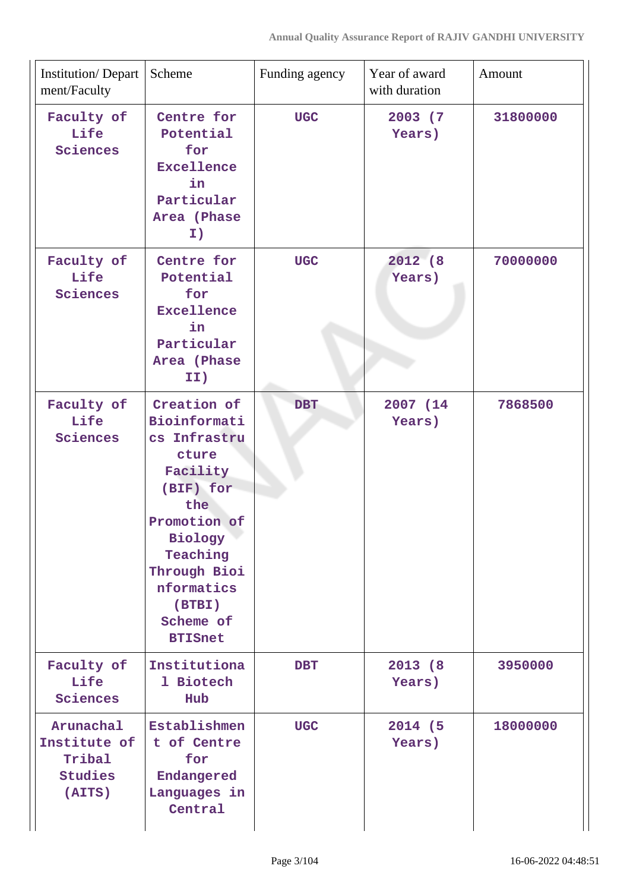| Institution/ Department/Faculty | Scheme | Funding agency | Year of award with duration | Amount |
|---|---|---|---|---|
| Faculty of Life Sciences | Centre for Potential for Excellence in Particular Area (Phase I) | UGC | 2003 (7 Years) | 31800000 |
| Faculty of Life Sciences | Centre for Potential for Excellence in Particular Area (Phase II) | UGC | 2012 (8 Years) | 70000000 |
| Faculty of Life Sciences | Creation of Bioinformatics Infrastructure Facility (BIF) for the Promotion of Biology Teaching Through Bioinformatics (BTBI) Scheme of BTISnet | DBT | 2007 (14 Years) | 7868500 |
| Faculty of Life Sciences | Institutional Biotech Hub | DBT | 2013 (8 Years) | 3950000 |
| Arunachal Institute of Tribal Studies (AITS) | Establishment of Centre for Endangered Languages in Central | UGC | 2014 (5 Years) | 18000000 |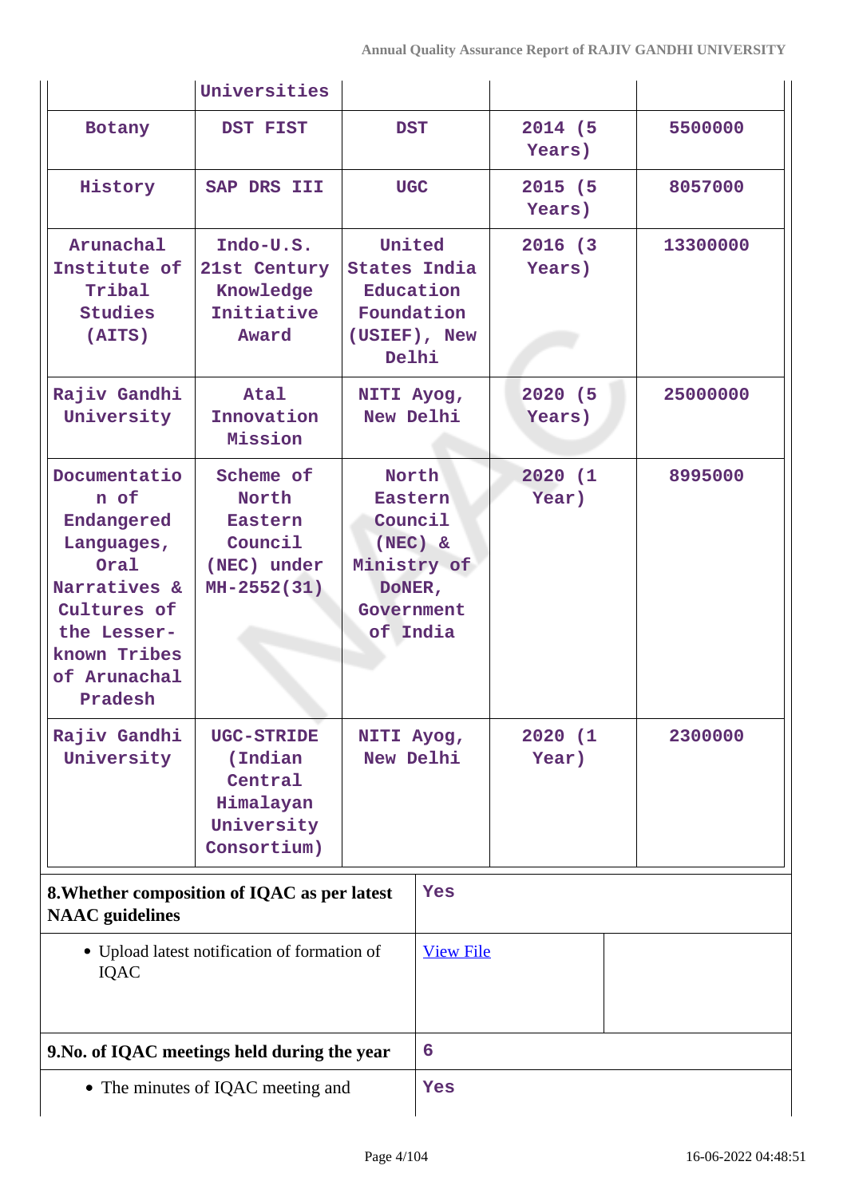| | Universities | | | |
|---|---|---|---|---|
| Botany | DST FIST | DST | 2014 (5 Years) | 5500000 |
| History | SAP DRS III | UGC | 2015 (5 Years) | 8057000 |
| Arunachal Institute of Tribal Studies (AITS) | Indo-U.S. 21st Century Knowledge Initiative Award | United States India Education Foundation (USIEF), New Delhi | 2016 (3 Years) | 13300000 |
| Rajiv Gandhi University | Atal Innovation Mission | NITI Ayog, New Delhi | 2020 (5 Years) | 25000000 |
| Documentation of Endangered Languages, Oral Narratives & Cultures of the Lesser-known Tribes of Arunachal Pradesh | Scheme of North Eastern Council (NEC) under MH-2552(31) | North Eastern Council (NEC) & Ministry of DoNER, Government of India | 2020 (1 Year) | 8995000 |
| Rajiv Gandhi University | UGC-STRIDE (Indian Central Himalayan University Consortium) | NITI Ayog, New Delhi | 2020 (1 Year) | 2300000 |

| **8.Whether composition of IQAC as per latest NAAC guidelines** | Yes | |
|---|---|---|
| • Upload latest notification of formation of IQAC | View File | |
| **9.No. of IQAC meetings held during the year** | 6 | |
| • The minutes of IQAC meeting and | Yes | |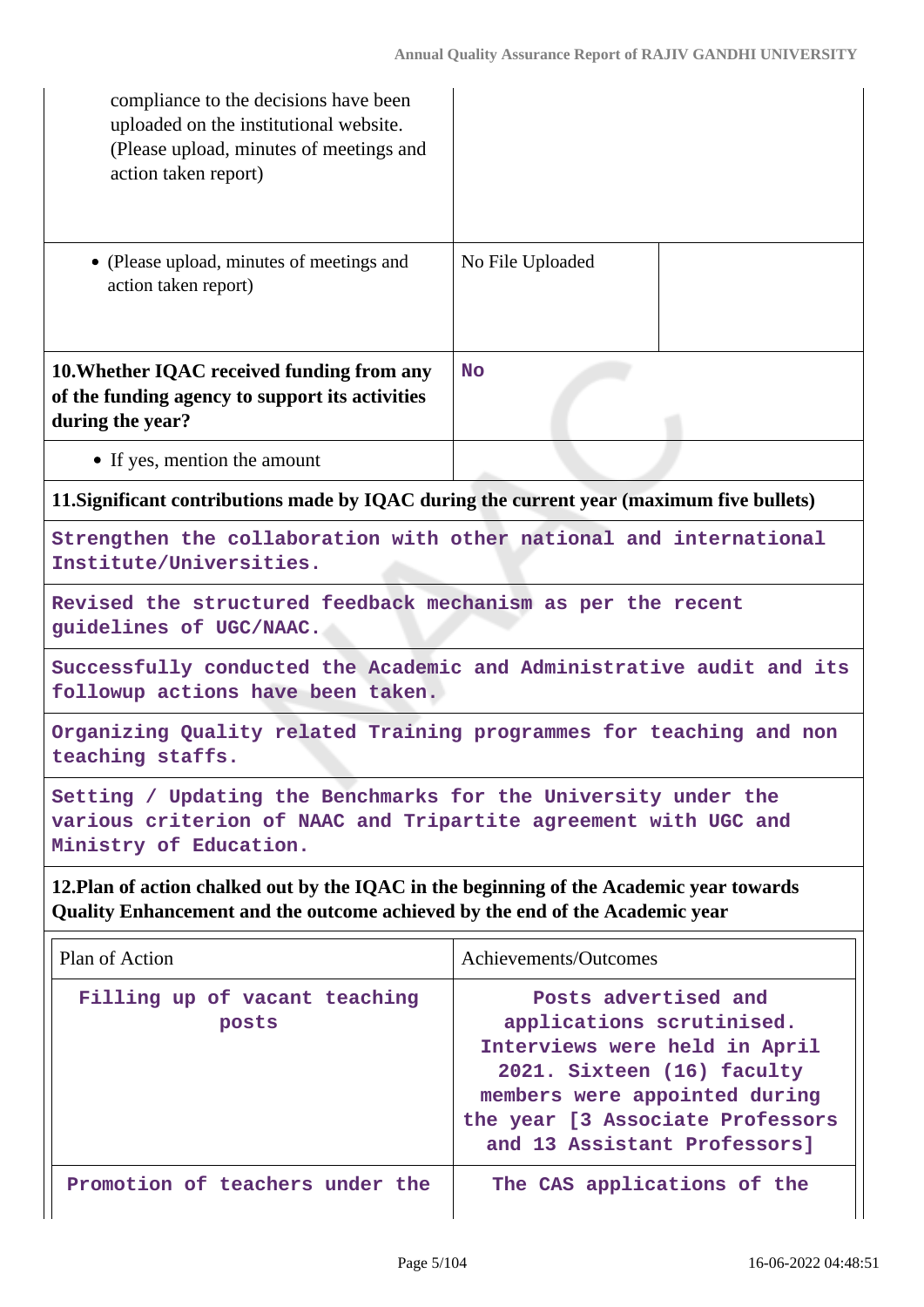| | | |
|---|---|---|
| compliance to the decisions have been uploaded on the institutional website. (Please upload, minutes of meetings and action taken report) | | |
| • (Please upload, minutes of meetings and action taken report) | No File Uploaded | |

| | |
|---|---|
| **10.Whether IQAC received funding from any of the funding agency to support its activities during the year?** | **No** |
| • If yes, mention the amount | |

**11.Significant contributions made by IQAC during the current year (maximum five bullets)**

Strengthen the collaboration with other national and international Institute/Universities.

Revised the structured feedback mechanism as per the recent guidelines of UGC/NAAC.

Successfully conducted the Academic and Administrative audit and its followup actions have been taken.

Organizing Quality related Training programmes for teaching and non teaching staffs.

Setting / Updating the Benchmarks for the University under the various criterion of NAAC and Tripartite agreement with UGC and Ministry of Education.

**12.Plan of action chalked out by the IQAC in the beginning of the Academic year towards Quality Enhancement and the outcome achieved by the end of the Academic year**

| Plan of Action | Achievements/Outcomes |
|---|---|
| Filling up of vacant teaching posts | Posts advertised and applications scrutinised. Interviews were held in April 2021. Sixteen (16) faculty members were appointed during the year [3 Associate Professors and 13 Assistant Professors] |
| Promotion of teachers under the | The CAS applications of the |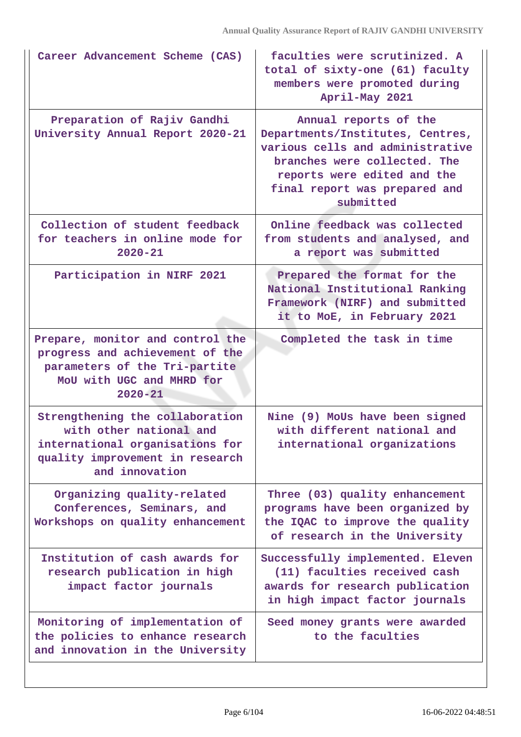| | |
|---|---|
| Career Advancement Scheme (CAS) | faculties were scrutinized. A total of sixty-one (61) faculty members were promoted during April-May 2021 |
| Preparation of Rajiv Gandhi University Annual Report 2020-21 | Annual reports of the Departments/Institutes, Centres, various cells and administrative branches were collected. The reports were edited and the final report was prepared and submitted |
| Collection of student feedback for teachers in online mode for 2020-21 | Online feedback was collected from students and analysed, and a report was submitted |
| Participation in NIRF 2021 | Prepared the format for the National Institutional Ranking Framework (NIRF) and submitted it to MoE, in February 2021 |
| Prepare, monitor and control the progress and achievement of the parameters of the Tri-partite MoU with UGC and MHRD for 2020-21 | Completed the task in time |
| Strengthening the collaboration with other national and international organisations for quality improvement in research and innovation | Nine (9) MoUs have been signed with different national and international organizations |
| Organizing quality-related Conferences, Seminars, and Workshops on quality enhancement | Three (03) quality enhancement programs have been organized by the IQAC to improve the quality of research in the University |
| Institution of cash awards for research publication in high impact factor journals | Successfully implemented. Eleven (11) faculties received cash awards for research publication in high impact factor journals |
| Monitoring of implementation of the policies to enhance research and innovation in the University | Seed money grants were awarded to the faculties |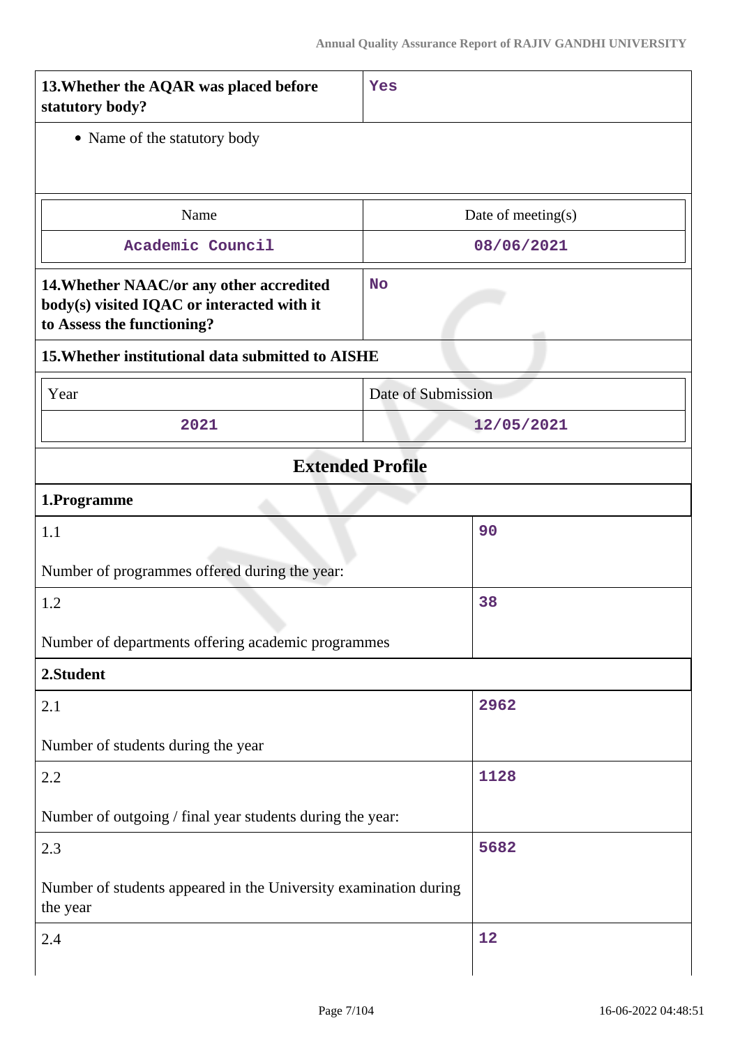| 13.Whether the AQAR was placed before statutory body? | Yes |
|---|---|

- Name of the statutory body

| Name | Date of meeting(s) |
|---|---|
| Academic Council | 08/06/2021 |

| 14.Whether NAAC/or any other accredited body(s) visited IQAC or interacted with it to Assess the functioning? | No |
|---|---|

**15.Whether institutional data submitted to AISHE**

| Year | Date of Submission |
|---|---|
| 2021 | 12/05/2021 |

## Extended Profile

**1.Programme**

| | |
|---|---|
| 1.1<br><br>Number of programmes offered during the year: | 90 |
| 1.2<br><br>Number of departments offering academic programmes | 38 |

**2.Student**

| | |
|---|---|
| 2.1<br><br>Number of students during the year | 2962 |
| 2.2<br><br>Number of outgoing / final year students during the year: | 1128 |
| 2.3<br><br>Number of students appeared in the University examination during the year | 5682 |
| 2.4 | 12 |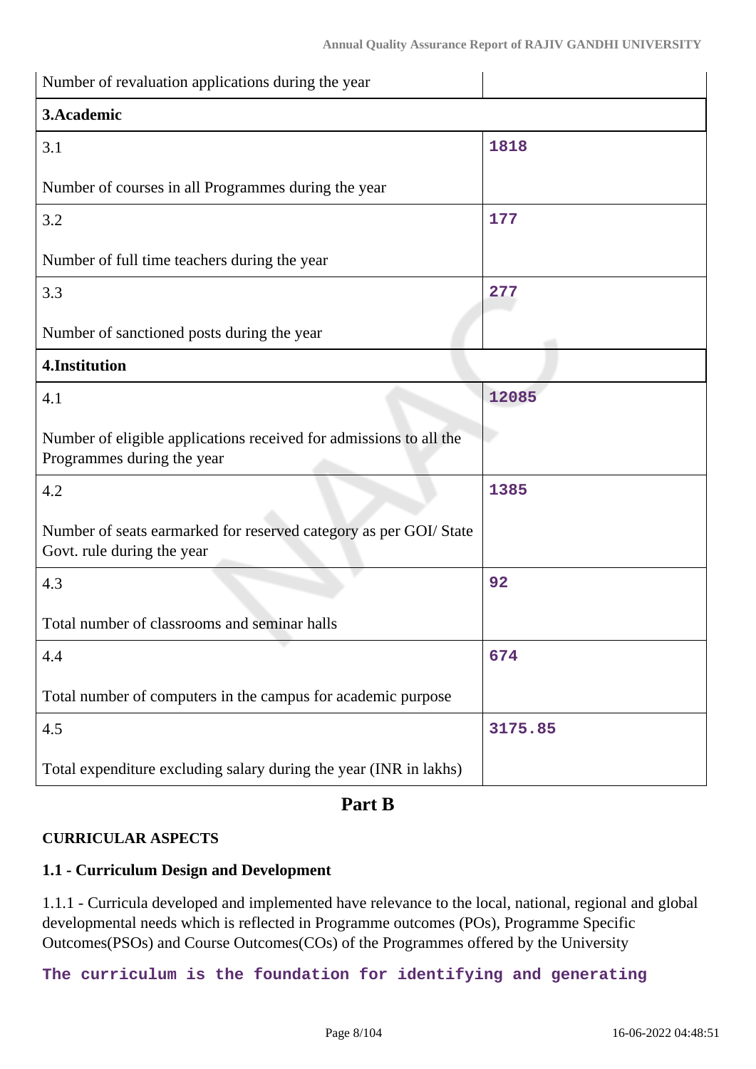| Number of revaluation applications during the year | |
|---|---|
| **3.Academic** | |
| 3.1<br><br>Number of courses in all Programmes during the year | 1818 |
| 3.2<br><br>Number of full time teachers during the year | 177 |
| 3.3<br><br>Number of sanctioned posts during the year | 277 |
| **4.Institution** | |
| 4.1<br><br>Number of eligible applications received for admissions to all the Programmes during the year | 12085 |
| 4.2<br><br>Number of seats earmarked for reserved category as per GOI/ State Govt. rule during the year | 1385 |
| 4.3<br><br>Total number of classrooms and seminar halls | 92 |
| 4.4<br><br>Total number of computers in the campus for academic purpose | 674 |
| 4.5<br><br>Total expenditure excluding salary during the year (INR in lakhs) | 3175.85 |

# Part B

## CURRICULAR ASPECTS

### 1.1 - Curriculum Design and Development

1.1.1 - Curricula developed and implemented have relevance to the local, national, regional and global developmental needs which is reflected in Programme outcomes (POs), Programme Specific Outcomes(PSOs) and Course Outcomes(COs) of the Programmes offered by the University

The curriculum is the foundation for identifying and generating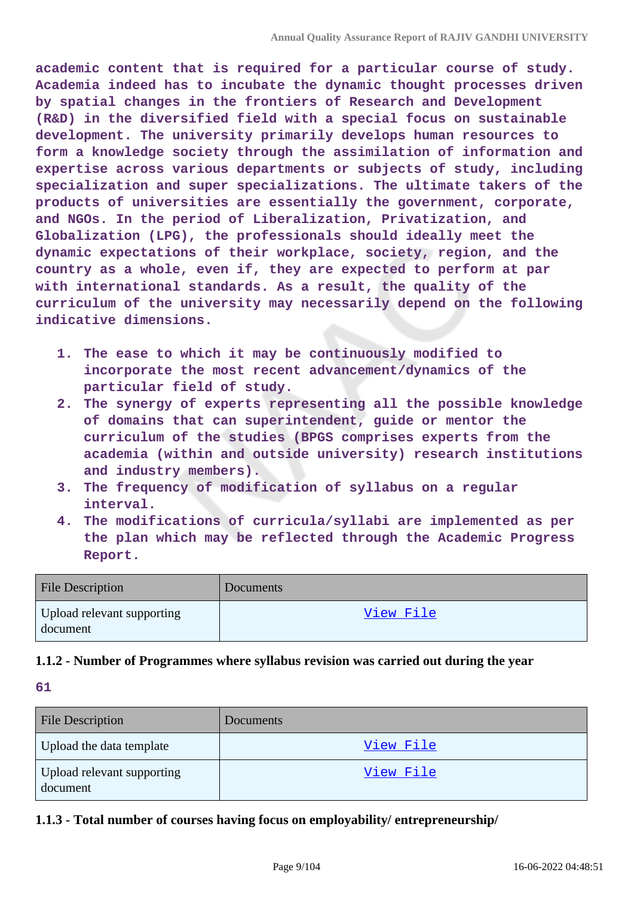**academic content that is required for a particular course of study. Academia indeed has to incubate the dynamic thought processes driven by spatial changes in the frontiers of Research and Development (R&D) in the diversified field with a special focus on sustainable development. The university primarily develops human resources to form a knowledge society through the assimilation of information and expertise across various departments or subjects of study, including specialization and super specializations. The ultimate takers of the products of universities are essentially the government, corporate, and NGOs. In the period of Liberalization, Privatization, and Globalization (LPG), the professionals should ideally meet the dynamic expectations of their workplace, society, region, and the country as a whole, even if, they are expected to perform at par with international standards. As a result, the quality of the curriculum of the university may necessarily depend on the following indicative dimensions.**

1. **The ease to which it may be continuously modified to incorporate the most recent advancement/dynamics of the particular field of study.**
2. **The synergy of experts representing all the possible knowledge of domains that can superintendent, guide or mentor the curriculum of the studies (BPGS comprises experts from the academia (within and outside university) research institutions and industry members).**
3. **The frequency of modification of syllabus on a regular interval.**
4. **The modifications of curricula/syllabi are implemented as per the plan which may be reflected through the Academic Progress Report.**

| File Description | Documents |
|---|---|
| Upload relevant supporting document | View File |

### 1.1.2 - Number of Programmes where syllabus revision was carried out during the year

**61**

| File Description | Documents |
|---|---|
| Upload the data template | View File |
| Upload relevant supporting document | View File |

### 1.1.3 - Total number of courses having focus on employability/ entrepreneurship/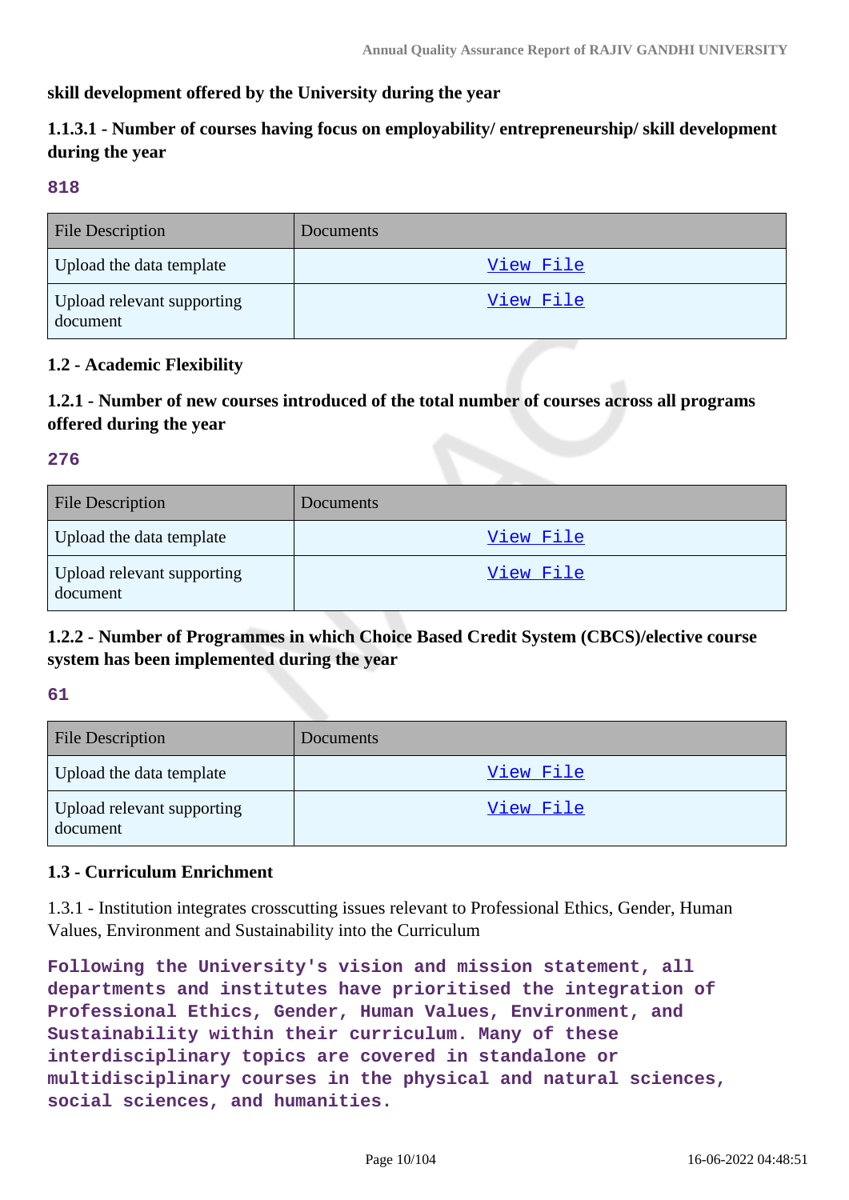**skill development offered by the University during the year**

### 1.1.3.1 - Number of courses having focus on employability/ entrepreneurship/ skill development during the year

**818**

| File Description | Documents |
| --- | --- |
| Upload the data template | View File |
| Upload relevant supporting document | View File |

### 1.2 - Academic Flexibility

### 1.2.1 - Number of new courses introduced of the total number of courses across all programs offered during the year

**276**

| File Description | Documents |
| --- | --- |
| Upload the data template | View File |
| Upload relevant supporting document | View File |

### 1.2.2 - Number of Programmes in which Choice Based Credit System (CBCS)/elective course system has been implemented during the year

**61**

| File Description | Documents |
| --- | --- |
| Upload the data template | View File |
| Upload relevant supporting document | View File |

### 1.3 - Curriculum Enrichment

1.3.1 - Institution integrates crosscutting issues relevant to Professional Ethics, Gender, Human Values, Environment and Sustainability into the Curriculum

**Following the University's vision and mission statement, all departments and institutes have prioritised the integration of Professional Ethics, Gender, Human Values, Environment, and Sustainability within their curriculum. Many of these interdisciplinary topics are covered in standalone or multidisciplinary courses in the physical and natural sciences, social sciences, and humanities.**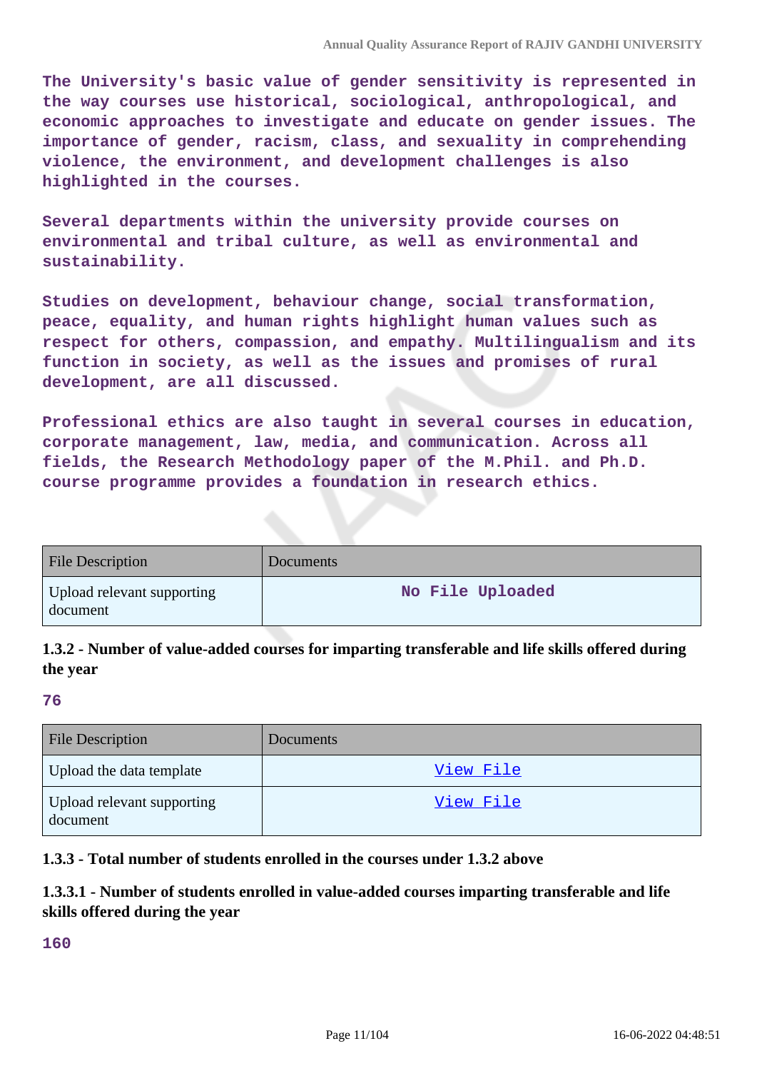The University's basic value of gender sensitivity is represented in the way courses use historical, sociological, anthropological, and economic approaches to investigate and educate on gender issues. The importance of gender, racism, class, and sexuality in comprehending violence, the environment, and development challenges is also highlighted in the courses.

Several departments within the university provide courses on environmental and tribal culture, as well as environmental and sustainability.

Studies on development, behaviour change, social transformation, peace, equality, and human rights highlight human values such as respect for others, compassion, and empathy. Multilingualism and its function in society, as well as the issues and promises of rural development, are all discussed.

Professional ethics are also taught in several courses in education, corporate management, law, media, and communication. Across all fields, the Research Methodology paper of the M.Phil. and Ph.D. course programme provides a foundation in research ethics.

| File Description | Documents |
|---|---|
| Upload relevant supporting document | No File Uploaded |

### 1.3.2 - Number of value-added courses for imparting transferable and life skills offered during the year

**76**

| File Description | Documents |
|---|---|
| Upload the data template | View File |
| Upload relevant supporting document | View File |

### 1.3.3 - Total number of students enrolled in the courses under 1.3.2 above

### 1.3.3.1 - Number of students enrolled in value-added courses imparting transferable and life skills offered during the year

**160**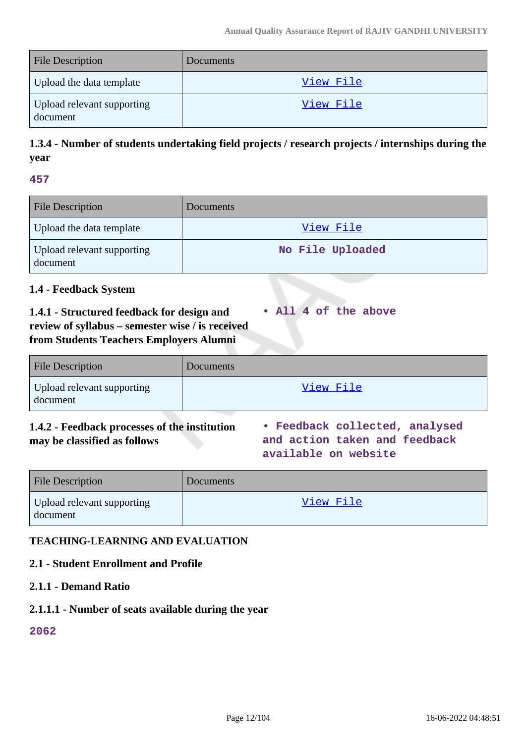| File Description | Documents |
|---|---|
| Upload the data template | View File |
| Upload relevant supporting document | View File |

### 1.3.4 - Number of students undertaking field projects / research projects / internships during the year

**457**

| File Description | Documents |
|---|---|
| Upload the data template | View File |
| Upload relevant supporting document | No File Uploaded |

### 1.4 - Feedback System

**1.4.1 - Structured feedback for design and review of syllabus – semester wise / is received from Students Teachers Employers Alumni**

- **All 4 of the above**

| File Description | Documents |
|---|---|
| Upload relevant supporting document | View File |

**1.4.2 - Feedback processes of the institution may be classified as follows**

- **Feedback collected, analysed and action taken and feedback available on website**

| File Description | Documents |
|---|---|
| Upload relevant supporting document | View File |

## TEACHING-LEARNING AND EVALUATION

### 2.1 - Student Enrollment and Profile

### 2.1.1 - Demand Ratio

### 2.1.1.1 - Number of seats available during the year

**2062**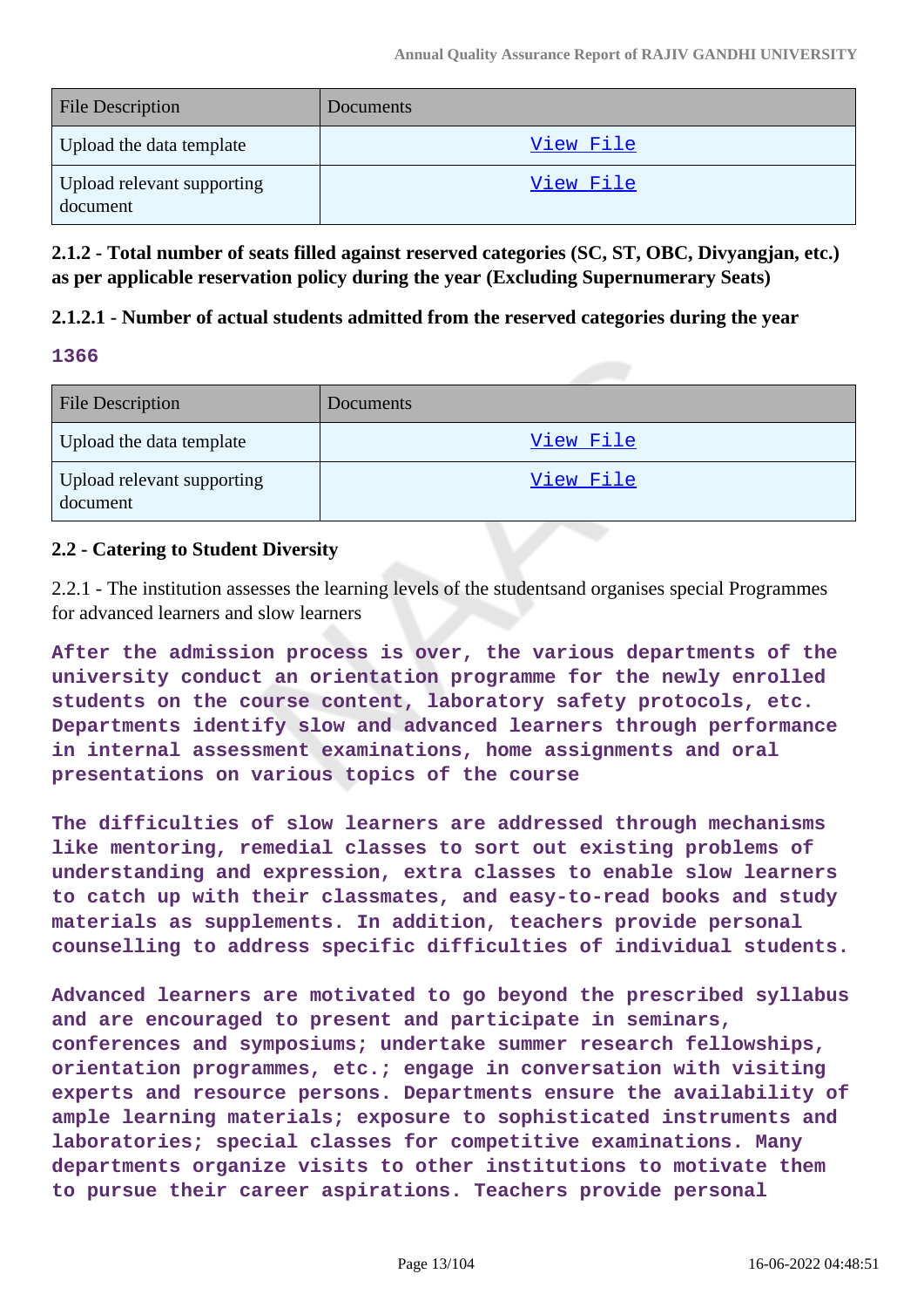| File Description | Documents |
| --- | --- |
| Upload the data template | View File |
| Upload relevant supporting document | View File |

**2.1.2 - Total number of seats filled against reserved categories (SC, ST, OBC, Divyangjan, etc.) as per applicable reservation policy during the year (Excluding Supernumerary Seats)**

**2.1.2.1 - Number of actual students admitted from the reserved categories during the year**

**1366**

| File Description | Documents |
| --- | --- |
| Upload the data template | View File |
| Upload relevant supporting document | View File |

**2.2 - Catering to Student Diversity**

2.2.1 - The institution assesses the learning levels of the studentsand organises special Programmes for advanced learners and slow learners

**After the admission process is over, the various departments of the university conduct an orientation programme for the newly enrolled students on the course content, laboratory safety protocols, etc. Departments identify slow and advanced learners through performance in internal assessment examinations, home assignments and oral presentations on various topics of the course**

**The difficulties of slow learners are addressed through mechanisms like mentoring, remedial classes to sort out existing problems of understanding and expression, extra classes to enable slow learners to catch up with their classmates, and easy-to-read books and study materials as supplements. In addition, teachers provide personal counselling to address specific difficulties of individual students.**

**Advanced learners are motivated to go beyond the prescribed syllabus and are encouraged to present and participate in seminars, conferences and symposiums; undertake summer research fellowships, orientation programmes, etc.; engage in conversation with visiting experts and resource persons. Departments ensure the availability of ample learning materials; exposure to sophisticated instruments and laboratories; special classes for competitive examinations. Many departments organize visits to other institutions to motivate them to pursue their career aspirations. Teachers provide personal**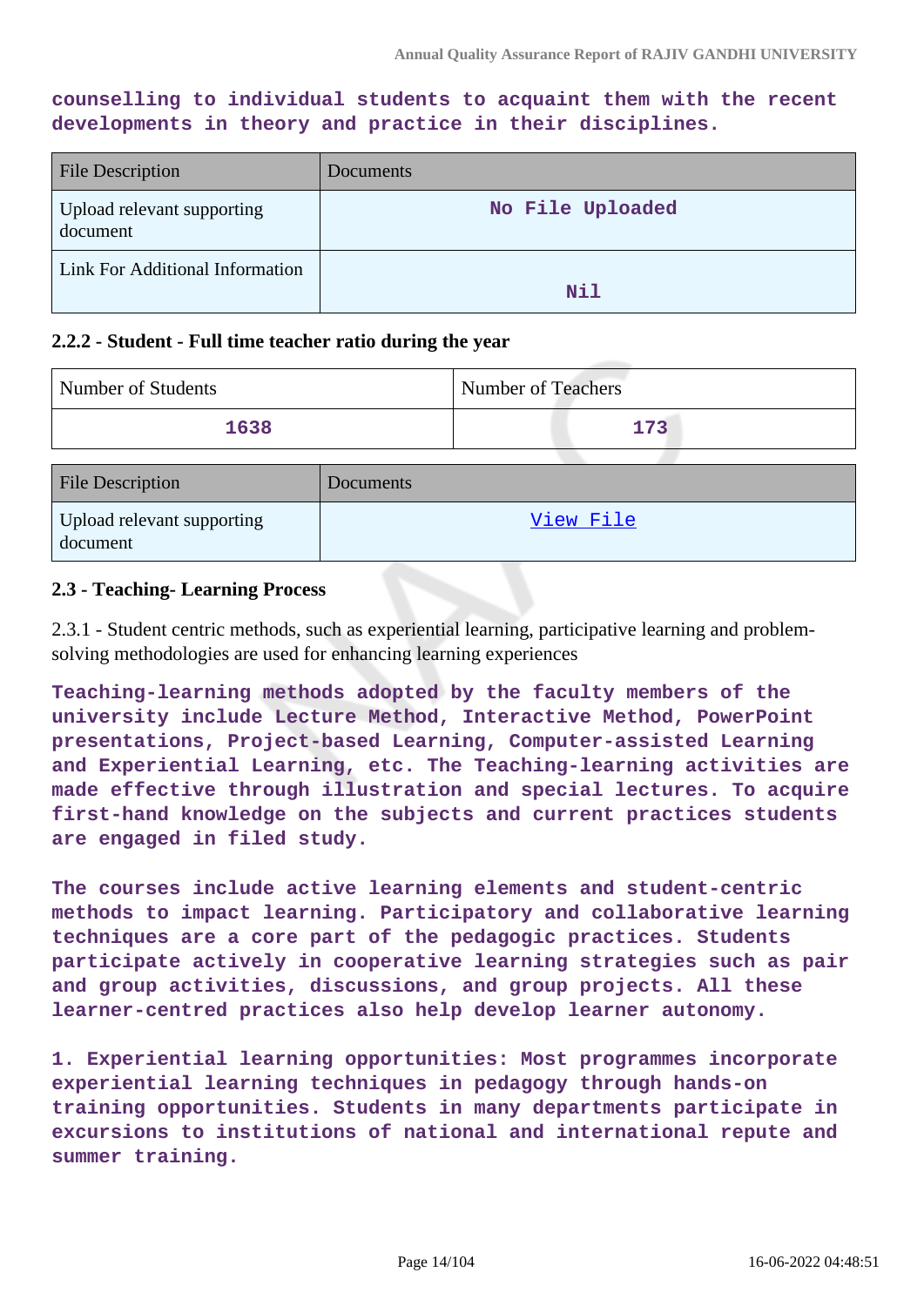counselling to individual students to acquaint them with the recent developments in theory and practice in their disciplines.

| File Description | Documents |
|---|---|
| Upload relevant supporting document | No File Uploaded |
| Link For Additional Information | Nil |

### 2.2.2 - Student - Full time teacher ratio during the year

| Number of Students | Number of Teachers |
|---|---|
| 1638 | 173 |

| File Description | Documents |
|---|---|
| Upload relevant supporting document | View File |

### 2.3 - Teaching- Learning Process

2.3.1 - Student centric methods, such as experiential learning, participative learning and problem-solving methodologies are used for enhancing learning experiences

Teaching-learning methods adopted by the faculty members of the university include Lecture Method, Interactive Method, PowerPoint presentations, Project-based Learning, Computer-assisted Learning and Experiential Learning, etc. The Teaching-learning activities are made effective through illustration and special lectures. To acquire first-hand knowledge on the subjects and current practices students are engaged in filed study.

The courses include active learning elements and student-centric methods to impact learning. Participatory and collaborative learning techniques are a core part of the pedagogic practices. Students participate actively in cooperative learning strategies such as pair and group activities, discussions, and group projects. All these learner-centred practices also help develop learner autonomy.

1. Experiential learning opportunities: Most programmes incorporate experiential learning techniques in pedagogy through hands-on training opportunities. Students in many departments participate in excursions to institutions of national and international repute and summer training.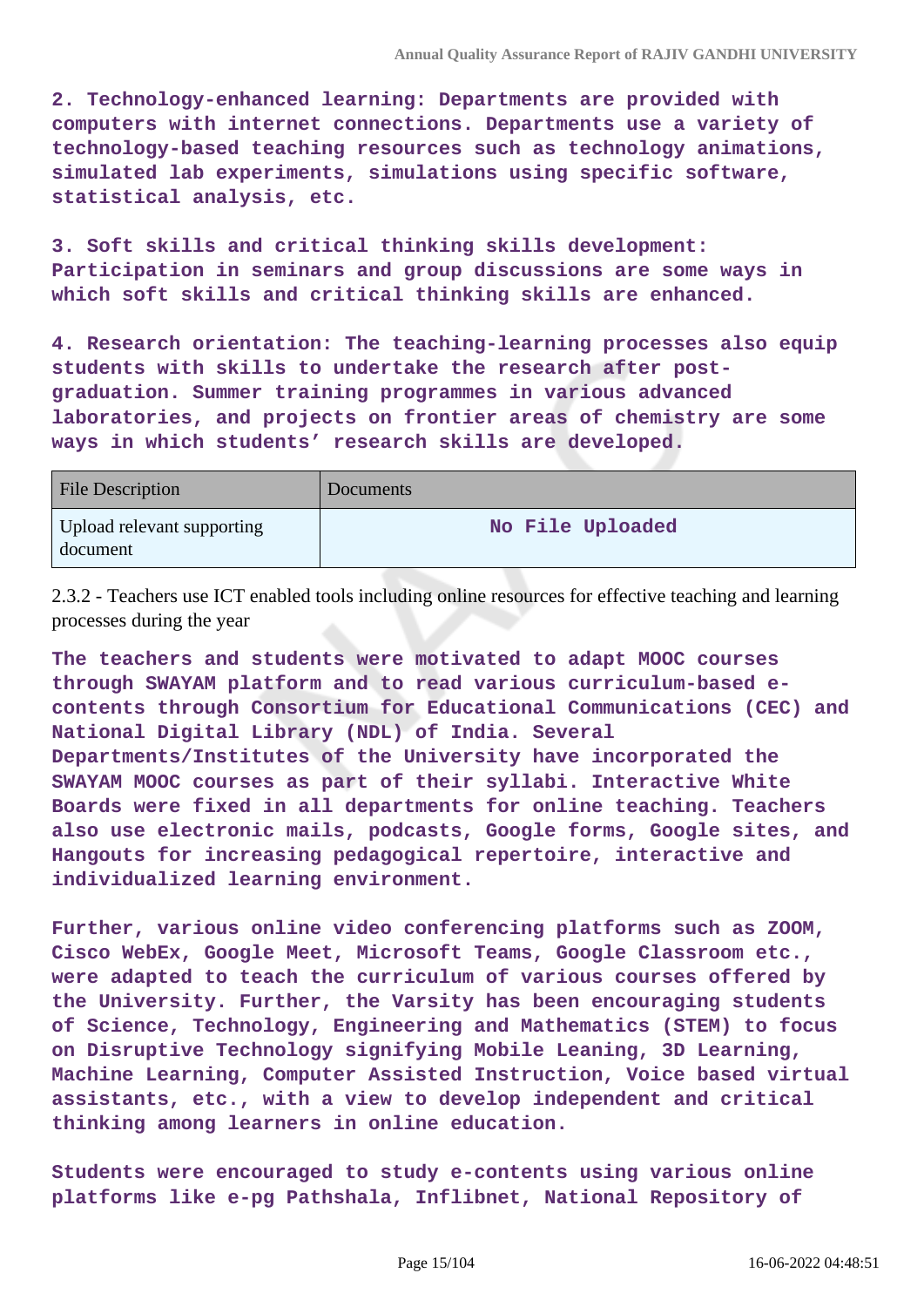**2. Technology-enhanced learning: Departments are provided with computers with internet connections. Departments use a variety of technology-based teaching resources such as technology animations, simulated lab experiments, simulations using specific software, statistical analysis, etc.**

**3. Soft skills and critical thinking skills development: Participation in seminars and group discussions are some ways in which soft skills and critical thinking skills are enhanced.**

**4. Research orientation: The teaching-learning processes also equip students with skills to undertake the research after post-graduation. Summer training programmes in various advanced laboratories, and projects on frontier areas of chemistry are some ways in which students' research skills are developed.**

| File Description | Documents |
| --- | --- |
| Upload relevant supporting document | No File Uploaded |

2.3.2 - Teachers use ICT enabled tools including online resources for effective teaching and learning processes during the year

**The teachers and students were motivated to adapt MOOC courses through SWAYAM platform and to read various curriculum-based e-contents through Consortium for Educational Communications (CEC) and National Digital Library (NDL) of India. Several Departments/Institutes of the University have incorporated the SWAYAM MOOC courses as part of their syllabi. Interactive White Boards were fixed in all departments for online teaching. Teachers also use electronic mails, podcasts, Google forms, Google sites, and Hangouts for increasing pedagogical repertoire, interactive and individualized learning environment.**

**Further, various online video conferencing platforms such as ZOOM, Cisco WebEx, Google Meet, Microsoft Teams, Google Classroom etc., were adapted to teach the curriculum of various courses offered by the University. Further, the Varsity has been encouraging students of Science, Technology, Engineering and Mathematics (STEM) to focus on Disruptive Technology signifying Mobile Leaning, 3D Learning, Machine Learning, Computer Assisted Instruction, Voice based virtual assistants, etc., with a view to develop independent and critical thinking among learners in online education.**

**Students were encouraged to study e-contents using various online platforms like e-pg Pathshala, Inflibnet, National Repository of**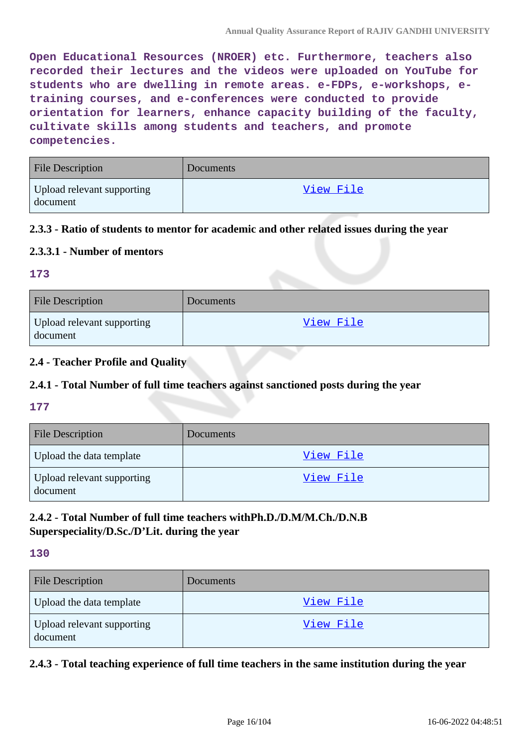Open Educational Resources (NROER) etc. Furthermore, teachers also recorded their lectures and the videos were uploaded on YouTube for students who are dwelling in remote areas. e-FDPs, e-workshops, e-training courses, and e-conferences were conducted to provide orientation for learners, enhance capacity building of the faculty, cultivate skills among students and teachers, and promote competencies.

| File Description | Documents |
|---|---|
| Upload relevant supporting document | View File |

### 2.3.3 - Ratio of students to mentor for academic and other related issues during the year

#### 2.3.3.1 - Number of mentors

173

| File Description | Documents |
|---|---|
| Upload relevant supporting document | View File |

## 2.4 - Teacher Profile and Quality

### 2.4.1 - Total Number of full time teachers against sanctioned posts during the year

177

| File Description | Documents |
|---|---|
| Upload the data template | View File |
| Upload relevant supporting document | View File |

### 2.4.2 - Total Number of full time teachers withPh.D./D.M/M.Ch./D.N.B Superspeciality/D.Sc./D'Lit. during the year

130

| File Description | Documents |
|---|---|
| Upload the data template | View File |
| Upload relevant supporting document | View File |

### 2.4.3 - Total teaching experience of full time teachers in the same institution during the year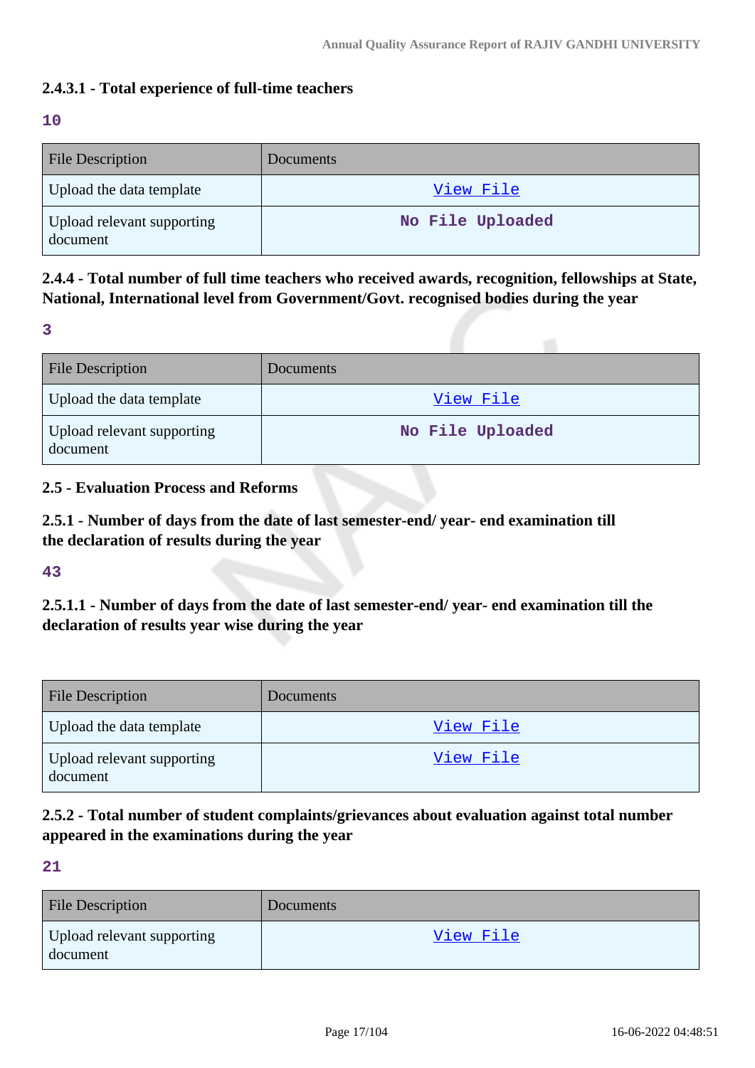### 2.4.3.1 - Total experience of full-time teachers

10

| File Description | Documents |
|---|---|
| Upload the data template | View File |
| Upload relevant supporting document | No File Uploaded |

### 2.4.4 - Total number of full time teachers who received awards, recognition, fellowships at State, National, International level from Government/Govt. recognised bodies during the year

3

| File Description | Documents |
|---|---|
| Upload the data template | View File |
| Upload relevant supporting document | No File Uploaded |

### 2.5 - Evaluation Process and Reforms

### 2.5.1 - Number of days from the date of last semester-end/ year- end examination till the declaration of results during the year

43

### 2.5.1.1 - Number of days from the date of last semester-end/ year- end examination till the declaration of results year wise during the year

| File Description | Documents |
|---|---|
| Upload the data template | View File |
| Upload relevant supporting document | View File |

### 2.5.2 - Total number of student complaints/grievances about evaluation against total number appeared in the examinations during the year

21

| File Description | Documents |
|---|---|
| Upload relevant supporting document | View File |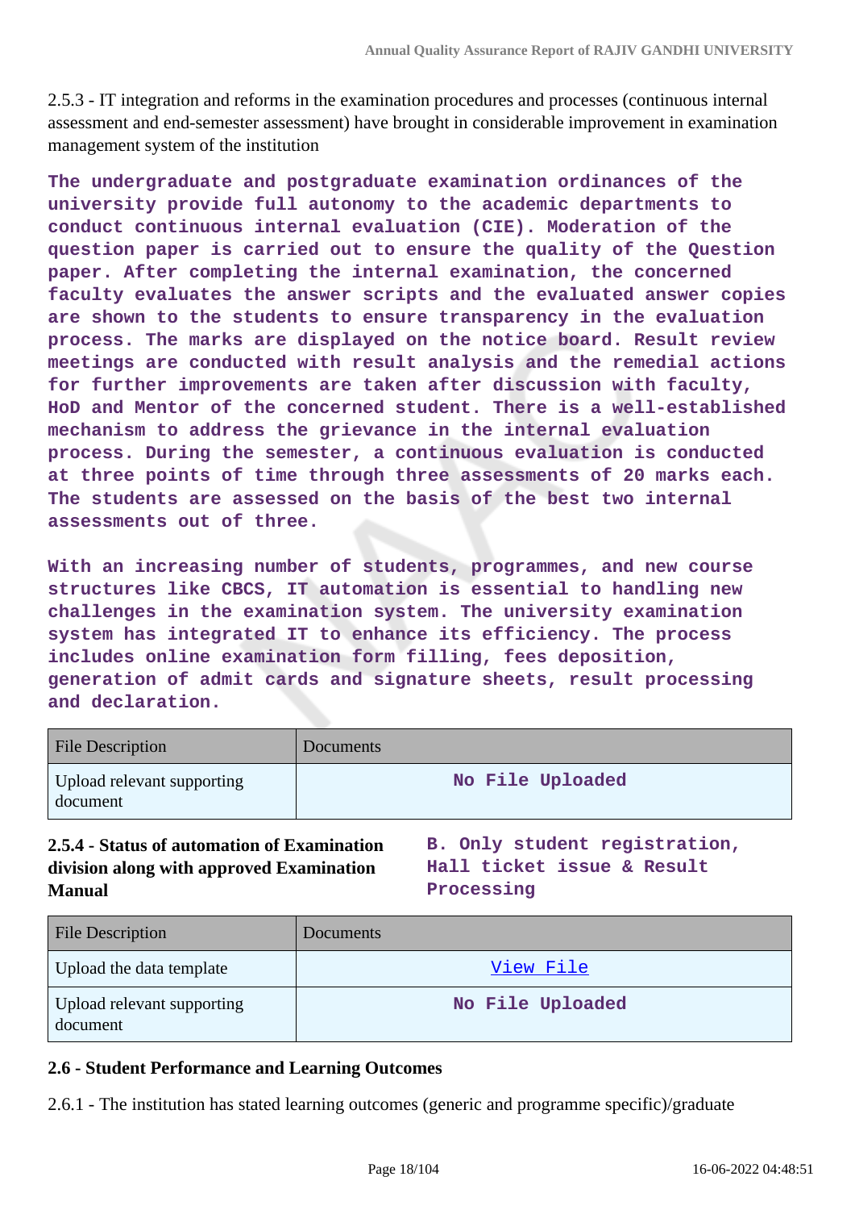2.5.3 - IT integration and reforms in the examination procedures and processes (continuous internal assessment and end-semester assessment) have brought in considerable improvement in examination management system of the institution

**The undergraduate and postgraduate examination ordinances of the university provide full autonomy to the academic departments to conduct continuous internal evaluation (CIE). Moderation of the question paper is carried out to ensure the quality of the Question paper. After completing the internal examination, the concerned faculty evaluates the answer scripts and the evaluated answer copies are shown to the students to ensure transparency in the evaluation process. The marks are displayed on the notice board. Result review meetings are conducted with result analysis and the remedial actions for further improvements are taken after discussion with faculty, HoD and Mentor of the concerned student. There is a well-established mechanism to address the grievance in the internal evaluation process. During the semester, a continuous evaluation is conducted at three points of time through three assessments of 20 marks each. The students are assessed on the basis of the best two internal assessments out of three.**

**With an increasing number of students, programmes, and new course structures like CBCS, IT automation is essential to handling new challenges in the examination system. The university examination system has integrated IT to enhance its efficiency. The process includes online examination form filling, fees deposition, generation of admit cards and signature sheets, result processing and declaration.**

| File Description | Documents |
|---|---|
| Upload relevant supporting document | No File Uploaded |

**2.5.4 - Status of automation of Examination division along with approved Examination Manual**

**B. Only student registration, Hall ticket issue & Result Processing**

| File Description | Documents |
|---|---|
| Upload the data template | View File |
| Upload relevant supporting document | No File Uploaded |

**2.6 - Student Performance and Learning Outcomes**

2.6.1 - The institution has stated learning outcomes (generic and programme specific)/graduate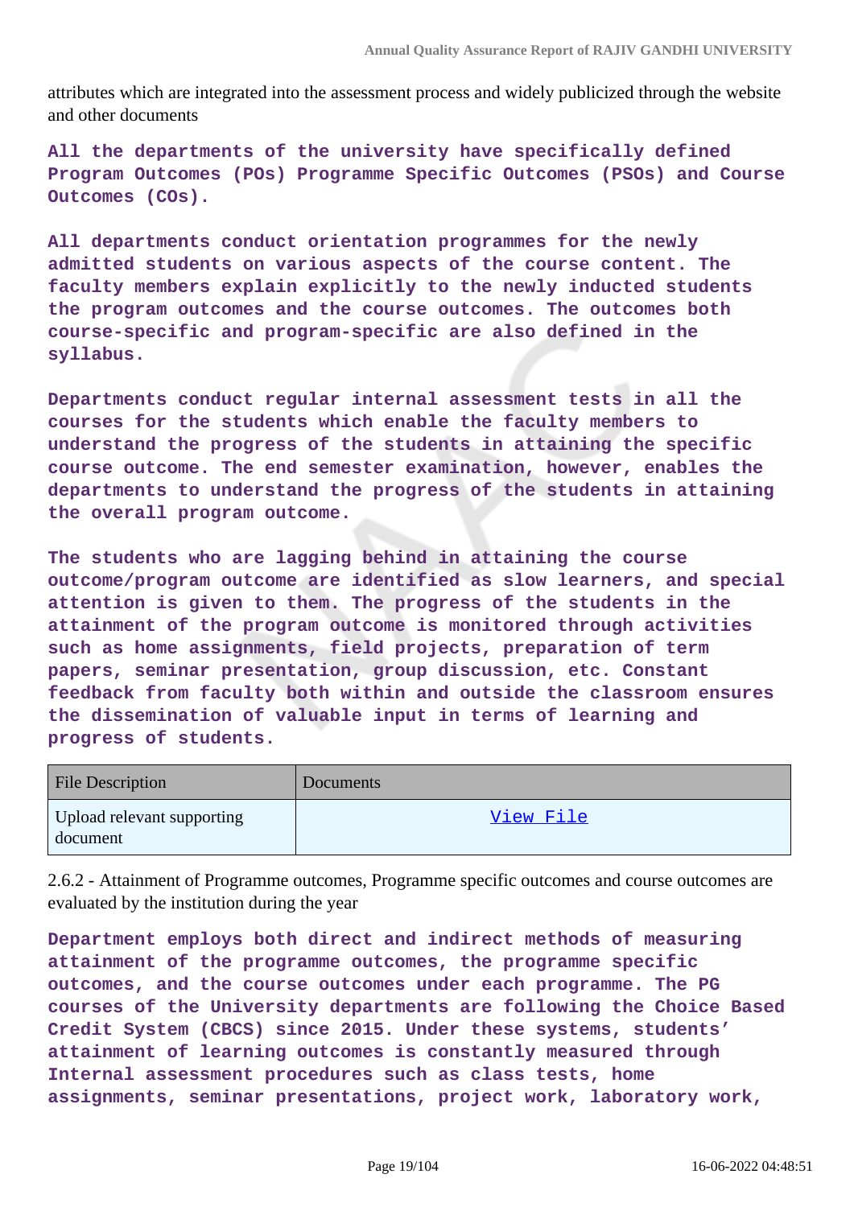attributes which are integrated into the assessment process and widely publicized through the website and other documents

**All the departments of the university have specifically defined Program Outcomes (POs) Programme Specific Outcomes (PSOs) and Course Outcomes (COs).**

**All departments conduct orientation programmes for the newly admitted students on various aspects of the course content. The faculty members explain explicitly to the newly inducted students the program outcomes and the course outcomes. The outcomes both course-specific and program-specific are also defined in the syllabus.**

**Departments conduct regular internal assessment tests in all the courses for the students which enable the faculty members to understand the progress of the students in attaining the specific course outcome. The end semester examination, however, enables the departments to understand the progress of the students in attaining the overall program outcome.**

**The students who are lagging behind in attaining the course outcome/program outcome are identified as slow learners, and special attention is given to them. The progress of the students in the attainment of the program outcome is monitored through activities such as home assignments, field projects, preparation of term papers, seminar presentation, group discussion, etc. Constant feedback from faculty both within and outside the classroom ensures the dissemination of valuable input in terms of learning and progress of students.**

| File Description | Documents |
|---|---|
| Upload relevant supporting document | View File |

2.6.2 - Attainment of Programme outcomes, Programme specific outcomes and course outcomes are evaluated by the institution during the year

**Department employs both direct and indirect methods of measuring attainment of the programme outcomes, the programme specific outcomes, and the course outcomes under each programme. The PG courses of the University departments are following the Choice Based Credit System (CBCS) since 2015. Under these systems, students' attainment of learning outcomes is constantly measured through Internal assessment procedures such as class tests, home assignments, seminar presentations, project work, laboratory work,**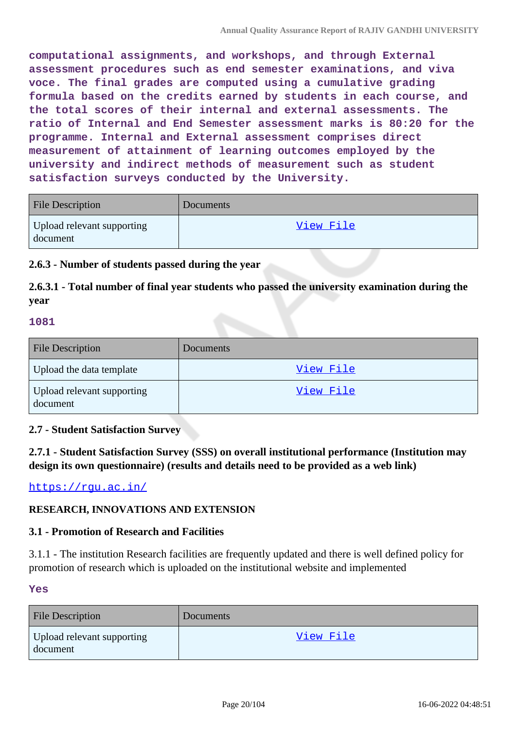computational assignments, and workshops, and through External assessment procedures such as end semester examinations, and viva voce. The final grades are computed using a cumulative grading formula based on the credits earned by students in each course, and the total scores of their internal and external assessments. The ratio of Internal and End Semester assessment marks is 80:20 for the programme. Internal and External assessment comprises direct measurement of attainment of learning outcomes employed by the university and indirect methods of measurement such as student satisfaction surveys conducted by the University.

| File Description | Documents |
|---|---|
| Upload relevant supporting document | View File |

**2.6.3 - Number of students passed during the year**

**2.6.3.1 - Total number of final year students who passed the university examination during the year**

**1081**

| File Description | Documents |
|---|---|
| Upload the data template | View File |
| Upload relevant supporting document | View File |

**2.7 - Student Satisfaction Survey**

**2.7.1 - Student Satisfaction Survey (SSS) on overall institutional performance (Institution may design its own questionnaire) (results and details need to be provided as a web link)**

https://rgu.ac.in/

**RESEARCH, INNOVATIONS AND EXTENSION**

**3.1 - Promotion of Research and Facilities**

3.1.1 - The institution Research facilities are frequently updated and there is well defined policy for promotion of research which is uploaded on the institutional website and implemented

**Yes**

| File Description | Documents |
|---|---|
| Upload relevant supporting document | View File |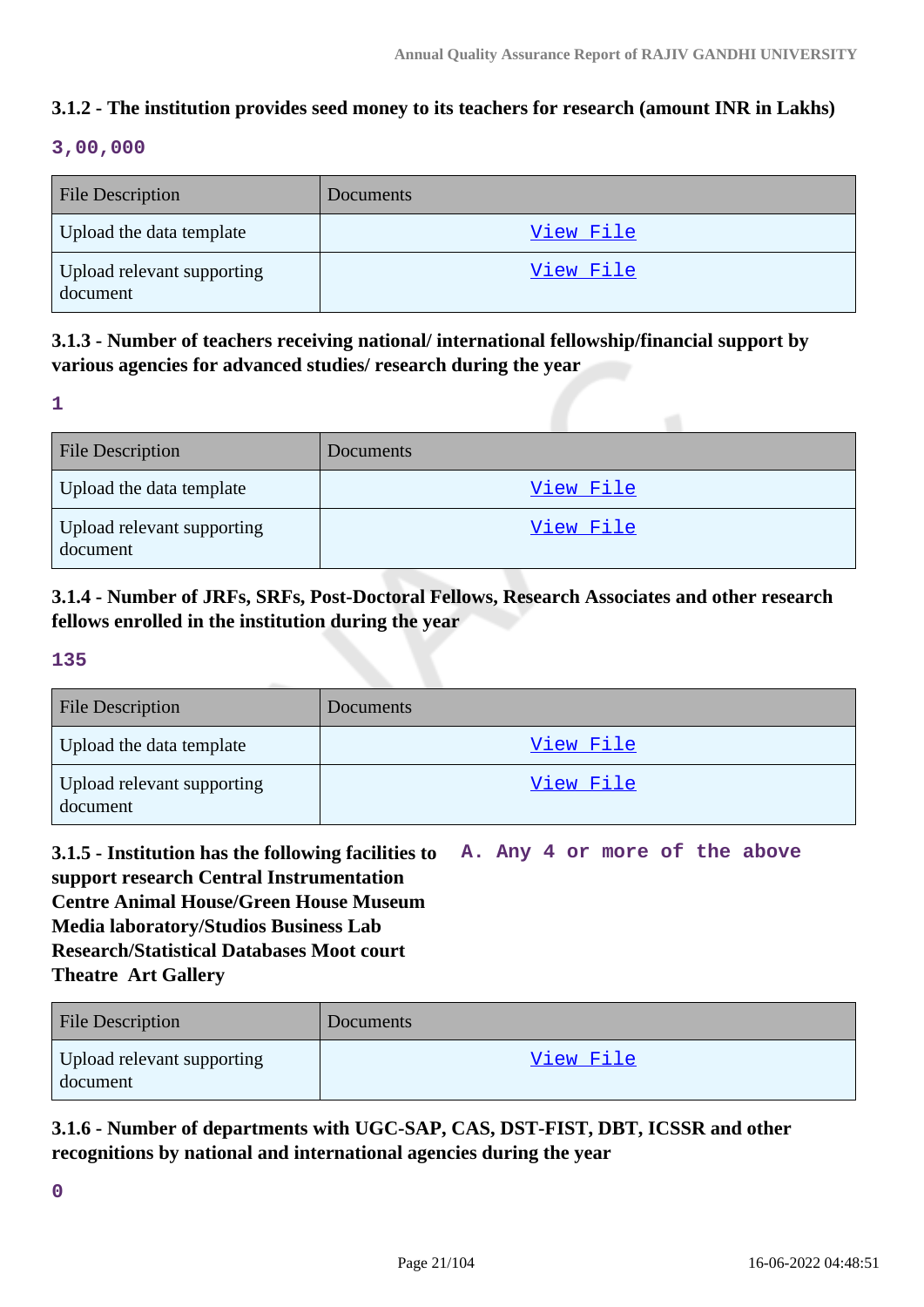### 3.1.2 - The institution provides seed money to its teachers for research (amount INR in Lakhs)

**3,00,000**

| File Description | Documents |
|---|---|
| Upload the data template | View File |
| Upload relevant supporting document | View File |

### 3.1.3 - Number of teachers receiving national/ international fellowship/financial support by various agencies for advanced studies/ research during the year

**1**

| File Description | Documents |
|---|---|
| Upload the data template | View File |
| Upload relevant supporting document | View File |

### 3.1.4 - Number of JRFs, SRFs, Post-Doctoral Fellows, Research Associates and other research fellows enrolled in the institution during the year

**135**

| File Description | Documents |
|---|---|
| Upload the data template | View File |
| Upload relevant supporting document | View File |

### 3.1.5 - Institution has the following facilities to support research Central Instrumentation Centre Animal House/Green House Museum Media laboratory/Studios Business Lab Research/Statistical Databases Moot court Theatre Art Gallery

**A. Any 4 or more of the above**

| File Description | Documents |
|---|---|
| Upload relevant supporting document | View File |

### 3.1.6 - Number of departments with UGC-SAP, CAS, DST-FIST, DBT, ICSSR and other recognitions by national and international agencies during the year

**0**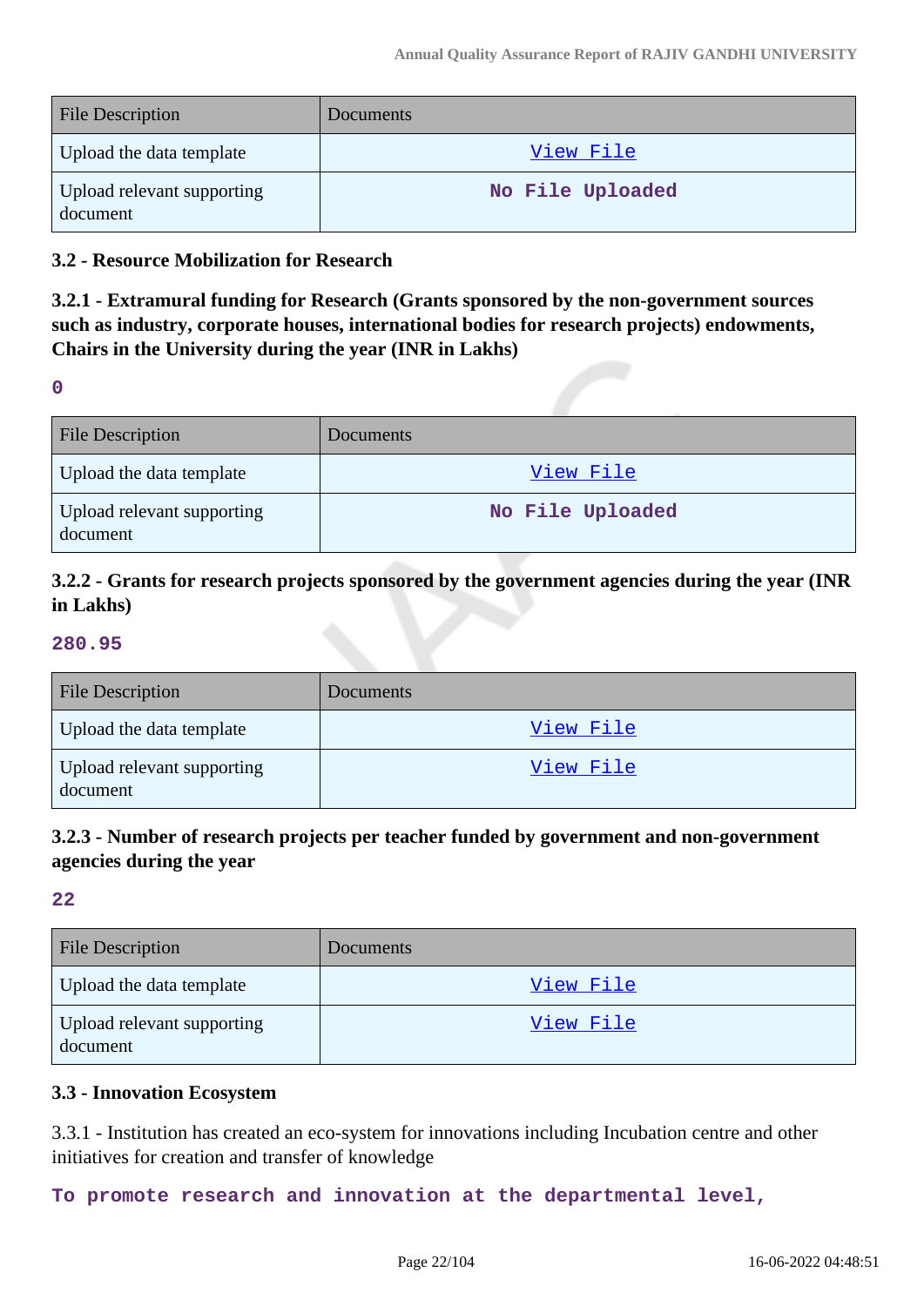| File Description | Documents |
|---|---|
| Upload the data template | View File |
| Upload relevant supporting document | No File Uploaded |

**3.2 - Resource Mobilization for Research**

**3.2.1 - Extramural funding for Research (Grants sponsored by the non-government sources such as industry, corporate houses, international bodies for research projects) endowments, Chairs in the University during the year (INR in Lakhs)**

**0**

| File Description | Documents |
|---|---|
| Upload the data template | View File |
| Upload relevant supporting document | No File Uploaded |

**3.2.2 - Grants for research projects sponsored by the government agencies during the year (INR in Lakhs)**

**280.95**

| File Description | Documents |
|---|---|
| Upload the data template | View File |
| Upload relevant supporting document | View File |

**3.2.3 - Number of research projects per teacher funded by government and non-government agencies during the year**

**22**

| File Description | Documents |
|---|---|
| Upload the data template | View File |
| Upload relevant supporting document | View File |

**3.3 - Innovation Ecosystem**

3.3.1 - Institution has created an eco-system for innovations including Incubation centre and other initiatives for creation and transfer of knowledge

**To promote research and innovation at the departmental level,**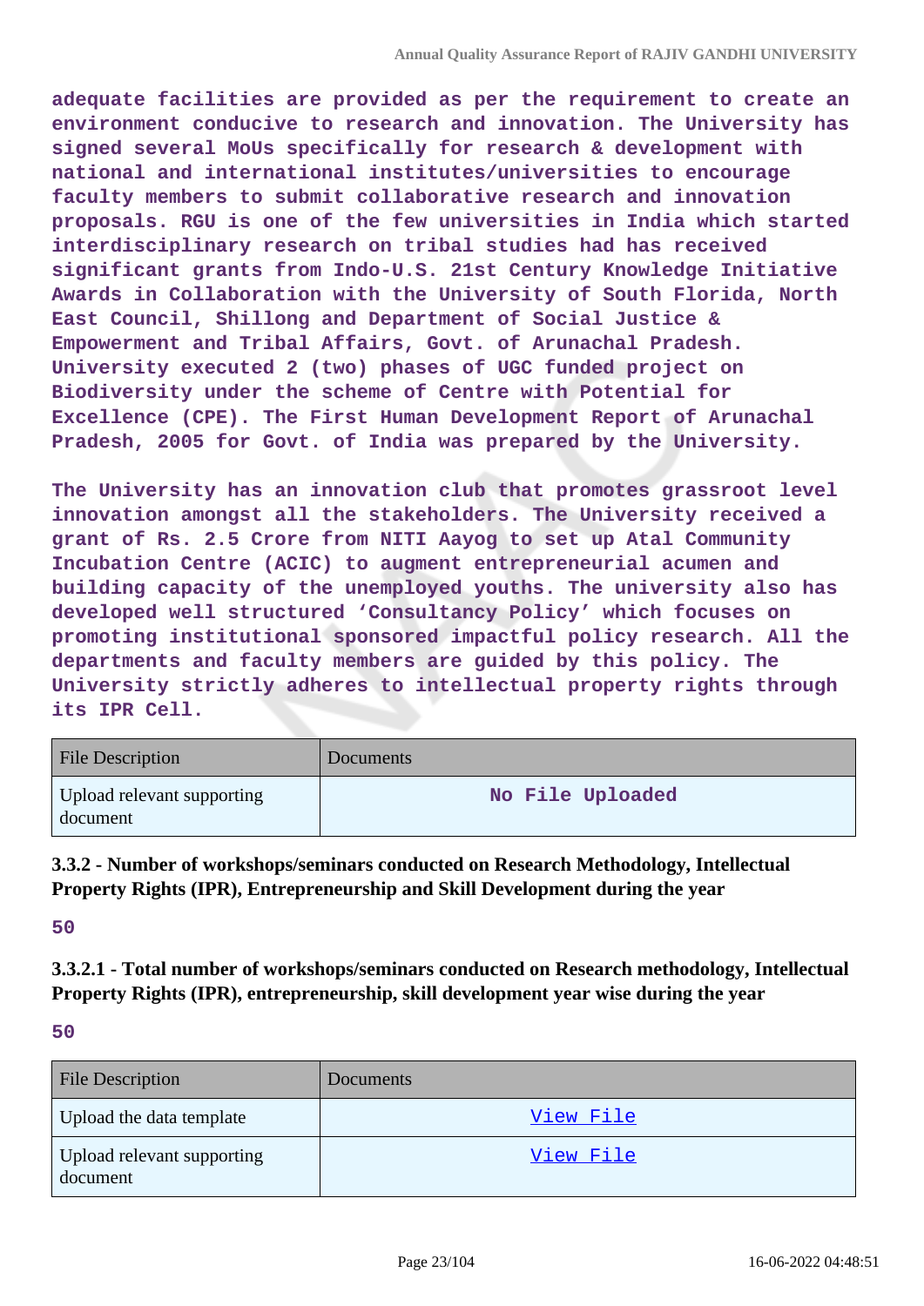**adequate facilities are provided as per the requirement to create an environment conducive to research and innovation. The University has signed several MoUs specifically for research & development with national and international institutes/universities to encourage faculty members to submit collaborative research and innovation proposals. RGU is one of the few universities in India which started interdisciplinary research on tribal studies had has received significant grants from Indo-U.S. 21st Century Knowledge Initiative Awards in Collaboration with the University of South Florida, North East Council, Shillong and Department of Social Justice & Empowerment and Tribal Affairs, Govt. of Arunachal Pradesh. University executed 2 (two) phases of UGC funded project on Biodiversity under the scheme of Centre with Potential for Excellence (CPE). The First Human Development Report of Arunachal Pradesh, 2005 for Govt. of India was prepared by the University.**

**The University has an innovation club that promotes grassroot level innovation amongst all the stakeholders. The University received a grant of Rs. 2.5 Crore from NITI Aayog to set up Atal Community Incubation Centre (ACIC) to augment entrepreneurial acumen and building capacity of the unemployed youths. The university also has developed well structured 'Consultancy Policy' which focuses on promoting institutional sponsored impactful policy research. All the departments and faculty members are guided by this policy. The University strictly adheres to intellectual property rights through its IPR Cell.**

| File Description | Documents |
|---|---|
| Upload relevant supporting document | No File Uploaded |

### 3.3.2 - Number of workshops/seminars conducted on Research Methodology, Intellectual Property Rights (IPR), Entrepreneurship and Skill Development during the year

**50**

### 3.3.2.1 - Total number of workshops/seminars conducted on Research methodology, Intellectual Property Rights (IPR), entrepreneurship, skill development year wise during the year

**50**

| File Description | Documents |
|---|---|
| Upload the data template | View File |
| Upload relevant supporting document | View File |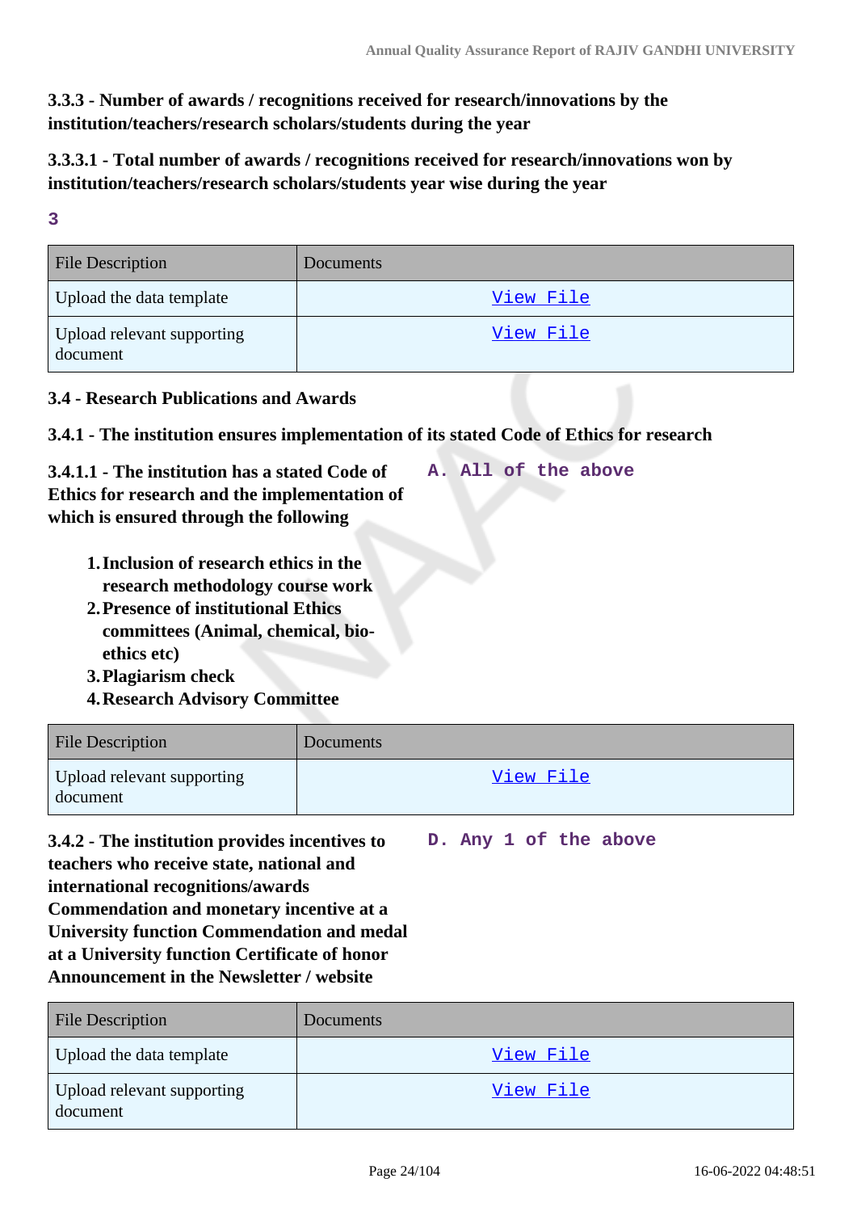**3.3.3 - Number of awards / recognitions received for research/innovations by the institution/teachers/research scholars/students during the year**

**3.3.3.1 - Total number of awards / recognitions received for research/innovations won by institution/teachers/research scholars/students year wise during the year**

3

| File Description | Documents |
| --- | --- |
| Upload the data template | View File |
| Upload relevant supporting document | View File |

**3.4 - Research Publications and Awards**

**3.4.1 - The institution ensures implementation of its stated Code of Ethics for research**

**3.4.1.1 - The institution has a stated Code of Ethics for research and the implementation of which is ensured through the following**

A. All of the above

1. **Inclusion of research ethics in the research methodology course work**
2. **Presence of institutional Ethics committees (Animal, chemical, bio-ethics etc)**
3. **Plagiarism check**
4. **Research Advisory Committee**

| File Description | Documents |
| --- | --- |
| Upload relevant supporting document | View File |

**3.4.2 - The institution provides incentives to teachers who receive state, national and international recognitions/awards Commendation and monetary incentive at a University function Commendation and medal at a University function Certificate of honor Announcement in the Newsletter / website**

D. Any 1 of the above

| File Description | Documents |
| --- | --- |
| Upload the data template | View File |
| Upload relevant supporting document | View File |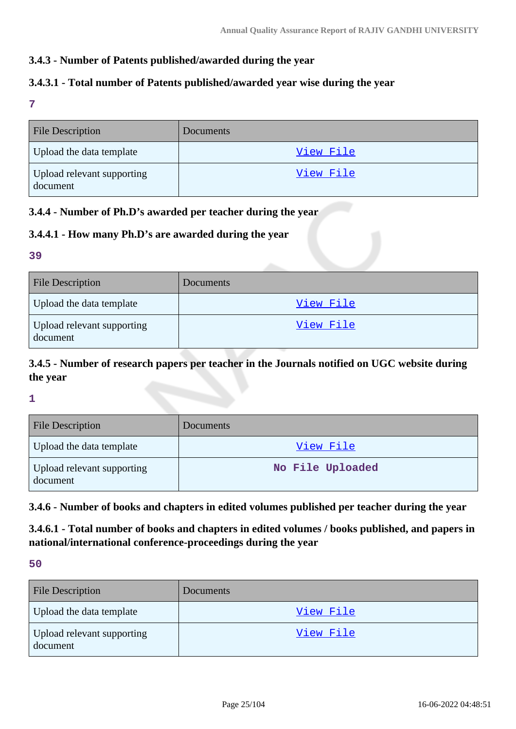### 3.4.3 - Number of Patents published/awarded during the year

### 3.4.3.1 - Total number of Patents published/awarded year wise during the year

**7**

| File Description | Documents |
|---|---|
| Upload the data template | View File |
| Upload relevant supporting document | View File |

### 3.4.4 - Number of Ph.D's awarded per teacher during the year

### 3.4.4.1 - How many Ph.D's are awarded during the year

**39**

| File Description | Documents |
|---|---|
| Upload the data template | View File |
| Upload relevant supporting document | View File |

### 3.4.5 - Number of research papers per teacher in the Journals notified on UGC website during the year

**1**

| File Description | Documents |
|---|---|
| Upload the data template | View File |
| Upload relevant supporting document | **No File Uploaded** |

### 3.4.6 - Number of books and chapters in edited volumes published per teacher during the year

### 3.4.6.1 - Total number of books and chapters in edited volumes / books published, and papers in national/international conference-proceedings during the year

**50**

| File Description | Documents |
|---|---|
| Upload the data template | View File |
| Upload relevant supporting document | View File |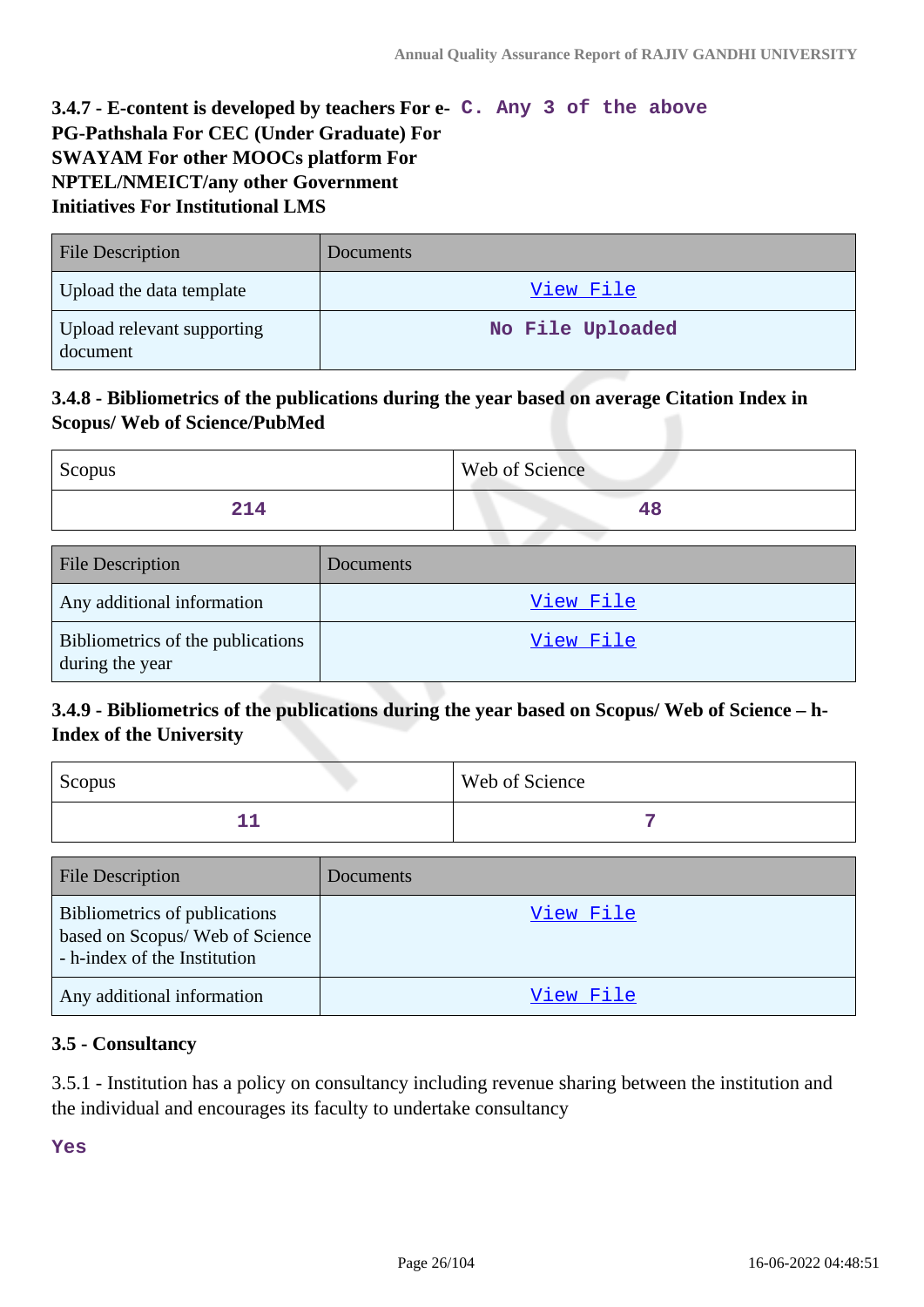**3.4.7 - E-content is developed by teachers For e-PG-Pathshala For CEC (Under Graduate) For SWAYAM For other MOOCs platform For NPTEL/NMEICT/any other Government Initiatives For Institutional LMS**

C. Any 3 of the above

| File Description | Documents |
|---|---|
| Upload the data template | View File |
| Upload relevant supporting document | No File Uploaded |

### 3.4.8 - Bibliometrics of the publications during the year based on average Citation Index in Scopus/ Web of Science/PubMed

| Scopus | Web of Science |
|---|---|
| 214 | 48 |

| File Description | Documents |
|---|---|
| Any additional information | View File |
| Bibliometrics of the publications during the year | View File |

### 3.4.9 - Bibliometrics of the publications during the year based on Scopus/ Web of Science – h-Index of the University

| Scopus | Web of Science |
|---|---|
| 11 | 7 |

| File Description | Documents |
|---|---|
| Bibliometrics of publications based on Scopus/ Web of Science - h-index of the Institution | View File |
| Any additional information | View File |

### 3.5 - Consultancy

3.5.1 - Institution has a policy on consultancy including revenue sharing between the institution and the individual and encourages its faculty to undertake consultancy

Yes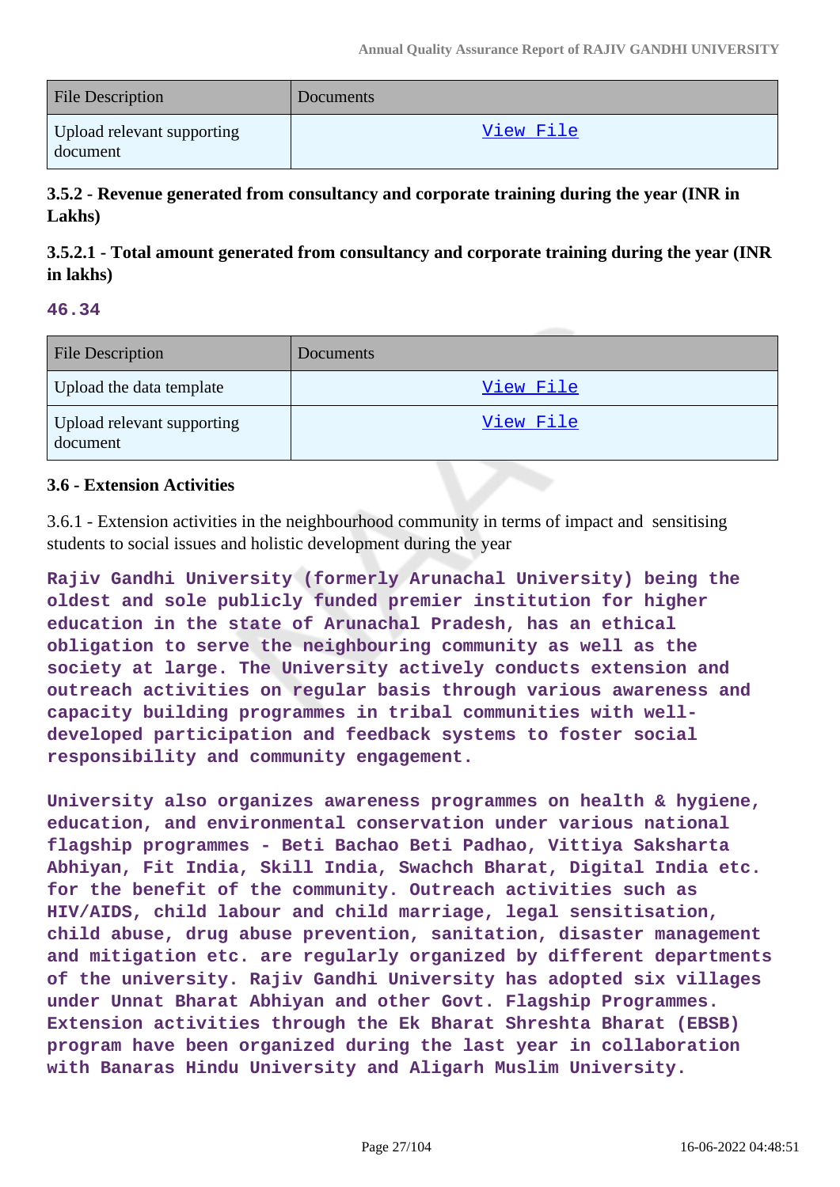| File Description | Documents |
| --- | --- |
| Upload relevant supporting document | View File |

**3.5.2 - Revenue generated from consultancy and corporate training during the year (INR in Lakhs)**

**3.5.2.1 - Total amount generated from consultancy and corporate training during the year (INR in lakhs)**

**46.34**

| File Description | Documents |
| --- | --- |
| Upload the data template | View File |
| Upload relevant supporting document | View File |

**3.6 - Extension Activities**

3.6.1 - Extension activities in the neighbourhood community in terms of impact and sensitising students to social issues and holistic development during the year

**Rajiv Gandhi University (formerly Arunachal University) being the oldest and sole publicly funded premier institution for higher education in the state of Arunachal Pradesh, has an ethical obligation to serve the neighbouring community as well as the society at large. The University actively conducts extension and outreach activities on regular basis through various awareness and capacity building programmes in tribal communities with well-developed participation and feedback systems to foster social responsibility and community engagement.**

**University also organizes awareness programmes on health & hygiene, education, and environmental conservation under various national flagship programmes - Beti Bachao Beti Padhao, Vittiya Saksharta Abhiyan, Fit India, Skill India, Swachch Bharat, Digital India etc. for the benefit of the community. Outreach activities such as HIV/AIDS, child labour and child marriage, legal sensitisation, child abuse, drug abuse prevention, sanitation, disaster management and mitigation etc. are regularly organized by different departments of the university. Rajiv Gandhi University has adopted six villages under Unnat Bharat Abhiyan and other Govt. Flagship Programmes. Extension activities through the Ek Bharat Shreshta Bharat (EBSB) program have been organized during the last year in collaboration with Banaras Hindu University and Aligarh Muslim University.**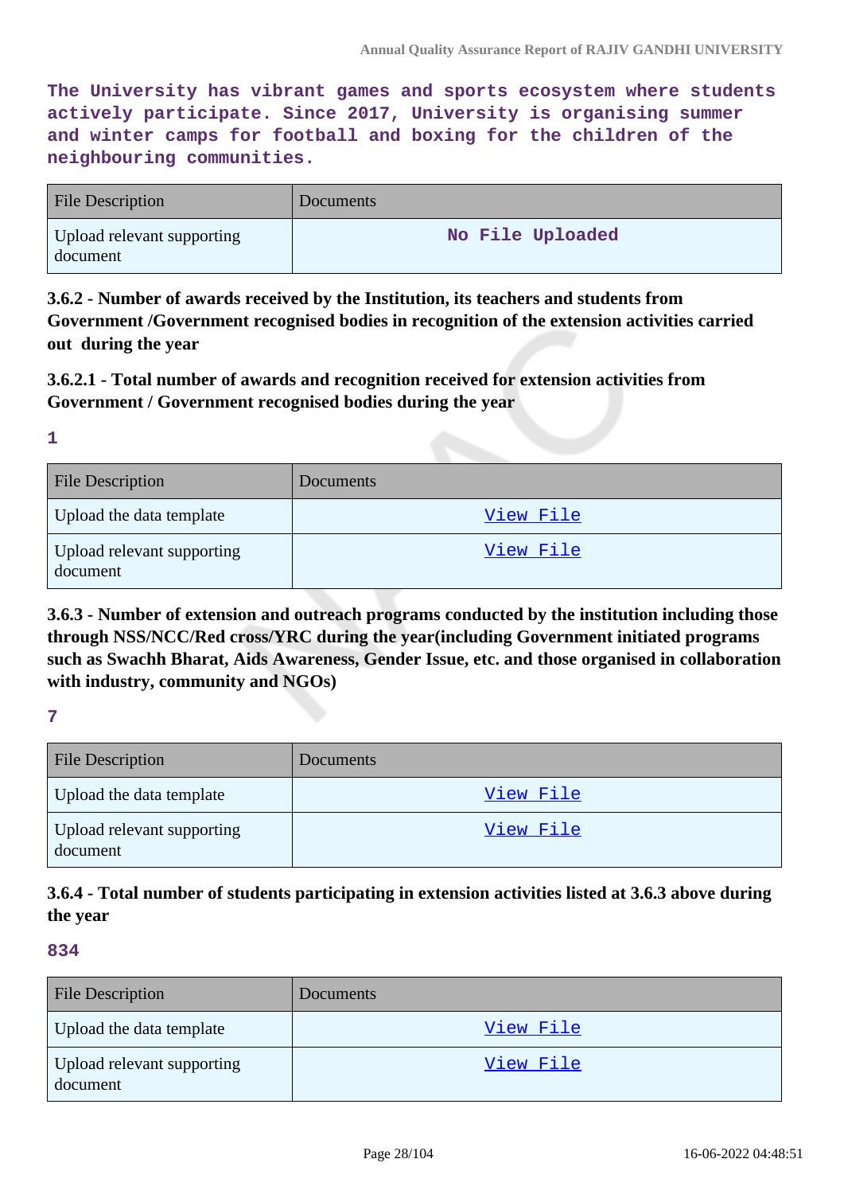The University has vibrant games and sports ecosystem where students actively participate. Since 2017, University is organising summer and winter camps for football and boxing for the children of the neighbouring communities.

| File Description | Documents |
|---|---|
| Upload relevant supporting document | No File Uploaded |

**3.6.2 - Number of awards received by the Institution, its teachers and students from Government /Government recognised bodies in recognition of the extension activities carried out during the year**

**3.6.2.1 - Total number of awards and recognition received for extension activities from Government / Government recognised bodies during the year**

1

| File Description | Documents |
|---|---|
| Upload the data template | View File |
| Upload relevant supporting document | View File |

**3.6.3 - Number of extension and outreach programs conducted by the institution including those through NSS/NCC/Red cross/YRC during the year(including Government initiated programs such as Swachh Bharat, Aids Awareness, Gender Issue, etc. and those organised in collaboration with industry, community and NGOs)**

7

| File Description | Documents |
|---|---|
| Upload the data template | View File |
| Upload relevant supporting document | View File |

**3.6.4 - Total number of students participating in extension activities listed at 3.6.3 above during the year**

834

| File Description | Documents |
|---|---|
| Upload the data template | View File |
| Upload relevant supporting document | View File |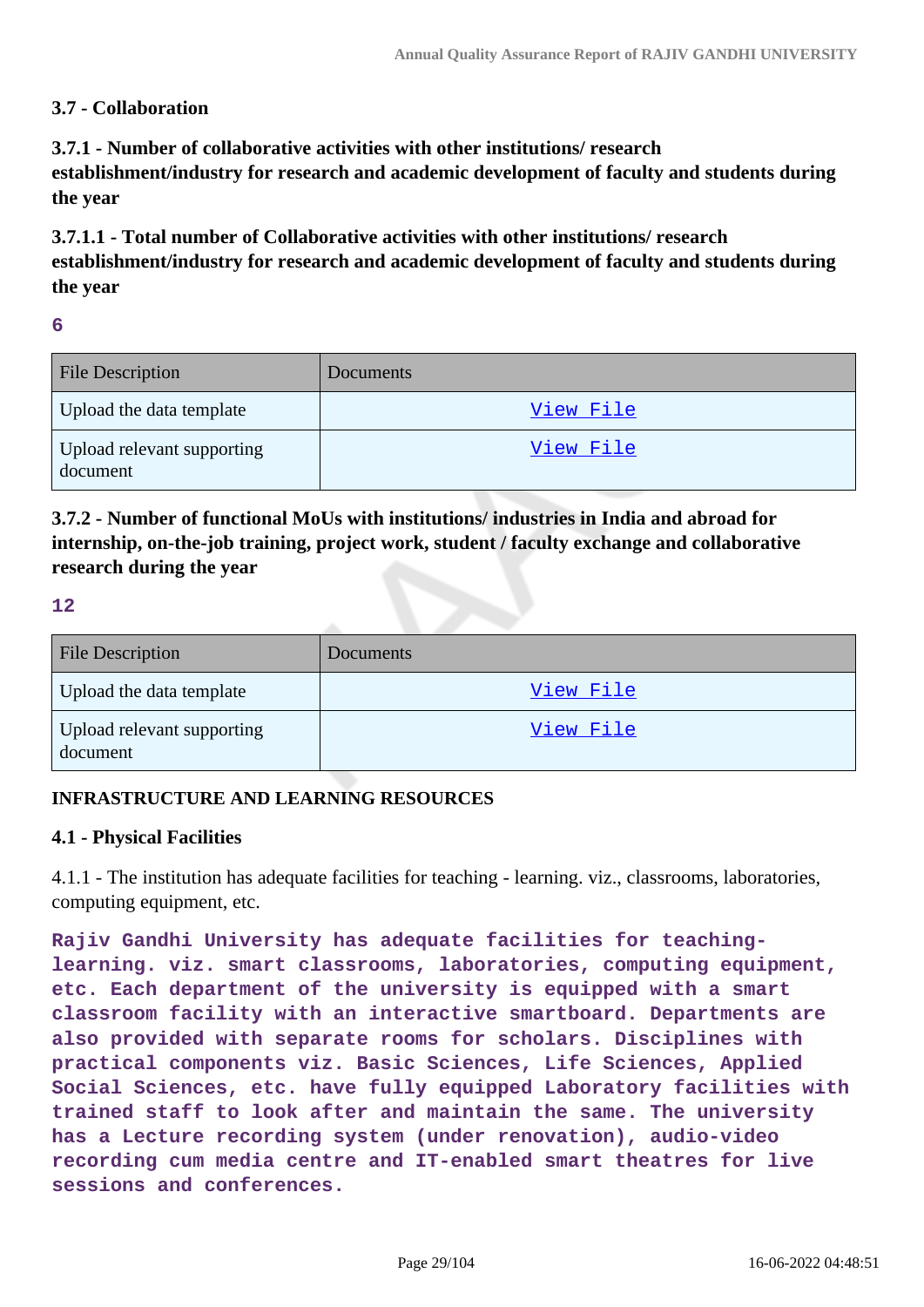### 3.7 - Collaboration

### 3.7.1 - Number of collaborative activities with other institutions/ research establishment/industry for research and academic development of faculty and students during the year

### 3.7.1.1 - Total number of Collaborative activities with other institutions/ research establishment/industry for research and academic development of faculty and students during the year

**6**

| File Description | Documents |
|---|---|
| Upload the data template | View File |
| Upload relevant supporting document | View File |

### 3.7.2 - Number of functional MoUs with institutions/ industries in India and abroad for internship, on-the-job training, project work, student / faculty exchange and collaborative research during the year

**12**

| File Description | Documents |
|---|---|
| Upload the data template | View File |
| Upload relevant supporting document | View File |

## INFRASTRUCTURE AND LEARNING RESOURCES

### 4.1 - Physical Facilities

4.1.1 - The institution has adequate facilities for teaching - learning. viz., classrooms, laboratories, computing equipment, etc.

**Rajiv Gandhi University has adequate facilities for teaching-learning. viz. smart classrooms, laboratories, computing equipment, etc. Each department of the university is equipped with a smart classroom facility with an interactive smartboard. Departments are also provided with separate rooms for scholars. Disciplines with practical components viz. Basic Sciences, Life Sciences, Applied Social Sciences, etc. have fully equipped Laboratory facilities with trained staff to look after and maintain the same. The university has a Lecture recording system (under renovation), audio-video recording cum media centre and IT-enabled smart theatres for live sessions and conferences.**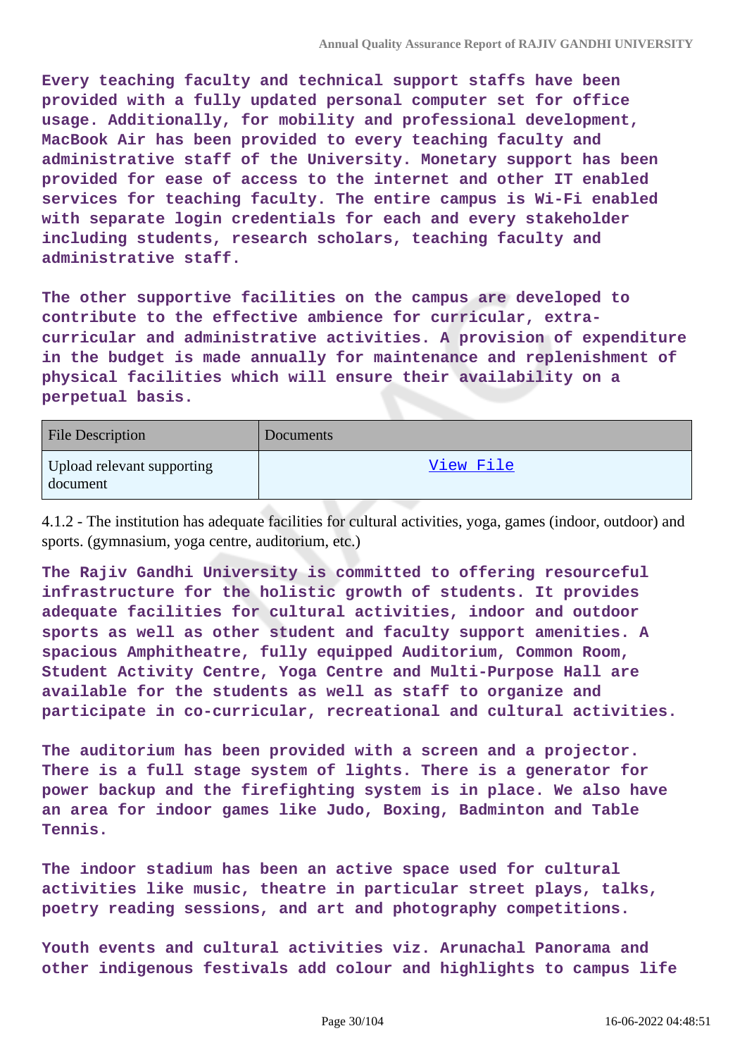**Every teaching faculty and technical support staffs have been provided with a fully updated personal computer set for office usage. Additionally, for mobility and professional development, MacBook Air has been provided to every teaching faculty and administrative staff of the University. Monetary support has been provided for ease of access to the internet and other IT enabled services for teaching faculty. The entire campus is Wi-Fi enabled with separate login credentials for each and every stakeholder including students, research scholars, teaching faculty and administrative staff.**

**The other supportive facilities on the campus are developed to contribute to the effective ambience for curricular, extra-curricular and administrative activities. A provision of expenditure in the budget is made annually for maintenance and replenishment of physical facilities which will ensure their availability on a perpetual basis.**

| File Description | Documents |
| --- | --- |
| Upload relevant supporting document | View File |

4.1.2 - The institution has adequate facilities for cultural activities, yoga, games (indoor, outdoor) and sports. (gymnasium, yoga centre, auditorium, etc.)

**The Rajiv Gandhi University is committed to offering resourceful infrastructure for the holistic growth of students. It provides adequate facilities for cultural activities, indoor and outdoor sports as well as other student and faculty support amenities. A spacious Amphitheatre, fully equipped Auditorium, Common Room, Student Activity Centre, Yoga Centre and Multi-Purpose Hall are available for the students as well as staff to organize and participate in co-curricular, recreational and cultural activities.**

**The auditorium has been provided with a screen and a projector. There is a full stage system of lights. There is a generator for power backup and the firefighting system is in place. We also have an area for indoor games like Judo, Boxing, Badminton and Table Tennis.**

**The indoor stadium has been an active space used for cultural activities like music, theatre in particular street plays, talks, poetry reading sessions, and art and photography competitions.**

**Youth events and cultural activities viz. Arunachal Panorama and other indigenous festivals add colour and highlights to campus life**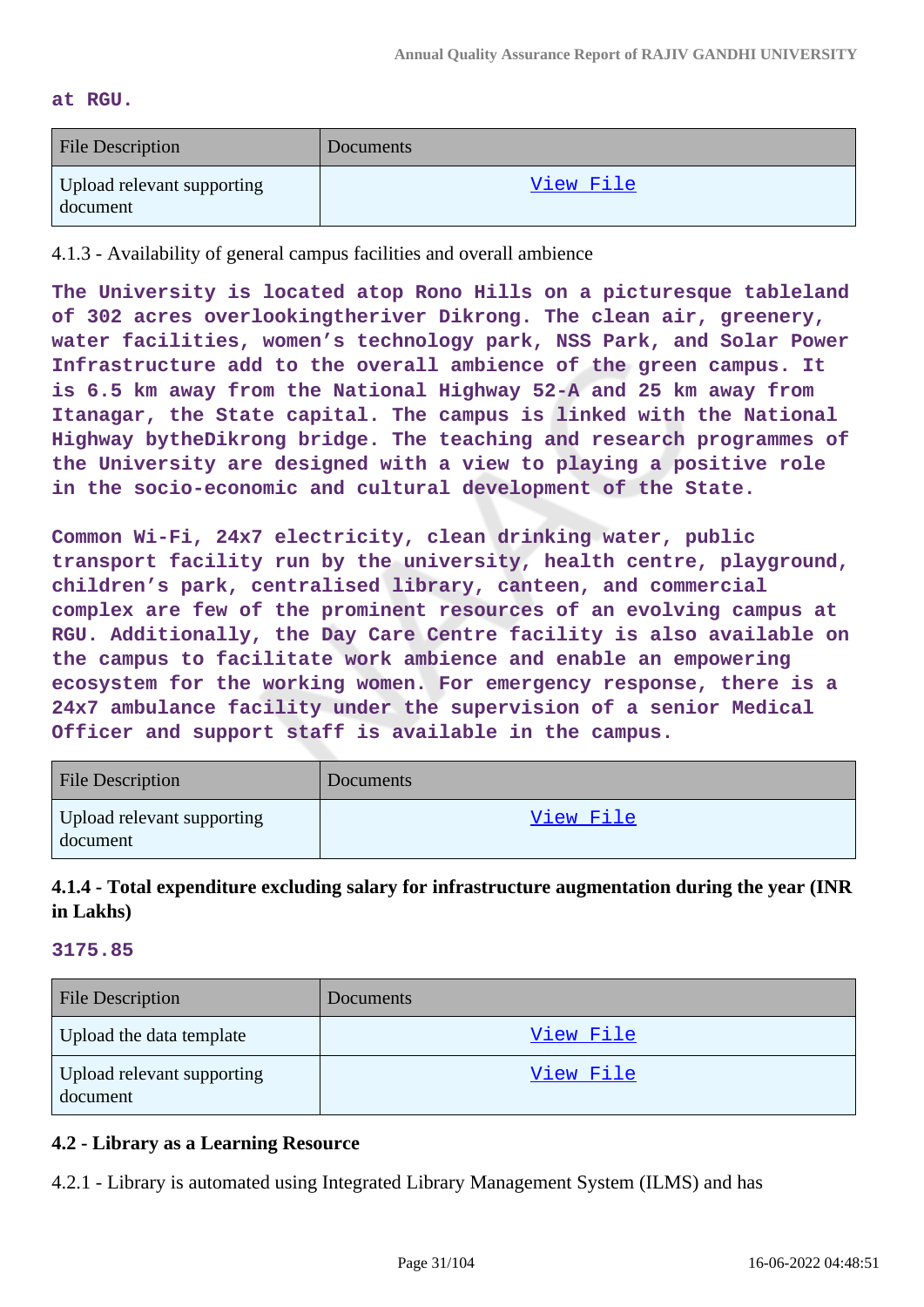**at RGU.**

| File Description | Documents |
|---|---|
| Upload relevant supporting document | View File |

4.1.3 - Availability of general campus facilities and overall ambience

**The University is located atop Rono Hills on a picturesque tableland of 302 acres overlookingtheriver Dikrong. The clean air, greenery, water facilities, women's technology park, NSS Park, and Solar Power Infrastructure add to the overall ambience of the green campus. It is 6.5 km away from the National Highway 52-A and 25 km away from Itanagar, the State capital. The campus is linked with the National Highway bytheDikrong bridge. The teaching and research programmes of the University are designed with a view to playing a positive role in the socio-economic and cultural development of the State.**

**Common Wi-Fi, 24x7 electricity, clean drinking water, public transport facility run by the university, health centre, playground, children's park, centralised library, canteen, and commercial complex are few of the prominent resources of an evolving campus at RGU. Additionally, the Day Care Centre facility is also available on the campus to facilitate work ambience and enable an empowering ecosystem for the working women. For emergency response, there is a 24x7 ambulance facility under the supervision of a senior Medical Officer and support staff is available in the campus.**

| File Description | Documents |
|---|---|
| Upload relevant supporting document | View File |

### 4.1.4 - Total expenditure excluding salary for infrastructure augmentation during the year (INR in Lakhs)

**3175.85**

| File Description | Documents |
|---|---|
| Upload the data template | View File |
| Upload relevant supporting document | View File |

### 4.2 - Library as a Learning Resource

4.2.1 - Library is automated using Integrated Library Management System (ILMS) and has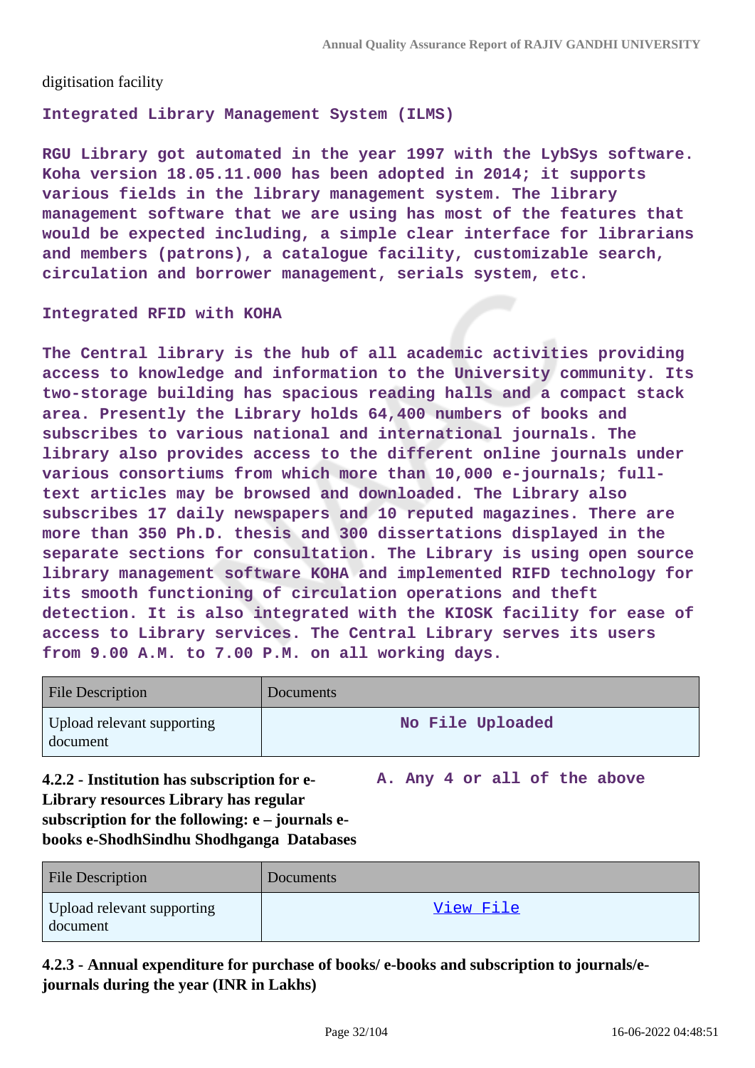digitisation facility

**Integrated Library Management System (ILMS)**

**RGU Library got automated in the year 1997 with the LybSys software. Koha version 18.05.11.000 has been adopted in 2014; it supports various fields in the library management system. The library management software that we are using has most of the features that would be expected including, a simple clear interface for librarians and members (patrons), a catalogue facility, customizable search, circulation and borrower management, serials system, etc.**

**Integrated RFID with KOHA**

**The Central library is the hub of all academic activities providing access to knowledge and information to the University community. Its two-storage building has spacious reading halls and a compact stack area. Presently the Library holds 64,400 numbers of books and subscribes to various national and international journals. The library also provides access to the different online journals under various consortiums from which more than 10,000 e-journals; full-text articles may be browsed and downloaded. The Library also subscribes 17 daily newspapers and 10 reputed magazines. There are more than 350 Ph.D. thesis and 300 dissertations displayed in the separate sections for consultation. The Library is using open source library management software KOHA and implemented RIFD technology for its smooth functioning of circulation operations and theft detection. It is also integrated with the KIOSK facility for ease of access to Library services. The Central Library serves its users from 9.00 A.M. to 7.00 P.M. on all working days.**

| File Description | Documents |
| --- | --- |
| Upload relevant supporting document | No File Uploaded |

**4.2.2 - Institution has subscription for e-Library resources Library has regular subscription for the following: e – journals e-books e-ShodhSindhu Shodhganga Databases**

**A. Any 4 or all of the above**

| File Description | Documents |
| --- | --- |
| Upload relevant supporting document | View File |

**4.2.3 - Annual expenditure for purchase of books/ e-books and subscription to journals/e-journals during the year (INR in Lakhs)**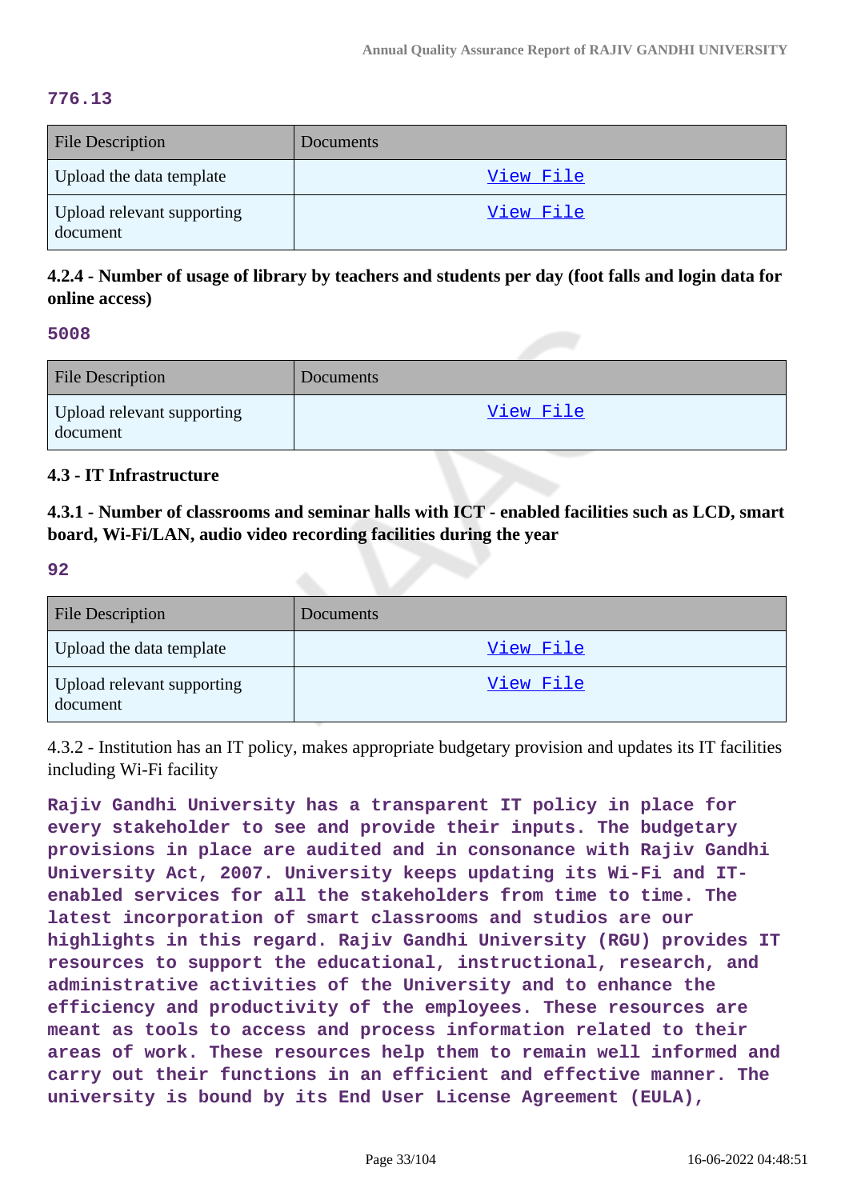**776.13**

| File Description | Documents |
|---|---|
| Upload the data template | View File |
| Upload relevant supporting document | View File |

### 4.2.4 - Number of usage of library by teachers and students per day (foot falls and login data for online access)

**5008**

| File Description | Documents |
|---|---|
| Upload relevant supporting document | View File |

### 4.3 - IT Infrastructure

### 4.3.1 - Number of classrooms and seminar halls with ICT - enabled facilities such as LCD, smart board, Wi-Fi/LAN, audio video recording facilities during the year

**92**

| File Description | Documents |
|---|---|
| Upload the data template | View File |
| Upload relevant supporting document | View File |

4.3.2 - Institution has an IT policy, makes appropriate budgetary provision and updates its IT facilities including Wi-Fi facility

**Rajiv Gandhi University has a transparent IT policy in place for every stakeholder to see and provide their inputs. The budgetary provisions in place are audited and in consonance with Rajiv Gandhi University Act, 2007. University keeps updating its Wi-Fi and IT-enabled services for all the stakeholders from time to time. The latest incorporation of smart classrooms and studios are our highlights in this regard. Rajiv Gandhi University (RGU) provides IT resources to support the educational, instructional, research, and administrative activities of the University and to enhance the efficiency and productivity of the employees. These resources are meant as tools to access and process information related to their areas of work. These resources help them to remain well informed and carry out their functions in an efficient and effective manner. The university is bound by its End User License Agreement (EULA),**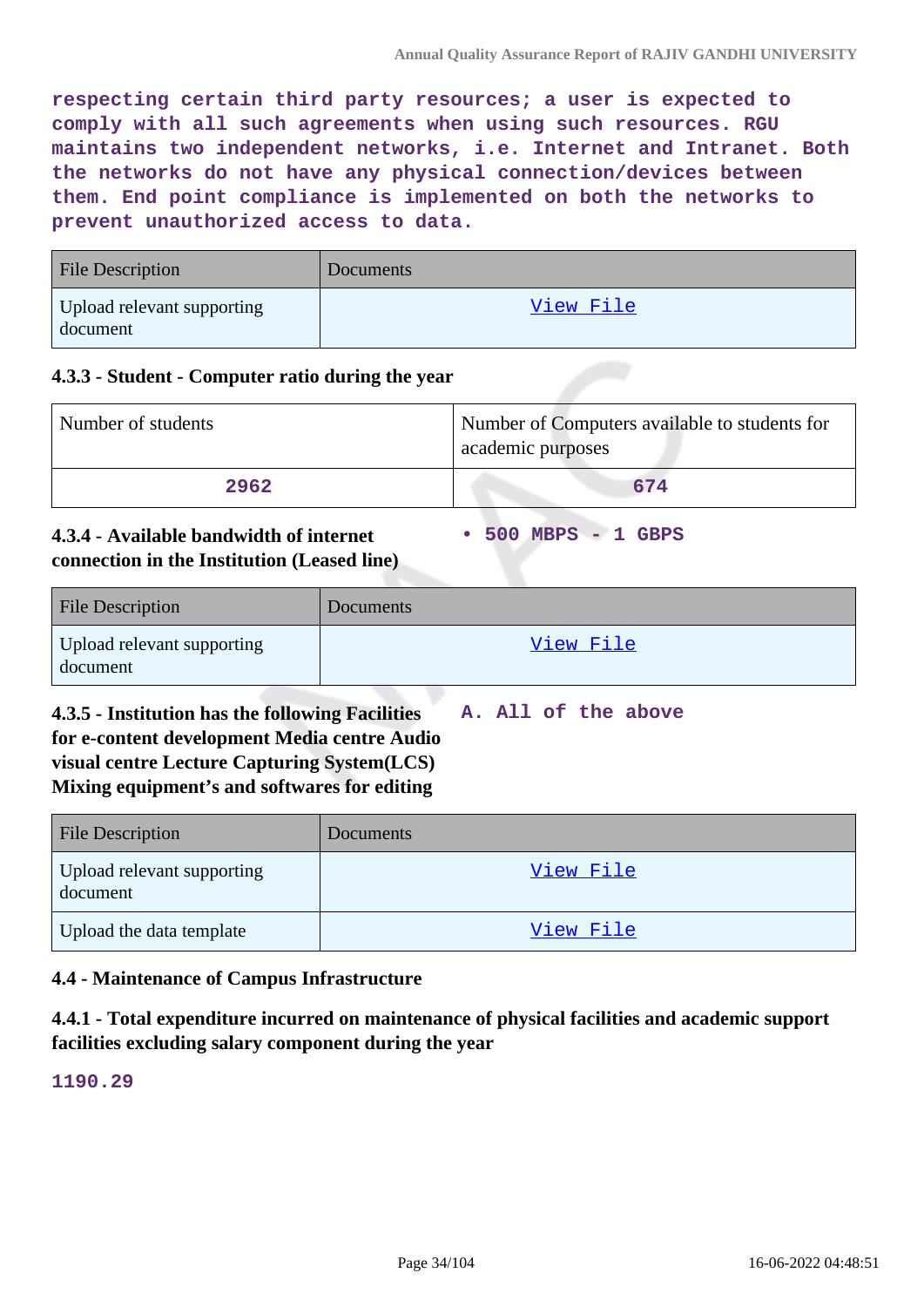respecting certain third party resources; a user is expected to comply with all such agreements when using such resources. RGU maintains two independent networks, i.e. Internet and Intranet. Both the networks do not have any physical connection/devices between them. End point compliance is implemented on both the networks to prevent unauthorized access to data.

| File Description | Documents |
|---|---|
| Upload relevant supporting document | View File |

#### 4.3.3 - Student - Computer ratio during the year

| Number of students | Number of Computers available to students for academic purposes |
|---|---|
| 2962 | 674 |

#### 4.3.4 - Available bandwidth of internet connection in the Institution (Leased line)

- 500 MBPS - 1 GBPS

| File Description | Documents |
|---|---|
| Upload relevant supporting document | View File |

#### 4.3.5 - Institution has the following Facilities for e-content development Media centre Audio visual centre Lecture Capturing System(LCS) Mixing equipment's and softwares for editing

A. All of the above

| File Description | Documents |
|---|---|
| Upload relevant supporting document | View File |
| Upload the data template | View File |

### 4.4 - Maintenance of Campus Infrastructure

#### 4.4.1 - Total expenditure incurred on maintenance of physical facilities and academic support facilities excluding salary component during the year

1190.29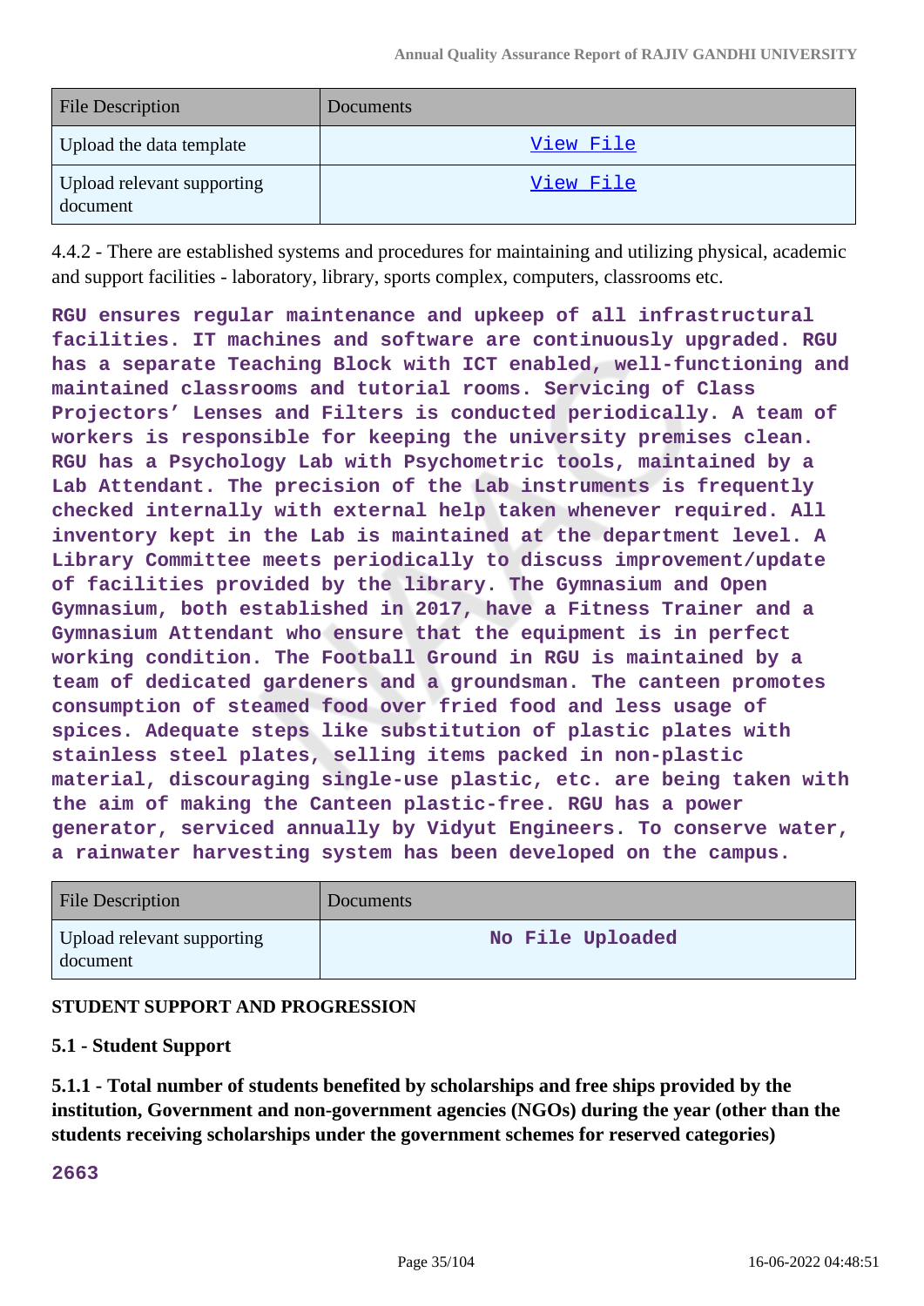| File Description | Documents |
|---|---|
| Upload the data template | View File |
| Upload relevant supporting document | View File |

4.4.2 - There are established systems and procedures for maintaining and utilizing physical, academic and support facilities - laboratory, library, sports complex, computers, classrooms etc.

**RGU ensures regular maintenance and upkeep of all infrastructural facilities. IT machines and software are continuously upgraded. RGU has a separate Teaching Block with ICT enabled, well-functioning and maintained classrooms and tutorial rooms. Servicing of Class Projectors' Lenses and Filters is conducted periodically. A team of workers is responsible for keeping the university premises clean. RGU has a Psychology Lab with Psychometric tools, maintained by a Lab Attendant. The precision of the Lab instruments is frequently checked internally with external help taken whenever required. All inventory kept in the Lab is maintained at the department level. A Library Committee meets periodically to discuss improvement/update of facilities provided by the library. The Gymnasium and Open Gymnasium, both established in 2017, have a Fitness Trainer and a Gymnasium Attendant who ensure that the equipment is in perfect working condition. The Football Ground in RGU is maintained by a team of dedicated gardeners and a groundsman. The canteen promotes consumption of steamed food over fried food and less usage of spices. Adequate steps like substitution of plastic plates with stainless steel plates, selling items packed in non-plastic material, discouraging single-use plastic, etc. are being taken with the aim of making the Canteen plastic-free. RGU has a power generator, serviced annually by Vidyut Engineers. To conserve water, a rainwater harvesting system has been developed on the campus.**

| File Description | Documents |
|---|---|
| Upload relevant supporting document | No File Uploaded |

## STUDENT SUPPORT AND PROGRESSION

### 5.1 - Student Support

**5.1.1 - Total number of students benefited by scholarships and free ships provided by the institution, Government and non-government agencies (NGOs) during the year (other than the students receiving scholarships under the government schemes for reserved categories)**

**2663**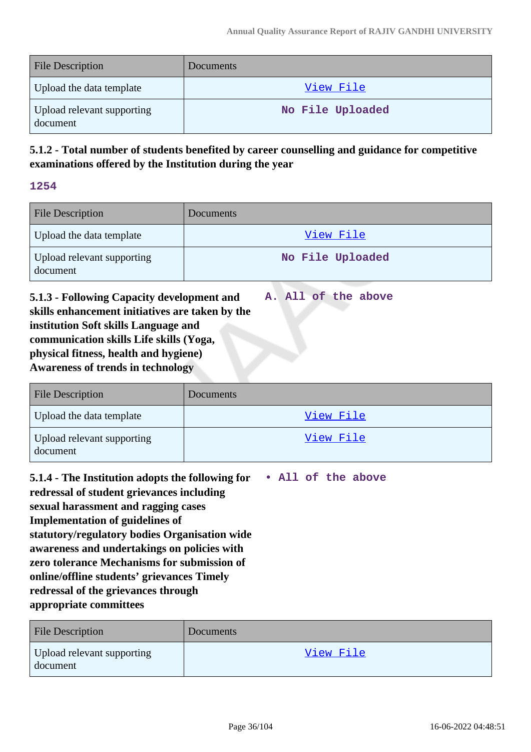| File Description | Documents |
|---|---|
| Upload the data template | View File |
| Upload relevant supporting document | No File Uploaded |

**5.1.2 - Total number of students benefited by career counselling and guidance for competitive examinations offered by the Institution during the year**

**1254**

| File Description | Documents |
|---|---|
| Upload the data template | View File |
| Upload relevant supporting document | No File Uploaded |

**5.1.3 - Following Capacity development and skills enhancement initiatives are taken by the institution Soft skills Language and communication skills Life skills (Yoga, physical fitness, health and hygiene) Awareness of trends in technology**

**A. All of the above**

| File Description | Documents |
|---|---|
| Upload the data template | View File |
| Upload relevant supporting document | View File |

**5.1.4 - The Institution adopts the following for redressal of student grievances including sexual harassment and ragging cases Implementation of guidelines of statutory/regulatory bodies Organisation wide awareness and undertakings on policies with zero tolerance Mechanisms for submission of online/offline students' grievances Timely redressal of the grievances through appropriate committees**

- **All of the above**

| File Description | Documents |
|---|---|
| Upload relevant supporting document | View File |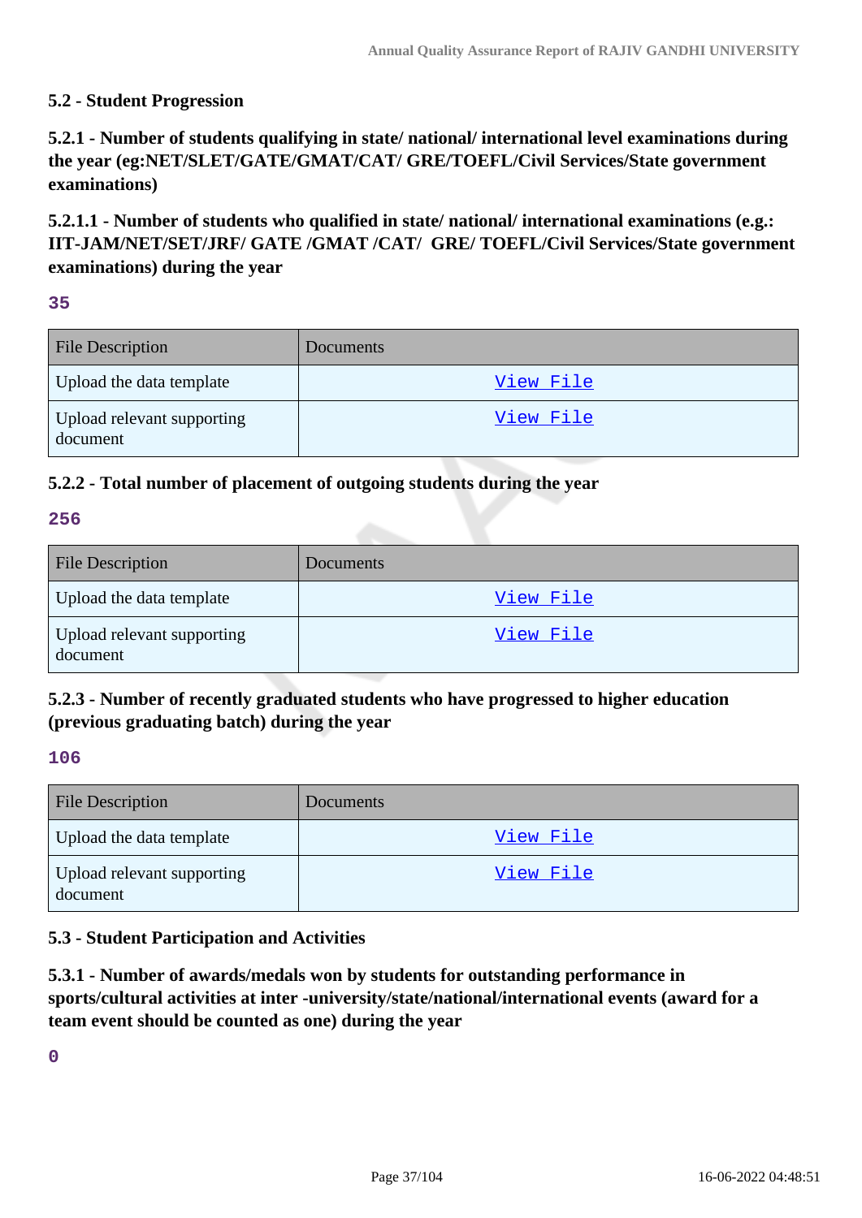## 5.2 - Student Progression

### 5.2.1 - Number of students qualifying in state/ national/ international level examinations during the year (eg:NET/SLET/GATE/GMAT/CAT/ GRE/TOEFL/Civil Services/State government examinations)

### 5.2.1.1 - Number of students who qualified in state/ national/ international examinations (e.g.: IIT-JAM/NET/SET/JRF/ GATE /GMAT /CAT/ GRE/ TOEFL/Civil Services/State government examinations) during the year

**35**

| File Description | Documents |
|---|---|
| Upload the data template | View File |
| Upload relevant supporting document | View File |

### 5.2.2 - Total number of placement of outgoing students during the year

**256**

| File Description | Documents |
|---|---|
| Upload the data template | View File |
| Upload relevant supporting document | View File |

### 5.2.3 - Number of recently graduated students who have progressed to higher education (previous graduating batch) during the year

**106**

| File Description | Documents |
|---|---|
| Upload the data template | View File |
| Upload relevant supporting document | View File |

## 5.3 - Student Participation and Activities

### 5.3.1 - Number of awards/medals won by students for outstanding performance in sports/cultural activities at inter -university/state/national/international events (award for a team event should be counted as one) during the year

**0**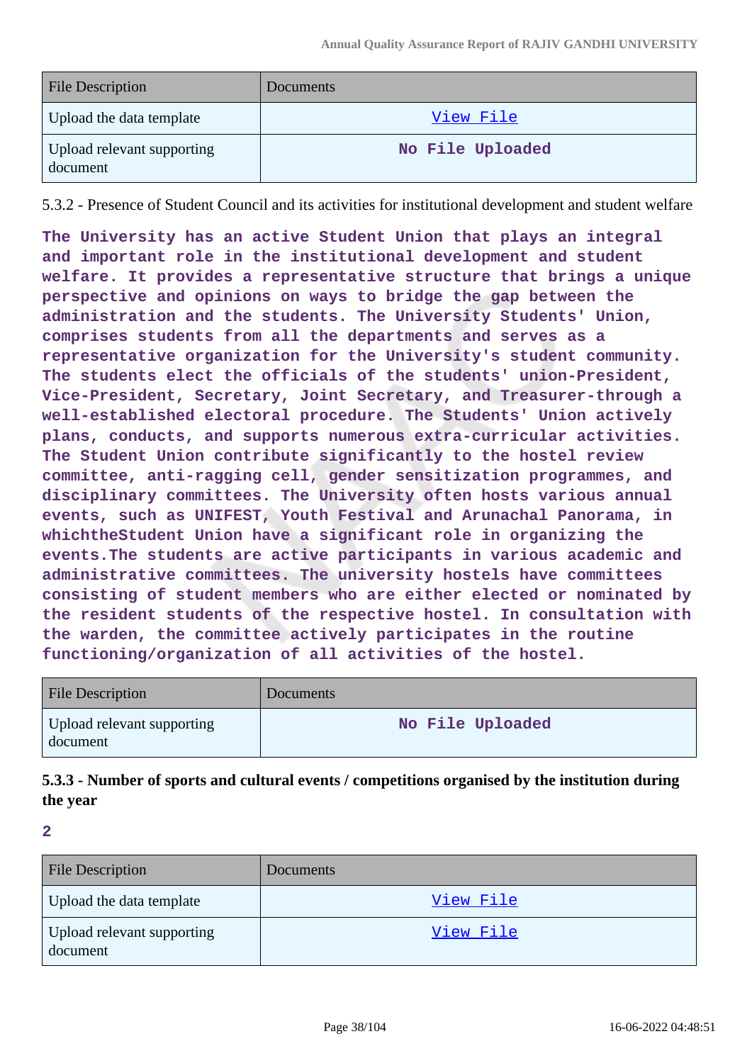| File Description | Documents |
|---|---|
| Upload the data template | View File |
| Upload relevant supporting document | No File Uploaded |

5.3.2 - Presence of Student Council and its activities for institutional development and student welfare

**The University has an active Student Union that plays an integral and important role in the institutional development and student welfare. It provides a representative structure that brings a unique perspective and opinions on ways to bridge the gap between the administration and the students. The University Students' Union, comprises students from all the departments and serves as a representative organization for the University's student community. The students elect the officials of the students' union-President, Vice-President, Secretary, Joint Secretary, and Treasurer-through a well-established electoral procedure. The Students' Union actively plans, conducts, and supports numerous extra-curricular activities. The Student Union contribute significantly to the hostel review committee, anti-ragging cell, gender sensitization programmes, and disciplinary committees. The University often hosts various annual events, such as UNIFEST, Youth Festival and Arunachal Panorama, in whichtheStudent Union have a significant role in organizing the events.The students are active participants in various academic and administrative committees. The university hostels have committees consisting of student members who are either elected or nominated by the resident students of the respective hostel. In consultation with the warden, the committee actively participates in the routine functioning/organization of all activities of the hostel.**

| File Description | Documents |
|---|---|
| Upload relevant supporting document | No File Uploaded |

**5.3.3 - Number of sports and cultural events / competitions organised by the institution during the year**

**2**

| File Description | Documents |
|---|---|
| Upload the data template | View File |
| Upload relevant supporting document | View File |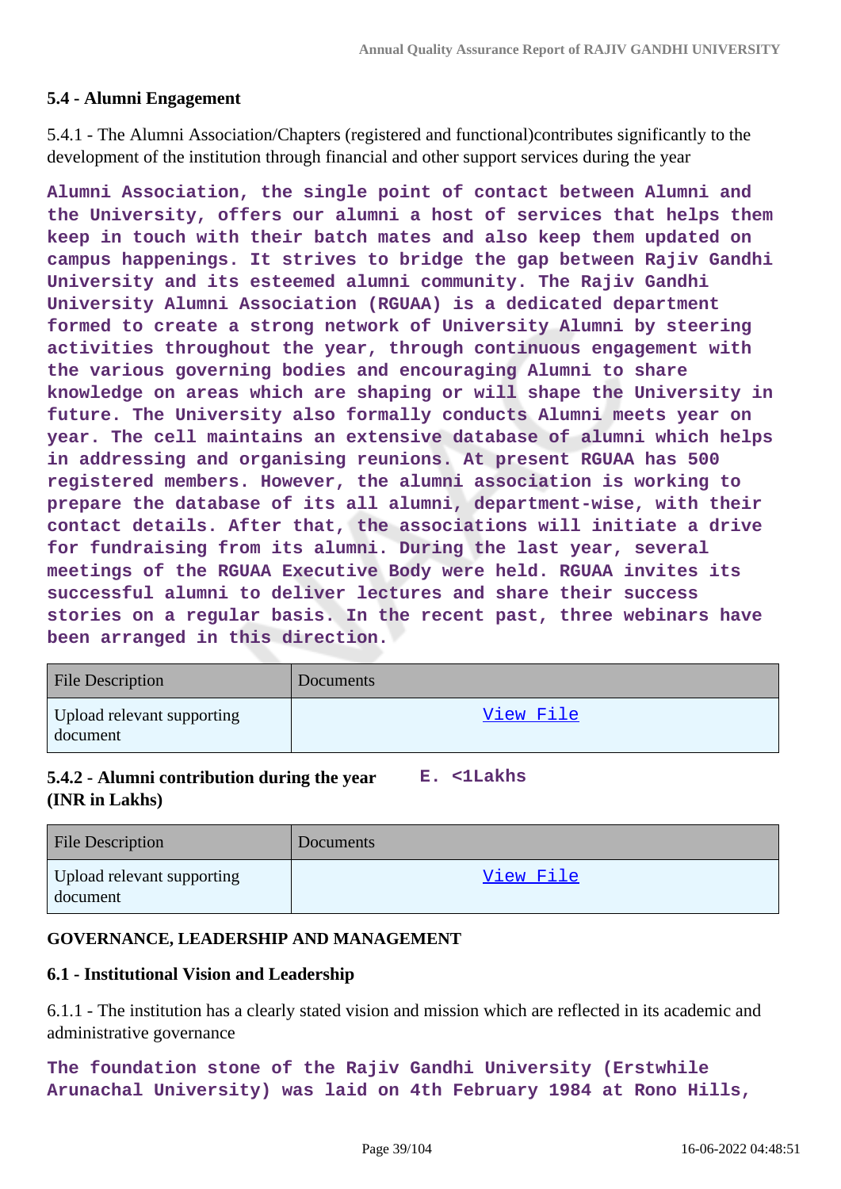### 5.4 - Alumni Engagement

5.4.1 - The Alumni Association/Chapters (registered and functional)contributes significantly to the development of the institution through financial and other support services during the year

**Alumni Association, the single point of contact between Alumni and the University, offers our alumni a host of services that helps them keep in touch with their batch mates and also keep them updated on campus happenings. It strives to bridge the gap between Rajiv Gandhi University and its esteemed alumni community. The Rajiv Gandhi University Alumni Association (RGUAA) is a dedicated department formed to create a strong network of University Alumni by steering activities throughout the year, through continuous engagement with the various governing bodies and encouraging Alumni to share knowledge on areas which are shaping or will shape the University in future. The University also formally conducts Alumni meets year on year. The cell maintains an extensive database of alumni which helps in addressing and organising reunions. At present RGUAA has 500 registered members. However, the alumni association is working to prepare the database of its all alumni, department-wise, with their contact details. After that, the associations will initiate a drive for fundraising from its alumni. During the last year, several meetings of the RGUAA Executive Body were held. RGUAA invites its successful alumni to deliver lectures and share their success stories on a regular basis. In the recent past, three webinars have been arranged in this direction.**

| File Description | Documents |
|---|---|
| Upload relevant supporting document | View File |

**5.4.2 - Alumni contribution during the year (INR in Lakhs)** **E. <1Lakhs**

| File Description | Documents |
|---|---|
| Upload relevant supporting document | View File |

## GOVERNANCE, LEADERSHIP AND MANAGEMENT

### 6.1 - Institutional Vision and Leadership

6.1.1 - The institution has a clearly stated vision and mission which are reflected in its academic and administrative governance

**The foundation stone of the Rajiv Gandhi University (Erstwhile Arunachal University) was laid on 4th February 1984 at Rono Hills,**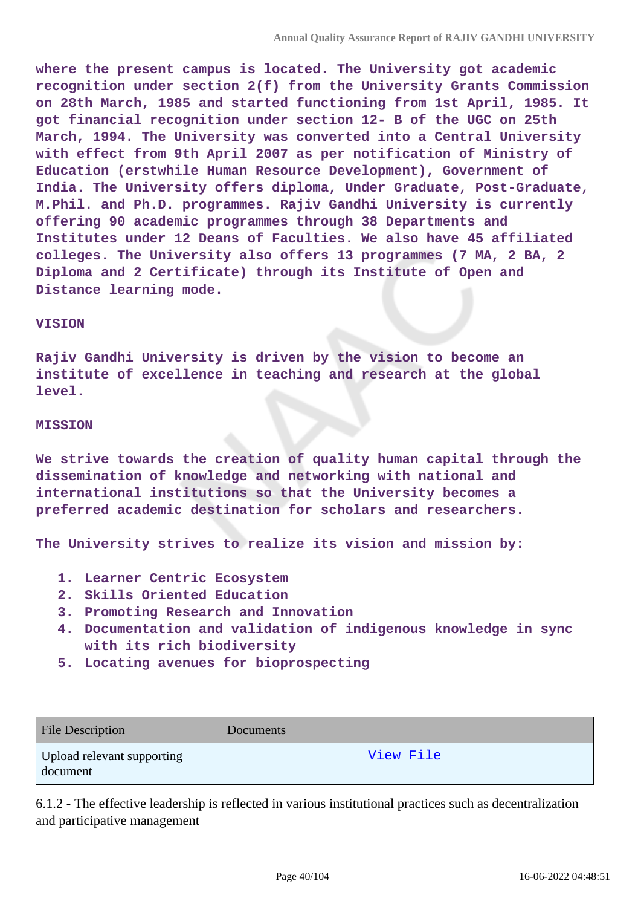**where the present campus is located. The University got academic recognition under section 2(f) from the University Grants Commission on 28th March, 1985 and started functioning from 1st April, 1985. It got financial recognition under section 12- B of the UGC on 25th March, 1994. The University was converted into a Central University with effect from 9th April 2007 as per notification of Ministry of Education (erstwhile Human Resource Development), Government of India. The University offers diploma, Under Graduate, Post-Graduate, M.Phil. and Ph.D. programmes. Rajiv Gandhi University is currently offering 90 academic programmes through 38 Departments and Institutes under 12 Deans of Faculties. We also have 45 affiliated colleges. The University also offers 13 programmes (7 MA, 2 BA, 2 Diploma and 2 Certificate) through its Institute of Open and Distance learning mode.**

**VISION**

**Rajiv Gandhi University is driven by the vision to become an institute of excellence in teaching and research at the global level.**

**MISSION**

**We strive towards the creation of quality human capital through the dissemination of knowledge and networking with national and international institutions so that the University becomes a preferred academic destination for scholars and researchers.**

**The University strives to realize its vision and mission by:**

1. **Learner Centric Ecosystem**
2. **Skills Oriented Education**
3. **Promoting Research and Innovation**
4. **Documentation and validation of indigenous knowledge in sync with its rich biodiversity**
5. **Locating avenues for bioprospecting**

| File Description | Documents |
| --- | --- |
| Upload relevant supporting document | View File |

6.1.2 - The effective leadership is reflected in various institutional practices such as decentralization and participative management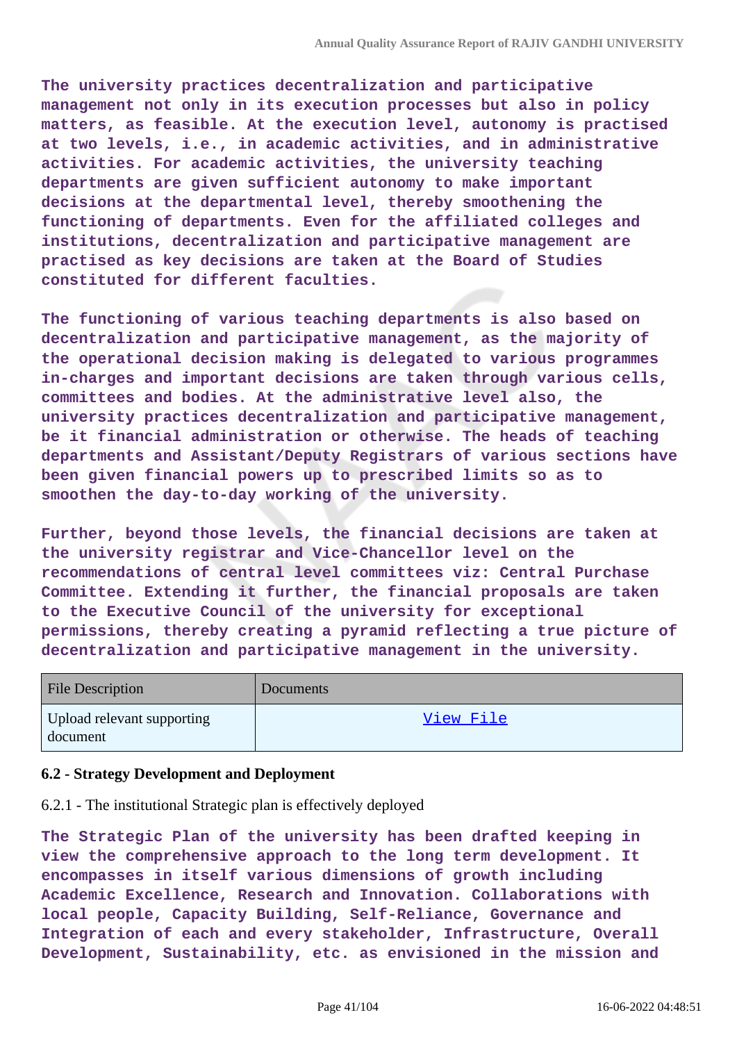**The university practices decentralization and participative management not only in its execution processes but also in policy matters, as feasible. At the execution level, autonomy is practised at two levels, i.e., in academic activities, and in administrative activities. For academic activities, the university teaching departments are given sufficient autonomy to make important decisions at the departmental level, thereby smoothening the functioning of departments. Even for the affiliated colleges and institutions, decentralization and participative management are practised as key decisions are taken at the Board of Studies constituted for different faculties.**

**The functioning of various teaching departments is also based on decentralization and participative management, as the majority of the operational decision making is delegated to various programmes in-charges and important decisions are taken through various cells, committees and bodies. At the administrative level also, the university practices decentralization and participative management, be it financial administration or otherwise. The heads of teaching departments and Assistant/Deputy Registrars of various sections have been given financial powers up to prescribed limits so as to smoothen the day-to-day working of the university.**

**Further, beyond those levels, the financial decisions are taken at the university registrar and Vice-Chancellor level on the recommendations of central level committees viz: Central Purchase Committee. Extending it further, the financial proposals are taken to the Executive Council of the university for exceptional permissions, thereby creating a pyramid reflecting a true picture of decentralization and participative management in the university.**

| File Description | Documents |
|---|---|
| Upload relevant supporting document | View File |

### 6.2 - Strategy Development and Deployment

6.2.1 - The institutional Strategic plan is effectively deployed

**The Strategic Plan of the university has been drafted keeping in view the comprehensive approach to the long term development. It encompasses in itself various dimensions of growth including Academic Excellence, Research and Innovation. Collaborations with local people, Capacity Building, Self-Reliance, Governance and Integration of each and every stakeholder, Infrastructure, Overall Development, Sustainability, etc. as envisioned in the mission and**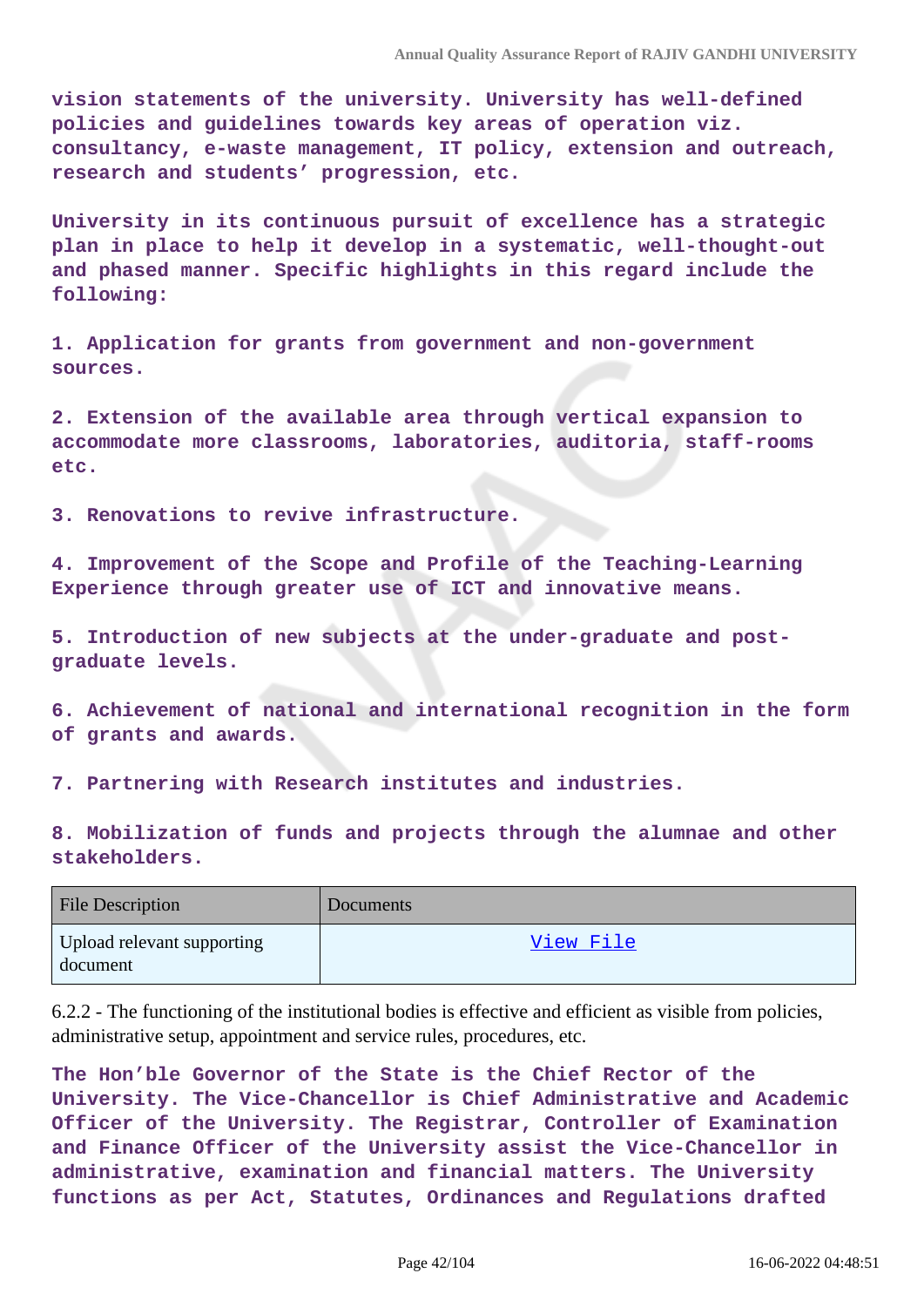**vision statements of the university. University has well-defined policies and guidelines towards key areas of operation viz. consultancy, e-waste management, IT policy, extension and outreach, research and students' progression, etc.**

**University in its continuous pursuit of excellence has a strategic plan in place to help it develop in a systematic, well-thought-out and phased manner. Specific highlights in this regard include the following:**

**1. Application for grants from government and non-government sources.**

**2. Extension of the available area through vertical expansion to accommodate more classrooms, laboratories, auditoria, staff-rooms etc.**

**3. Renovations to revive infrastructure.**

**4. Improvement of the Scope and Profile of the Teaching-Learning Experience through greater use of ICT and innovative means.**

**5. Introduction of new subjects at the under-graduate and post-graduate levels.**

**6. Achievement of national and international recognition in the form of grants and awards.**

**7. Partnering with Research institutes and industries.**

**8. Mobilization of funds and projects through the alumnae and other stakeholders.**

| File Description | Documents |
| --- | --- |
| Upload relevant supporting document | View File |

6.2.2 - The functioning of the institutional bodies is effective and efficient as visible from policies, administrative setup, appointment and service rules, procedures, etc.

**The Hon'ble Governor of the State is the Chief Rector of the University. The Vice-Chancellor is Chief Administrative and Academic Officer of the University. The Registrar, Controller of Examination and Finance Officer of the University assist the Vice-Chancellor in administrative, examination and financial matters. The University functions as per Act, Statutes, Ordinances and Regulations drafted**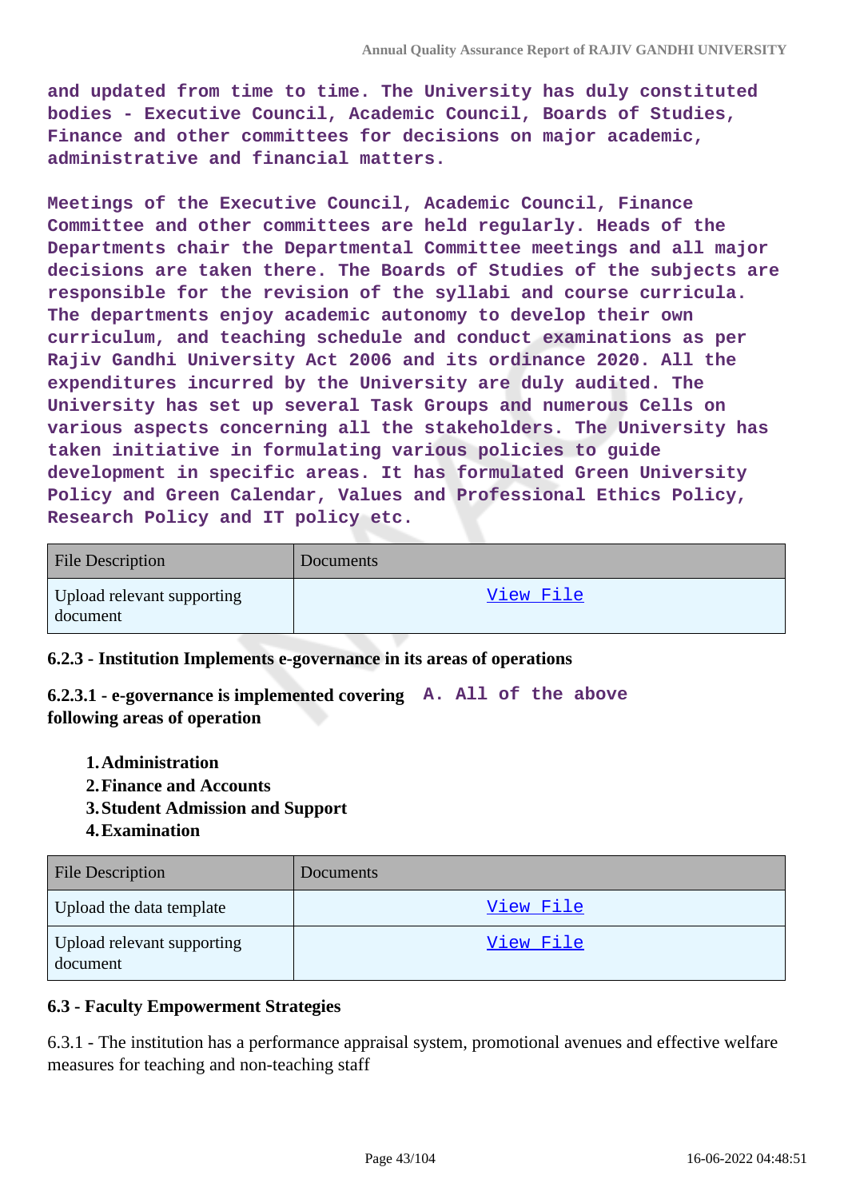and updated from time to time. The University has duly constituted bodies - Executive Council, Academic Council, Boards of Studies, Finance and other committees for decisions on major academic, administrative and financial matters.

Meetings of the Executive Council, Academic Council, Finance Committee and other committees are held regularly. Heads of the Departments chair the Departmental Committee meetings and all major decisions are taken there. The Boards of Studies of the subjects are responsible for the revision of the syllabi and course curricula. The departments enjoy academic autonomy to develop their own curriculum, and teaching schedule and conduct examinations as per Rajiv Gandhi University Act 2006 and its ordinance 2020. All the expenditures incurred by the University are duly audited. The University has set up several Task Groups and numerous Cells on various aspects concerning all the stakeholders. The University has taken initiative in formulating various policies to guide development in specific areas. It has formulated Green University Policy and Green Calendar, Values and Professional Ethics Policy, Research Policy and IT policy etc.

| File Description | Documents |
|---|---|
| Upload relevant supporting document | View File |

**6.2.3 - Institution Implements e-governance in its areas of operations**

**6.2.3.1 - e-governance is implemented covering following areas of operation** A. All of the above

1. **Administration**
2. **Finance and Accounts**
3. **Student Admission and Support**
4. **Examination**

| File Description | Documents |
|---|---|
| Upload the data template | View File |
| Upload relevant supporting document | View File |

**6.3 - Faculty Empowerment Strategies**

6.3.1 - The institution has a performance appraisal system, promotional avenues and effective welfare measures for teaching and non-teaching staff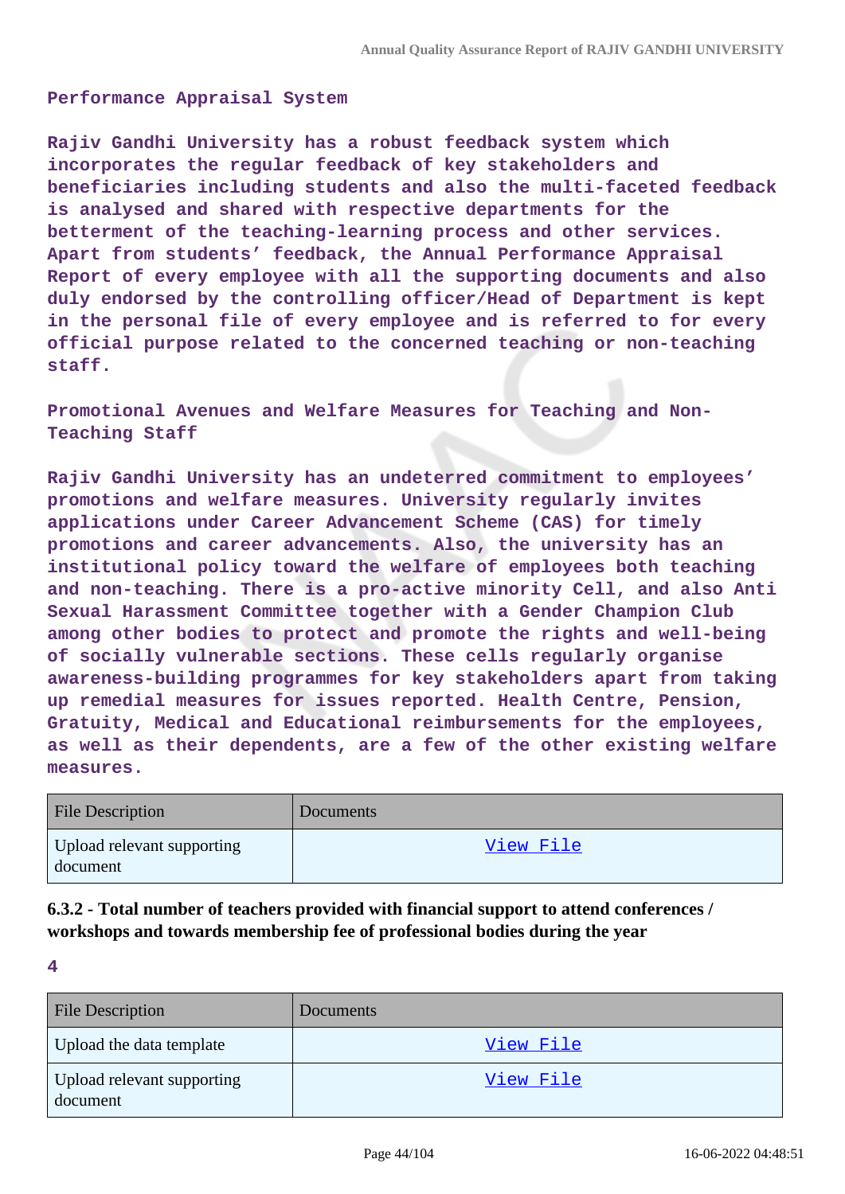**Performance Appraisal System**

**Rajiv Gandhi University has a robust feedback system which incorporates the regular feedback of key stakeholders and beneficiaries including students and also the multi-faceted feedback is analysed and shared with respective departments for the betterment of the teaching-learning process and other services. Apart from students' feedback, the Annual Performance Appraisal Report of every employee with all the supporting documents and also duly endorsed by the controlling officer/Head of Department is kept in the personal file of every employee and is referred to for every official purpose related to the concerned teaching or non-teaching staff.**

**Promotional Avenues and Welfare Measures for Teaching and Non-Teaching Staff**

**Rajiv Gandhi University has an undeterred commitment to employees' promotions and welfare measures. University regularly invites applications under Career Advancement Scheme (CAS) for timely promotions and career advancements. Also, the university has an institutional policy toward the welfare of employees both teaching and non-teaching. There is a pro-active minority Cell, and also Anti Sexual Harassment Committee together with a Gender Champion Club among other bodies to protect and promote the rights and well-being of socially vulnerable sections. These cells regularly organise awareness-building programmes for key stakeholders apart from taking up remedial measures for issues reported. Health Centre, Pension, Gratuity, Medical and Educational reimbursements for the employees, as well as their dependents, are a few of the other existing welfare measures.**

| File Description | Documents |
|---|---|
| Upload relevant supporting document | View File |

**6.3.2 - Total number of teachers provided with financial support to attend conferences / workshops and towards membership fee of professional bodies during the year**

**4**

| File Description | Documents |
|---|---|
| Upload the data template | View File |
| Upload relevant supporting document | View File |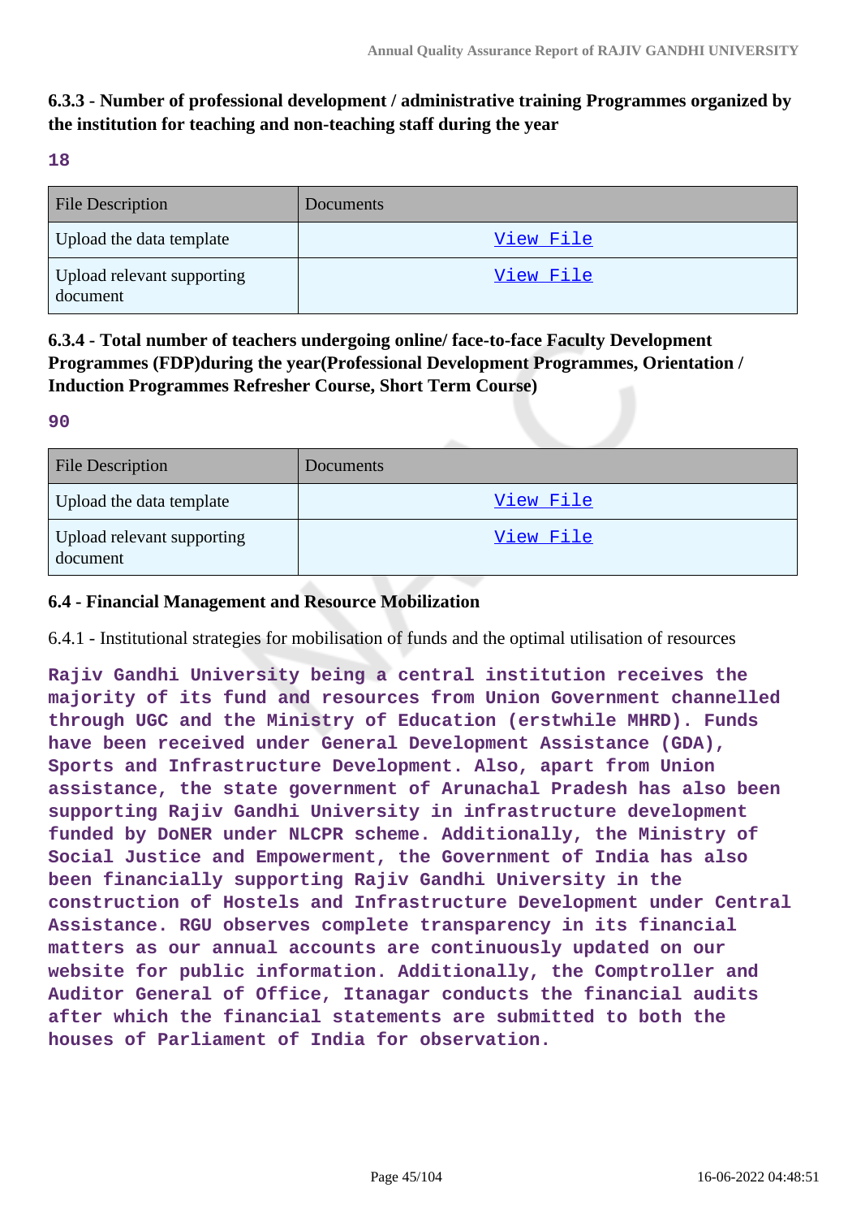**6.3.3 - Number of professional development / administrative training Programmes organized by the institution for teaching and non-teaching staff during the year**

**18**

| File Description | Documents |
|---|---|
| Upload the data template | View File |
| Upload relevant supporting document | View File |

**6.3.4 - Total number of teachers undergoing online/ face-to-face Faculty Development Programmes (FDP)during the year(Professional Development Programmes, Orientation / Induction Programmes Refresher Course, Short Term Course)**

**90**

| File Description | Documents |
|---|---|
| Upload the data template | View File |
| Upload relevant supporting document | View File |

**6.4 - Financial Management and Resource Mobilization**

6.4.1 - Institutional strategies for mobilisation of funds and the optimal utilisation of resources

**Rajiv Gandhi University being a central institution receives the majority of its fund and resources from Union Government channelled through UGC and the Ministry of Education (erstwhile MHRD). Funds have been received under General Development Assistance (GDA), Sports and Infrastructure Development. Also, apart from Union assistance, the state government of Arunachal Pradesh has also been supporting Rajiv Gandhi University in infrastructure development funded by DoNER under NLCPR scheme. Additionally, the Ministry of Social Justice and Empowerment, the Government of India has also been financially supporting Rajiv Gandhi University in the construction of Hostels and Infrastructure Development under Central Assistance. RGU observes complete transparency in its financial matters as our annual accounts are continuously updated on our website for public information. Additionally, the Comptroller and Auditor General of Office, Itanagar conducts the financial audits after which the financial statements are submitted to both the houses of Parliament of India for observation.**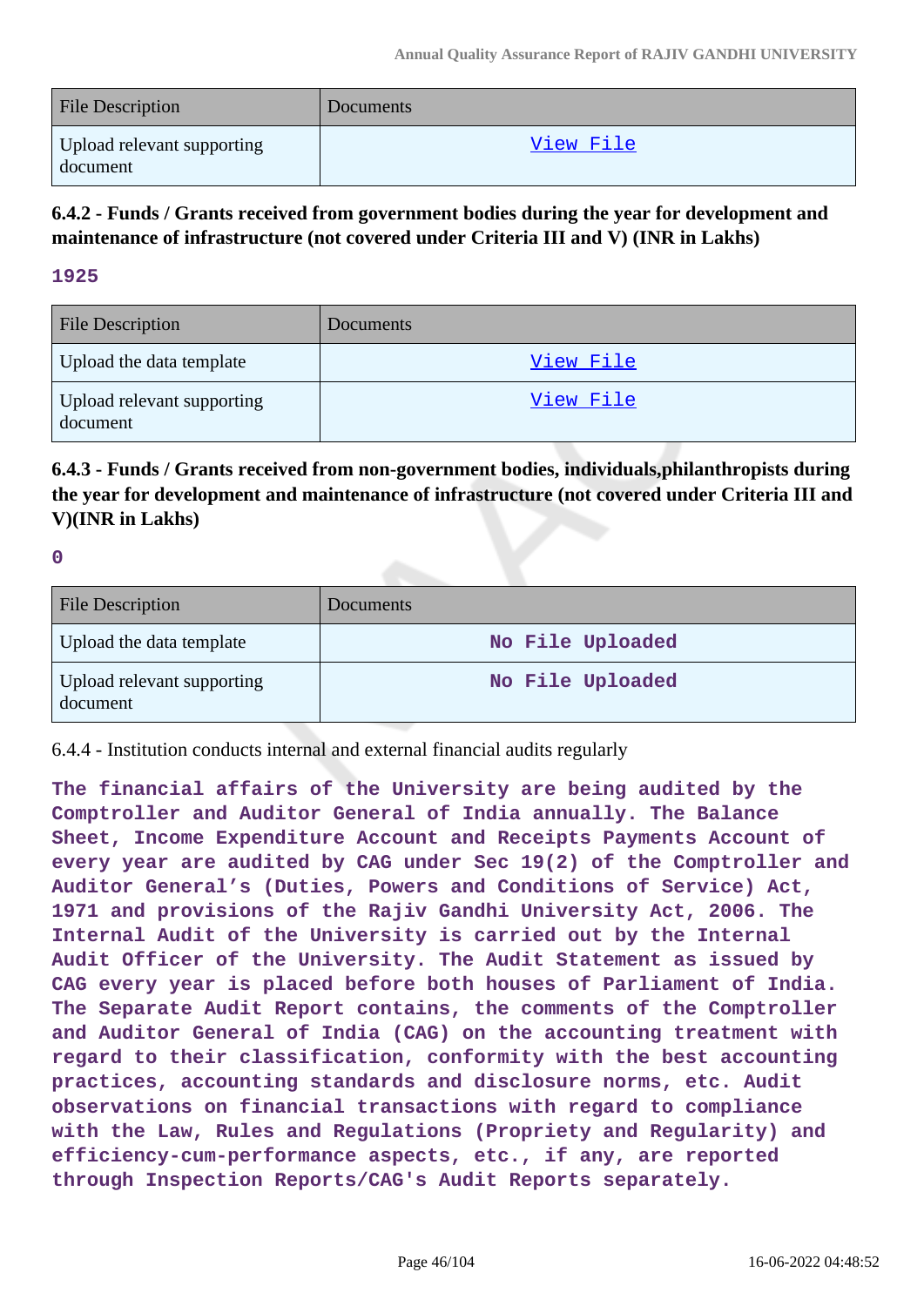| File Description | Documents |
| --- | --- |
| Upload relevant supporting document | View File |

**6.4.2 - Funds / Grants received from government bodies during the year for development and maintenance of infrastructure (not covered under Criteria III and V) (INR in Lakhs)**

**1925**

| File Description | Documents |
| --- | --- |
| Upload the data template | View File |
| Upload relevant supporting document | View File |

**6.4.3 - Funds / Grants received from non-government bodies, individuals,philanthropists during the year for development and maintenance of infrastructure (not covered under Criteria III and V)(INR in Lakhs)**

**0**

| File Description | Documents |
| --- | --- |
| Upload the data template | No File Uploaded |
| Upload relevant supporting document | No File Uploaded |

6.4.4 - Institution conducts internal and external financial audits regularly

**The financial affairs of the University are being audited by the Comptroller and Auditor General of India annually. The Balance Sheet, Income Expenditure Account and Receipts Payments Account of every year are audited by CAG under Sec 19(2) of the Comptroller and Auditor General's (Duties, Powers and Conditions of Service) Act, 1971 and provisions of the Rajiv Gandhi University Act, 2006. The Internal Audit of the University is carried out by the Internal Audit Officer of the University. The Audit Statement as issued by CAG every year is placed before both houses of Parliament of India. The Separate Audit Report contains, the comments of the Comptroller and Auditor General of India (CAG) on the accounting treatment with regard to their classification, conformity with the best accounting practices, accounting standards and disclosure norms, etc. Audit observations on financial transactions with regard to compliance with the Law, Rules and Regulations (Propriety and Regularity) and efficiency-cum-performance aspects, etc., if any, are reported through Inspection Reports/CAG's Audit Reports separately.**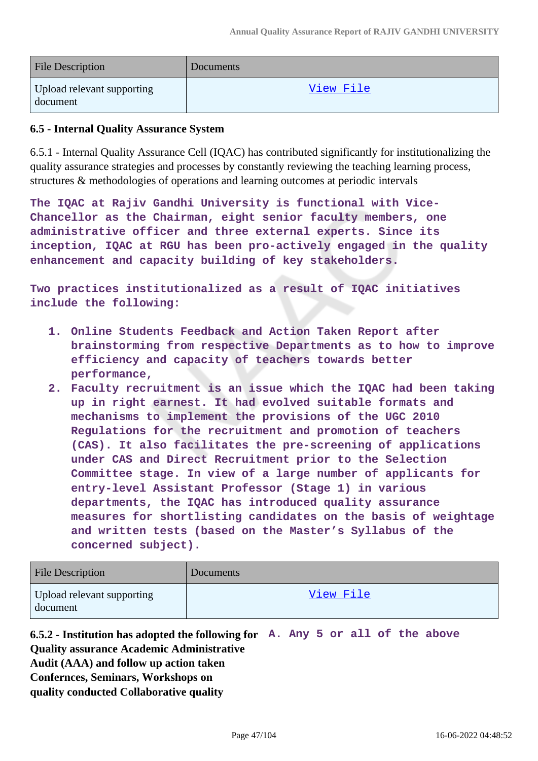| File Description | Documents |
|---|---|
| Upload relevant supporting document | View File |

**6.5 - Internal Quality Assurance System**

6.5.1 - Internal Quality Assurance Cell (IQAC) has contributed significantly for institutionalizing the quality assurance strategies and processes by constantly reviewing the teaching learning process, structures & methodologies of operations and learning outcomes at periodic intervals

**The IQAC at Rajiv Gandhi University is functional with Vice-Chancellor as the Chairman, eight senior faculty members, one administrative officer and three external experts. Since its inception, IQAC at RGU has been pro-actively engaged in the quality enhancement and capacity building of key stakeholders.**

**Two practices institutionalized as a result of IQAC initiatives include the following:**

1. **Online Students Feedback and Action Taken Report after brainstorming from respective Departments as to how to improve efficiency and capacity of teachers towards better performance,**
2. **Faculty recruitment is an issue which the IQAC had been taking up in right earnest. It had evolved suitable formats and mechanisms to implement the provisions of the UGC 2010 Regulations for the recruitment and promotion of teachers (CAS). It also facilitates the pre-screening of applications under CAS and Direct Recruitment prior to the Selection Committee stage. In view of a large number of applicants for entry-level Assistant Professor (Stage 1) in various departments, the IQAC has introduced quality assurance measures for shortlisting candidates on the basis of weightage and written tests (based on the Master's Syllabus of the concerned subject).**

| File Description | Documents |
|---|---|
| Upload relevant supporting document | View File |

**6.5.2 - Institution has adopted the following for Quality assurance Academic Administrative Audit (AAA) and follow up action taken Conferncces, Seminars, Workshops on quality conducted Collaborative quality**

**A. Any 5 or all of the above**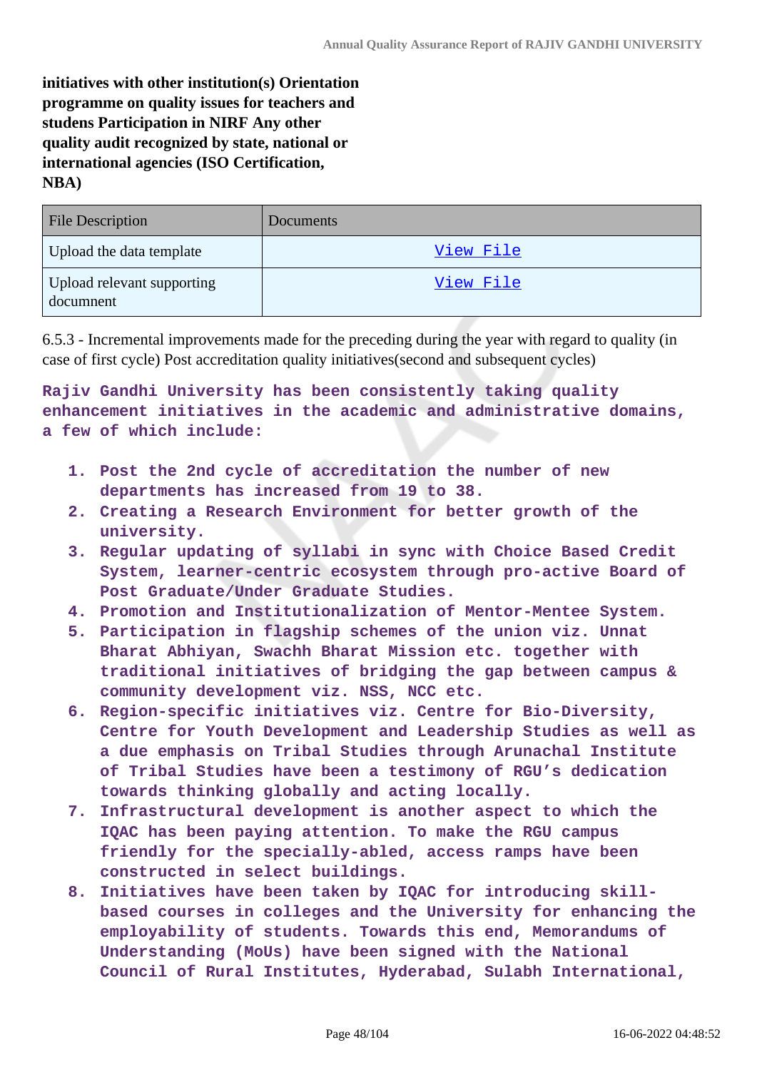**initiatives with other institution(s) Orientation programme on quality issues for teachers and studens Participation in NIRF Any other quality audit recognized by state, national or international agencies (ISO Certification, NBA)**

| File Description | Documents |
| --- | --- |
| Upload the data template | View File |
| Upload relevant supporting documnent | View File |

6.5.3 - Incremental improvements made for the preceding during the year with regard to quality (in case of first cycle) Post accreditation quality initiatives(second and subsequent cycles)

**Rajiv Gandhi University has been consistently taking quality enhancement initiatives in the academic and administrative domains, a few of which include:**

1. **Post the 2nd cycle of accreditation the number of new departments has increased from 19 to 38.**
2. **Creating a Research Environment for better growth of the university.**
3. **Regular updating of syllabi in sync with Choice Based Credit System, learner-centric ecosystem through pro-active Board of Post Graduate/Under Graduate Studies.**
4. **Promotion and Institutionalization of Mentor-Mentee System.**
5. **Participation in flagship schemes of the union viz. Unnat Bharat Abhiyan, Swachh Bharat Mission etc. together with traditional initiatives of bridging the gap between campus & community development viz. NSS, NCC etc.**
6. **Region-specific initiatives viz. Centre for Bio-Diversity, Centre for Youth Development and Leadership Studies as well as a due emphasis on Tribal Studies through Arunachal Institute of Tribal Studies have been a testimony of RGU's dedication towards thinking globally and acting locally.**
7. **Infrastructural development is another aspect to which the IQAC has been paying attention. To make the RGU campus friendly for the specially-abled, access ramps have been constructed in select buildings.**
8. **Initiatives have been taken by IQAC for introducing skill-based courses in colleges and the University for enhancing the employability of students. Towards this end, Memorandums of Understanding (MoUs) have been signed with the National Council of Rural Institutes, Hyderabad, Sulabh International,**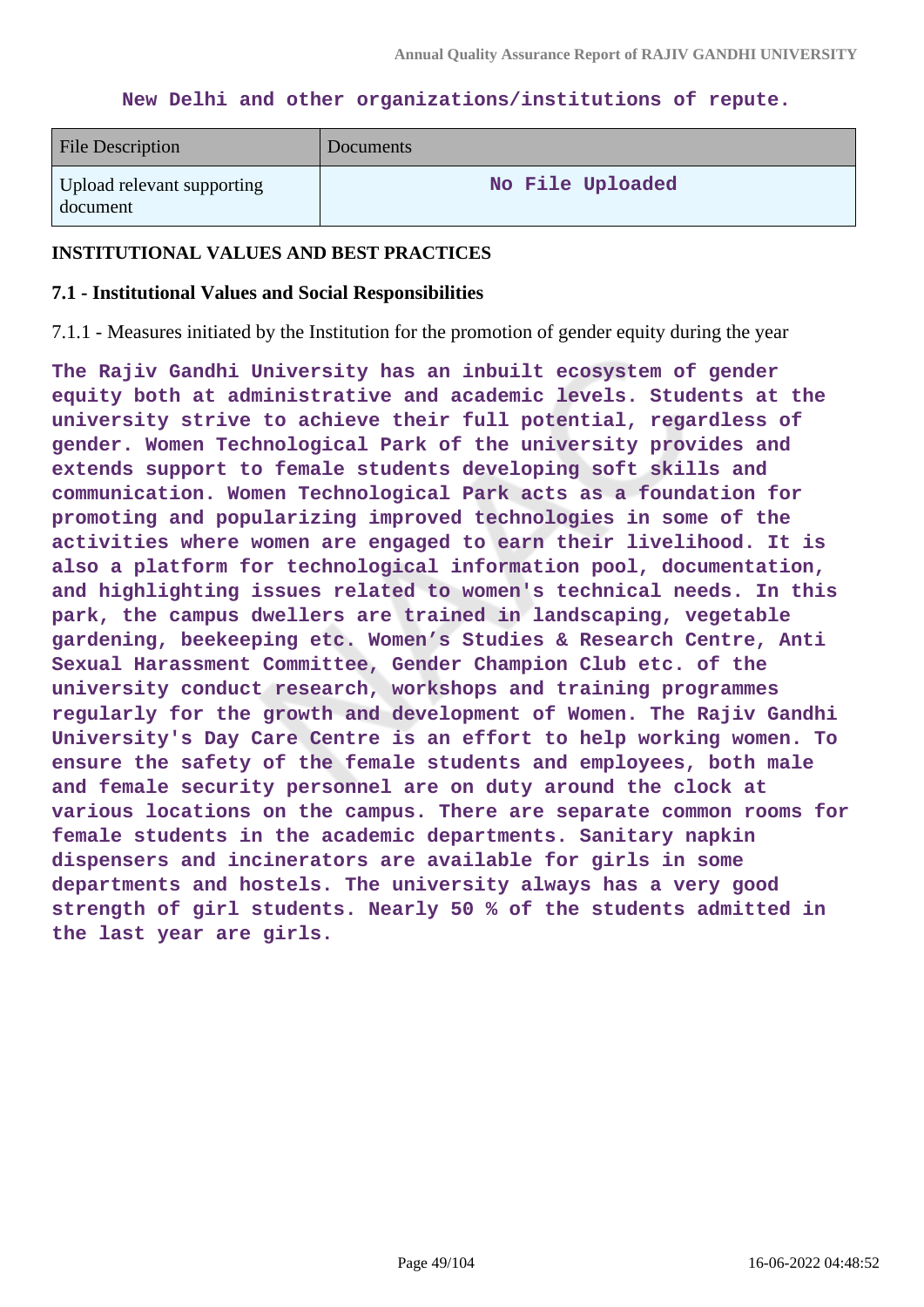New Delhi and other organizations/institutions of repute.

| File Description | Documents |
| --- | --- |
| Upload relevant supporting document | No File Uploaded |

**INSTITUTIONAL VALUES AND BEST PRACTICES**

**7.1 - Institutional Values and Social Responsibilities**

7.1.1 - Measures initiated by the Institution for the promotion of gender equity during the year

The Rajiv Gandhi University has an inbuilt ecosystem of gender equity both at administrative and academic levels. Students at the university strive to achieve their full potential, regardless of gender. Women Technological Park of the university provides and extends support to female students developing soft skills and communication. Women Technological Park acts as a foundation for promoting and popularizing improved technologies in some of the activities where women are engaged to earn their livelihood. It is also a platform for technological information pool, documentation, and highlighting issues related to women's technical needs. In this park, the campus dwellers are trained in landscaping, vegetable gardening, beekeeping etc. Women's Studies & Research Centre, Anti Sexual Harassment Committee, Gender Champion Club etc. of the university conduct research, workshops and training programmes regularly for the growth and development of Women. The Rajiv Gandhi University's Day Care Centre is an effort to help working women. To ensure the safety of the female students and employees, both male and female security personnel are on duty around the clock at various locations on the campus. There are separate common rooms for female students in the academic departments. Sanitary napkin dispensers and incinerators are available for girls in some departments and hostels. The university always has a very good strength of girl students. Nearly 50 % of the students admitted in the last year are girls.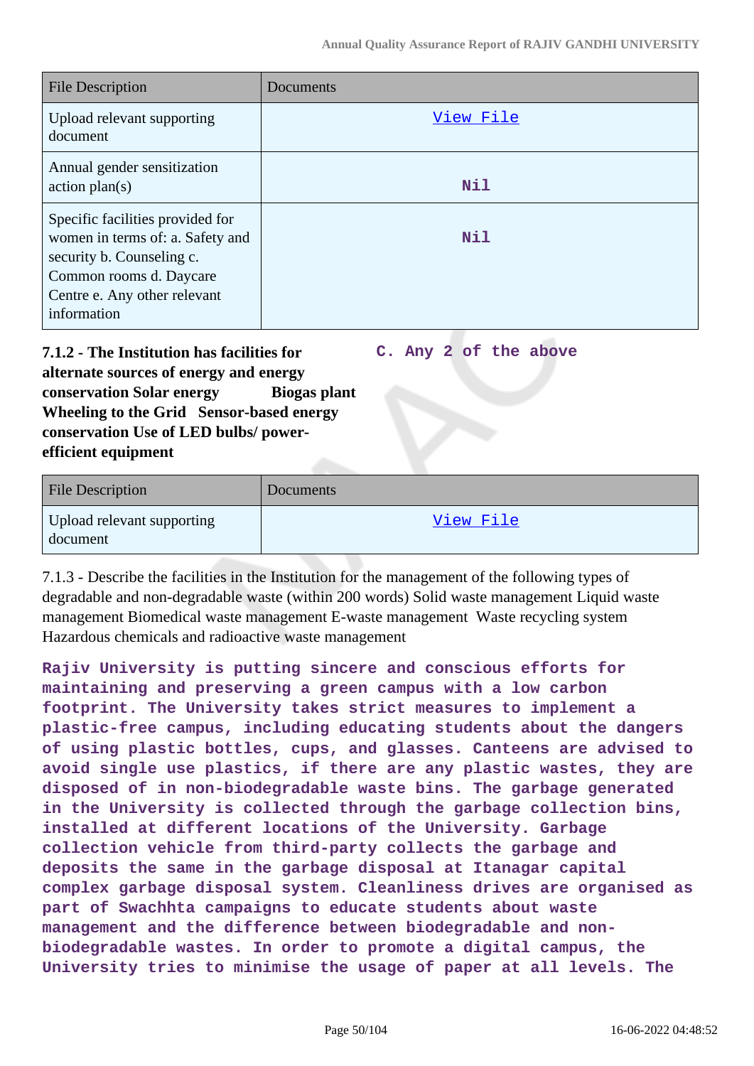| File Description | Documents |
|---|---|
| Upload relevant supporting document | View File |
| Annual gender sensitization action plan(s) | Nil |
| Specific facilities provided for women in terms of: a. Safety and security b. Counseling c. Common rooms d. Daycare Centre e. Any other relevant information | Nil |

**7.1.2 - The Institution has facilities for alternate sources of energy and energy conservation Solar energy Biogas plant Wheeling to the Grid Sensor-based energy conservation Use of LED bulbs/ power-efficient equipment**

**C. Any 2 of the above**

| File Description | Documents |
|---|---|
| Upload relevant supporting document | View File |

7.1.3 - Describe the facilities in the Institution for the management of the following types of degradable and non-degradable waste (within 200 words) Solid waste management Liquid waste management Biomedical waste management E-waste management Waste recycling system Hazardous chemicals and radioactive waste management

**Rajiv University is putting sincere and conscious efforts for maintaining and preserving a green campus with a low carbon footprint. The University takes strict measures to implement a plastic-free campus, including educating students about the dangers of using plastic bottles, cups, and glasses. Canteens are advised to avoid single use plastics, if there are any plastic wastes, they are disposed of in non-biodegradable waste bins. The garbage generated in the University is collected through the garbage collection bins, installed at different locations of the University. Garbage collection vehicle from third-party collects the garbage and deposits the same in the garbage disposal at Itanagar capital complex garbage disposal system. Cleanliness drives are organised as part of Swachhta campaigns to educate students about waste management and the difference between biodegradable and non-biodegradable wastes. In order to promote a digital campus, the University tries to minimise the usage of paper at all levels. The**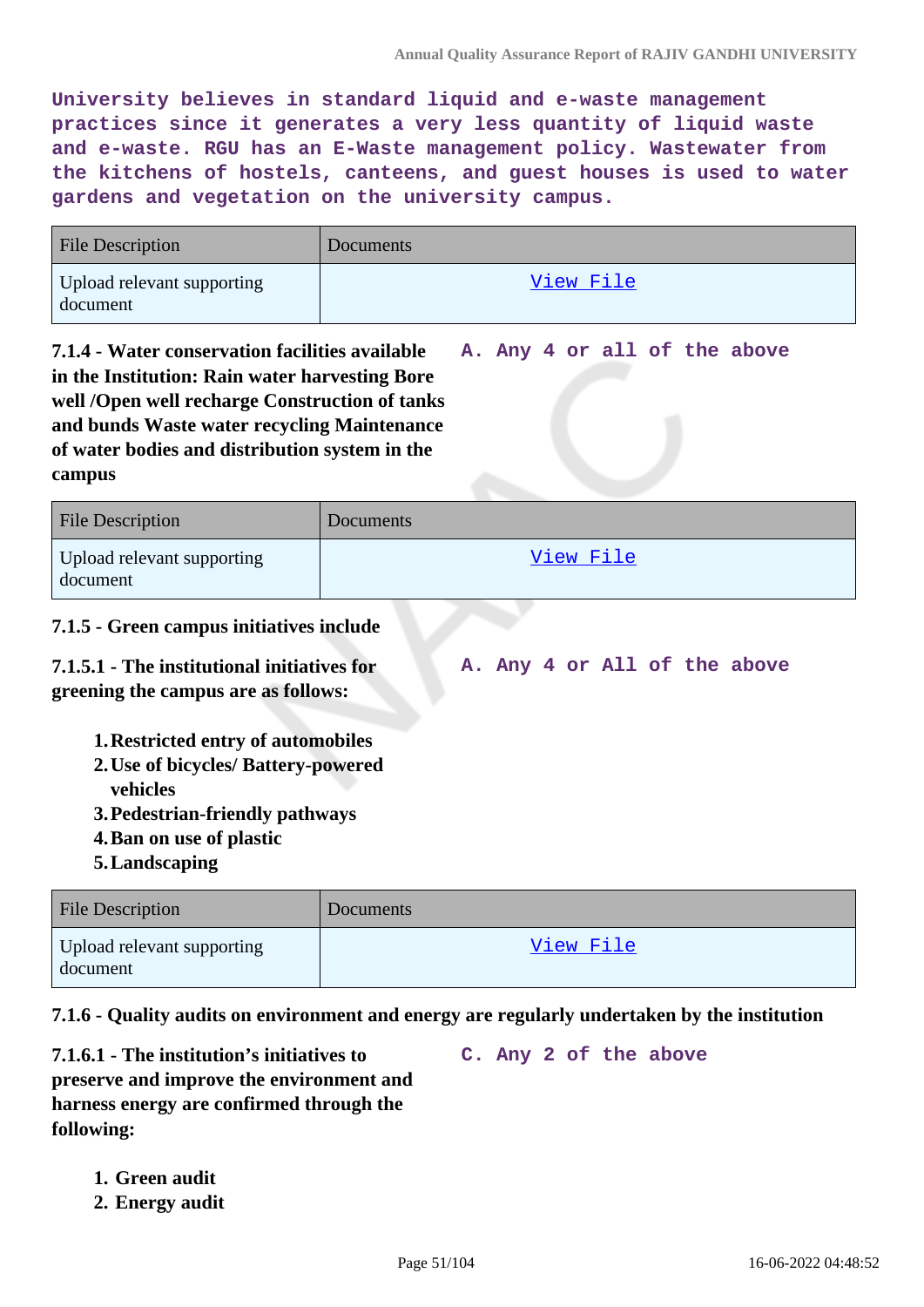University believes in standard liquid and e-waste management practices since it generates a very less quantity of liquid waste and e-waste. RGU has an E-Waste management policy. Wastewater from the kitchens of hostels, canteens, and guest houses is used to water gardens and vegetation on the university campus.

| File Description | Documents |
| --- | --- |
| Upload relevant supporting document | View File |

**7.1.4 - Water conservation facilities available in the Institution: Rain water harvesting Bore well /Open well recharge Construction of tanks and bunds Waste water recycling Maintenance of water bodies and distribution system in the campus**

A. Any 4 or all of the above

| File Description | Documents |
| --- | --- |
| Upload relevant supporting document | View File |

**7.1.5 - Green campus initiatives include**

**7.1.5.1 - The institutional initiatives for greening the campus are as follows:**

A. Any 4 or All of the above

1. **Restricted entry of automobiles**
2. **Use of bicycles/ Battery-powered vehicles**
3. **Pedestrian-friendly pathways**
4. **Ban on use of plastic**
5. **Landscaping**

| File Description | Documents |
| --- | --- |
| Upload relevant supporting document | View File |

**7.1.6 - Quality audits on environment and energy are regularly undertaken by the institution**

**7.1.6.1 - The institution's initiatives to preserve and improve the environment and harness energy are confirmed through the following:**

C. Any 2 of the above

1. **Green audit**
2. **Energy audit**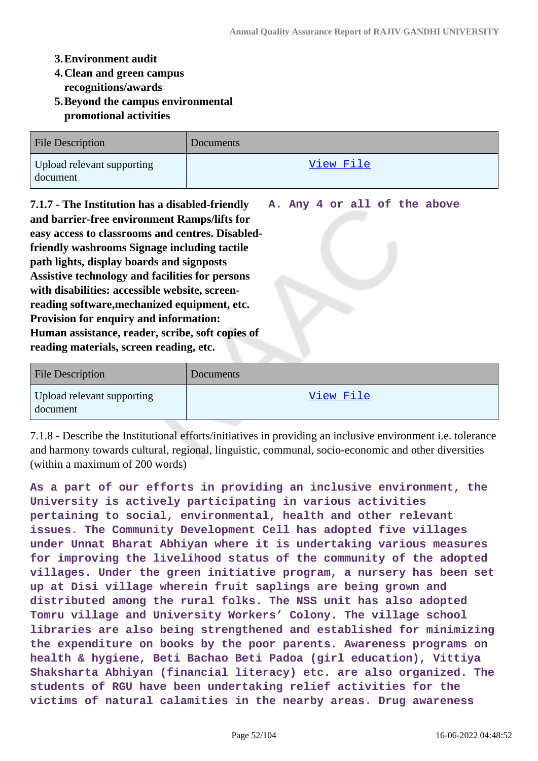3. **Environment audit**
4. **Clean and green campus recognitions/awards**
5. **Beyond the campus environmental promotional activities**

| File Description | Documents |
| --- | --- |
| Upload relevant supporting document | View File |

**7.1.7 - The Institution has a disabled-friendly and barrier-free environment Ramps/lifts for easy access to classrooms and centres. Disabled-friendly washrooms Signage including tactile path lights, display boards and signposts Assistive technology and facilities for persons with disabilities: accessible website, screen-reading software,mechanized equipment, etc. Provision for enquiry and information: Human assistance, reader, scribe, soft copies of reading materials, screen reading, etc.**

**A. Any 4 or all of the above**

| File Description | Documents |
| --- | --- |
| Upload relevant supporting document | View File |

7.1.8 - Describe the Institutional efforts/initiatives in providing an inclusive environment i.e. tolerance and harmony towards cultural, regional, linguistic, communal, socio-economic and other diversities (within a maximum of 200 words)

**As a part of our efforts in providing an inclusive environment, the University is actively participating in various activities pertaining to social, environmental, health and other relevant issues. The Community Development Cell has adopted five villages under Unnat Bharat Abhiyan where it is undertaking various measures for improving the livelihood status of the community of the adopted villages. Under the green initiative program, a nursery has been set up at Disi village wherein fruit saplings are being grown and distributed among the rural folks. The NSS unit has also adopted Tomru village and University Workers' Colony. The village school libraries are also being strengthened and established for minimizing the expenditure on books by the poor parents. Awareness programs on health & hygiene, Beti Bachao Beti Padoa (girl education), Vittiya Shaksharta Abhiyan (financial literacy) etc. are also organized. The students of RGU have been undertaking relief activities for the victims of natural calamities in the nearby areas. Drug awareness**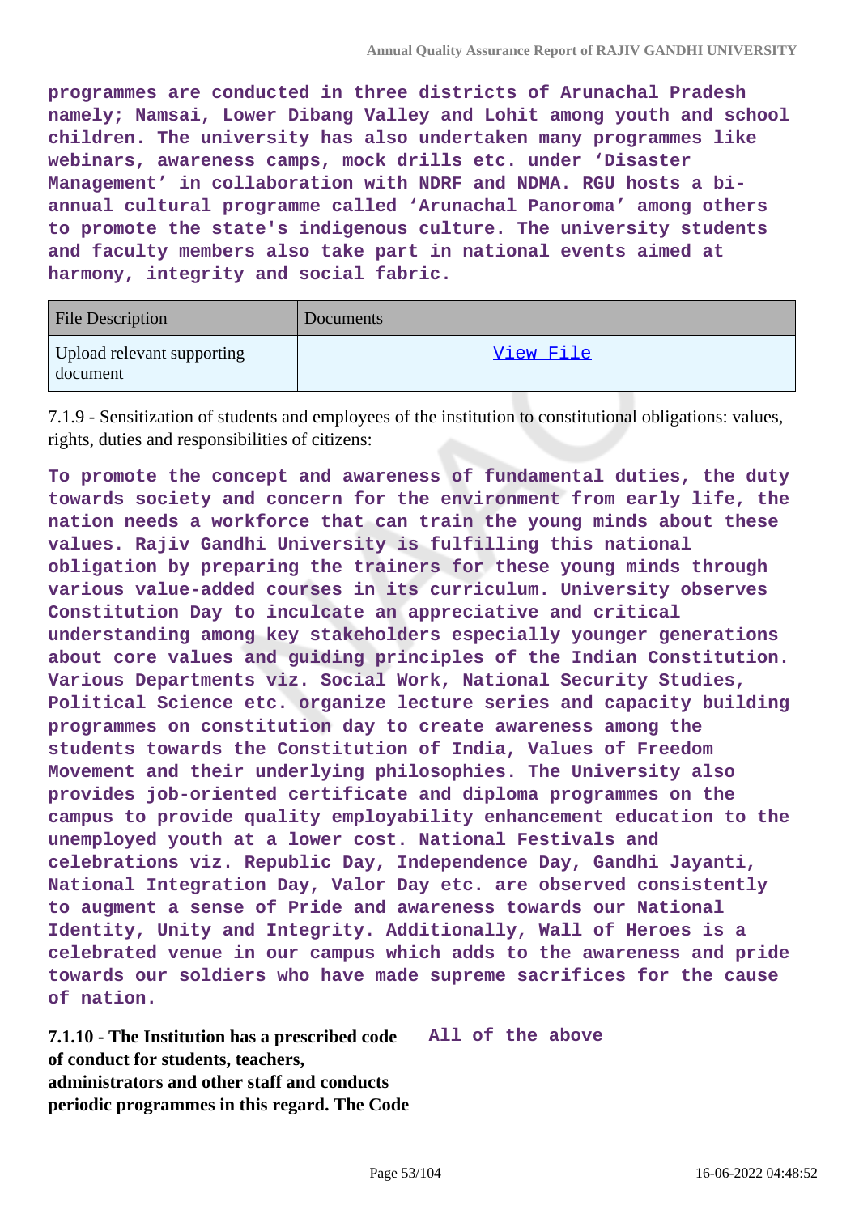**programmes are conducted in three districts of Arunachal Pradesh namely; Namsai, Lower Dibang Valley and Lohit among youth and school children. The university has also undertaken many programmes like webinars, awareness camps, mock drills etc. under 'Disaster Management' in collaboration with NDRF and NDMA. RGU hosts a bi-annual cultural programme called 'Arunachal Panoroma' among others to promote the state's indigenous culture. The university students and faculty members also take part in national events aimed at harmony, integrity and social fabric.**

| File Description | Documents |
|---|---|
| Upload relevant supporting document | View File |

7.1.9 - Sensitization of students and employees of the institution to constitutional obligations: values, rights, duties and responsibilities of citizens:

**To promote the concept and awareness of fundamental duties, the duty towards society and concern for the environment from early life, the nation needs a workforce that can train the young minds about these values. Rajiv Gandhi University is fulfilling this national obligation by preparing the trainers for these young minds through various value-added courses in its curriculum. University observes Constitution Day to inculcate an appreciative and critical understanding among key stakeholders especially younger generations about core values and guiding principles of the Indian Constitution. Various Departments viz. Social Work, National Security Studies, Political Science etc. organize lecture series and capacity building programmes on constitution day to create awareness among the students towards the Constitution of India, Values of Freedom Movement and their underlying philosophies. The University also provides job-oriented certificate and diploma programmes on the campus to provide quality employability enhancement education to the unemployed youth at a lower cost. National Festivals and celebrations viz. Republic Day, Independence Day, Gandhi Jayanti, National Integration Day, Valor Day etc. are observed consistently to augment a sense of Pride and awareness towards our National Identity, Unity and Integrity. Additionally, Wall of Heroes is a celebrated venue in our campus which adds to the awareness and pride towards our soldiers who have made supreme sacrifices for the cause of nation.**

**7.1.10 - The Institution has a prescribed code of conduct for students, teachers, administrators and other staff and conducts periodic programmes in this regard. The Code**

**All of the above**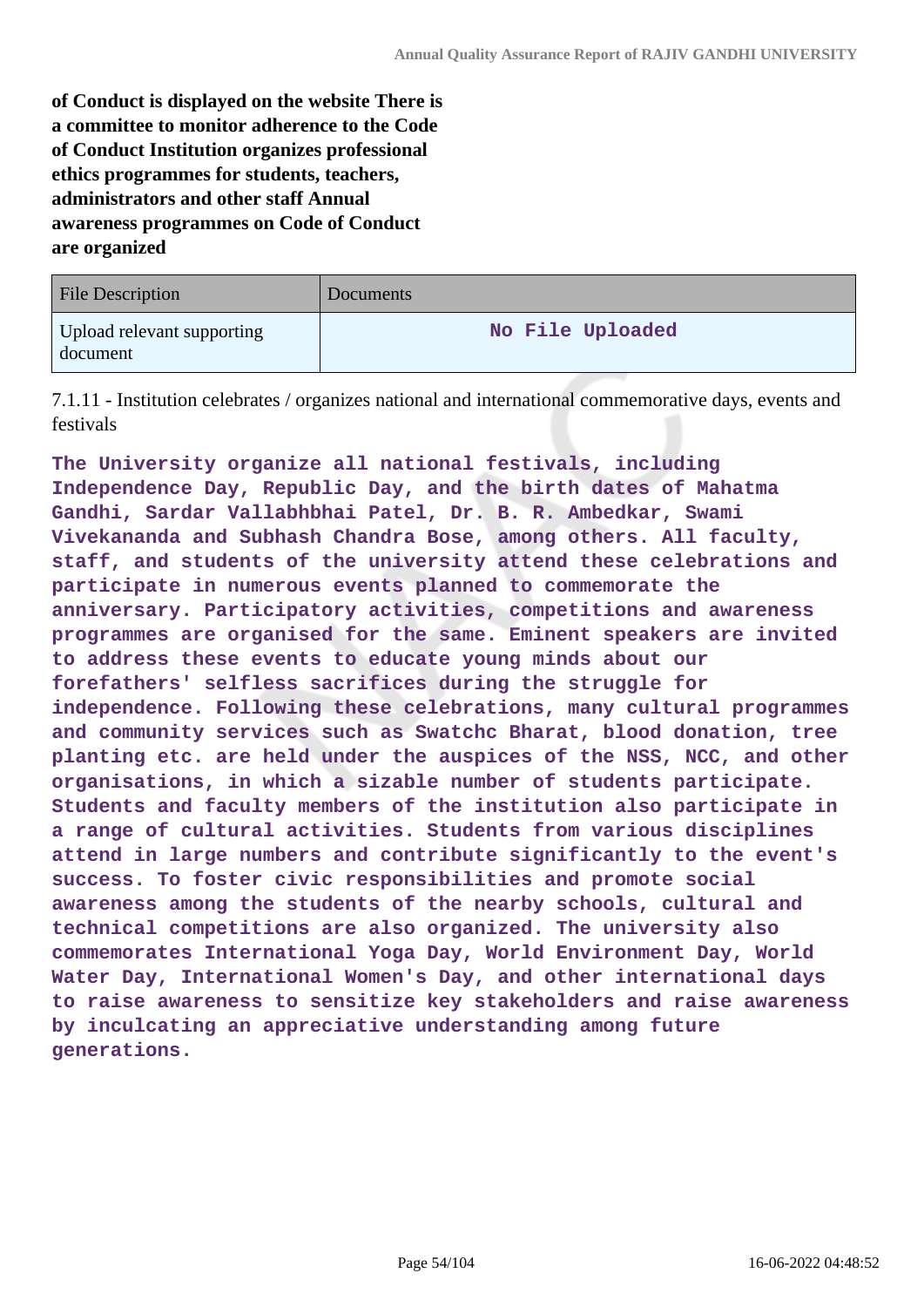**of Conduct is displayed on the website There is a committee to monitor adherence to the Code of Conduct Institution organizes professional ethics programmes for students, teachers, administrators and other staff Annual awareness programmes on Code of Conduct are organized**

| File Description | Documents |
|---|---|
| Upload relevant supporting document | No File Uploaded |

7.1.11 - Institution celebrates / organizes national and international commemorative days, events and festivals

**The University organize all national festivals, including Independence Day, Republic Day, and the birth dates of Mahatma Gandhi, Sardar Vallabhbhai Patel, Dr. B. R. Ambedkar, Swami Vivekananda and Subhash Chandra Bose, among others. All faculty, staff, and students of the university attend these celebrations and participate in numerous events planned to commemorate the anniversary. Participatory activities, competitions and awareness programmes are organised for the same. Eminent speakers are invited to address these events to educate young minds about our forefathers' selfless sacrifices during the struggle for independence. Following these celebrations, many cultural programmes and community services such as Swatchc Bharat, blood donation, tree planting etc. are held under the auspices of the NSS, NCC, and other organisations, in which a sizable number of students participate. Students and faculty members of the institution also participate in a range of cultural activities. Students from various disciplines attend in large numbers and contribute significantly to the event's success. To foster civic responsibilities and promote social awareness among the students of the nearby schools, cultural and technical competitions are also organized. The university also commemorates International Yoga Day, World Environment Day, World Water Day, International Women's Day, and other international days to raise awareness to sensitize key stakeholders and raise awareness by inculcating an appreciative understanding among future generations.**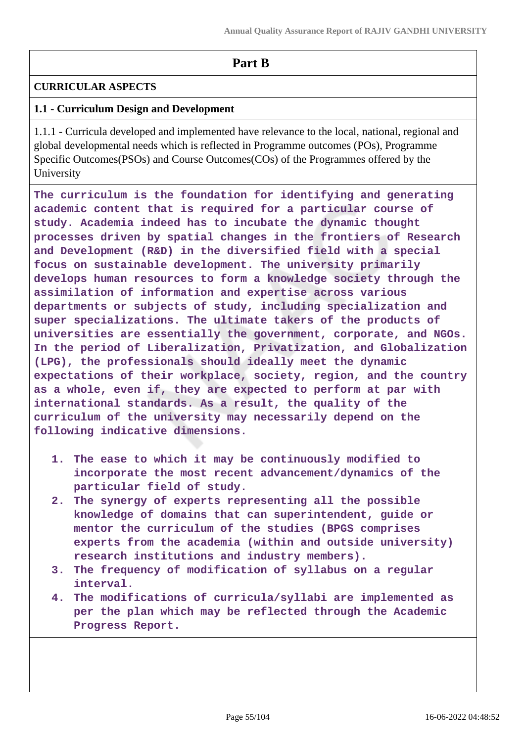## Part B

**CURRICULAR ASPECTS**

**1.1 - Curriculum Design and Development**

1.1.1 - Curricula developed and implemented have relevance to the local, national, regional and global developmental needs which is reflected in Programme outcomes (POs), Programme Specific Outcomes(PSOs) and Course Outcomes(COs) of the Programmes offered by the University

The curriculum is the foundation for identifying and generating academic content that is required for a particular course of study. Academia indeed has to incubate the dynamic thought processes driven by spatial changes in the frontiers of Research and Development (R&D) in the diversified field with a special focus on sustainable development. The university primarily develops human resources to form a knowledge society through the assimilation of information and expertise across various departments or subjects of study, including specialization and super specializations. The ultimate takers of the products of universities are essentially the government, corporate, and NGOs. In the period of Liberalization, Privatization, and Globalization (LPG), the professionals should ideally meet the dynamic expectations of their workplace, society, region, and the country as a whole, even if, they are expected to perform at par with international standards. As a result, the quality of the curriculum of the university may necessarily depend on the following indicative dimensions.

1. The ease to which it may be continuously modified to incorporate the most recent advancement/dynamics of the particular field of study.
2. The synergy of experts representing all the possible knowledge of domains that can superintendent, guide or mentor the curriculum of the studies (BPGS comprises experts from the academia (within and outside university) research institutions and industry members).
3. The frequency of modification of syllabus on a regular interval.
4. The modifications of curricula/syllabi are implemented as per the plan which may be reflected through the Academic Progress Report.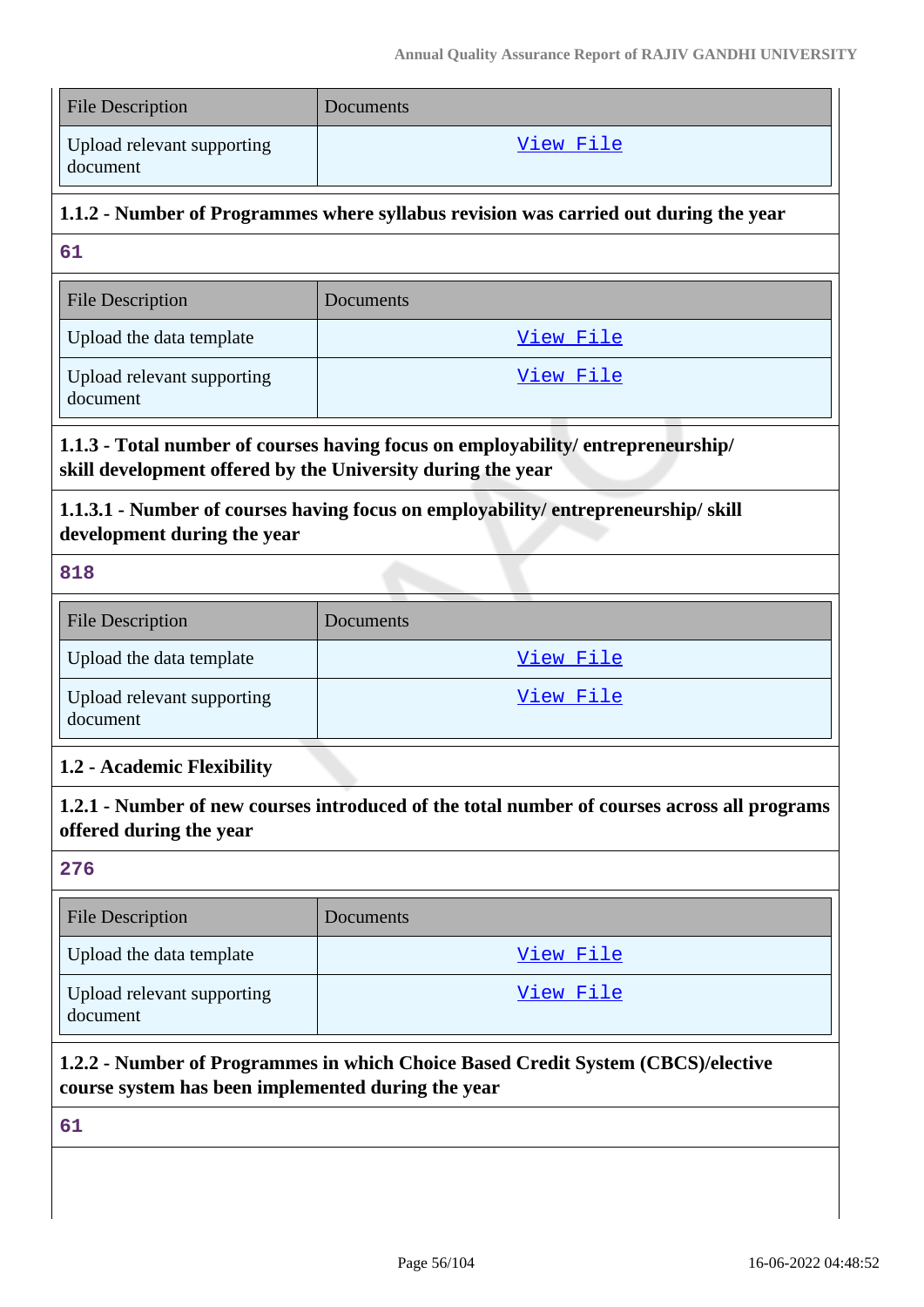| File Description | Documents |
|---|---|
| Upload relevant supporting document | View File |

**1.1.2 - Number of Programmes where syllabus revision was carried out during the year**

61

| File Description | Documents |
|---|---|
| Upload the data template | View File |
| Upload relevant supporting document | View File |

**1.1.3 - Total number of courses having focus on employability/ entrepreneurship/ skill development offered by the University during the year**

**1.1.3.1 - Number of courses having focus on employability/ entrepreneurship/ skill development during the year**

818

| File Description | Documents |
|---|---|
| Upload the data template | View File |
| Upload relevant supporting document | View File |

**1.2 - Academic Flexibility**

**1.2.1 - Number of new courses introduced of the total number of courses across all programs offered during the year**

276

| File Description | Documents |
|---|---|
| Upload the data template | View File |
| Upload relevant supporting document | View File |

**1.2.2 - Number of Programmes in which Choice Based Credit System (CBCS)/elective course system has been implemented during the year**

61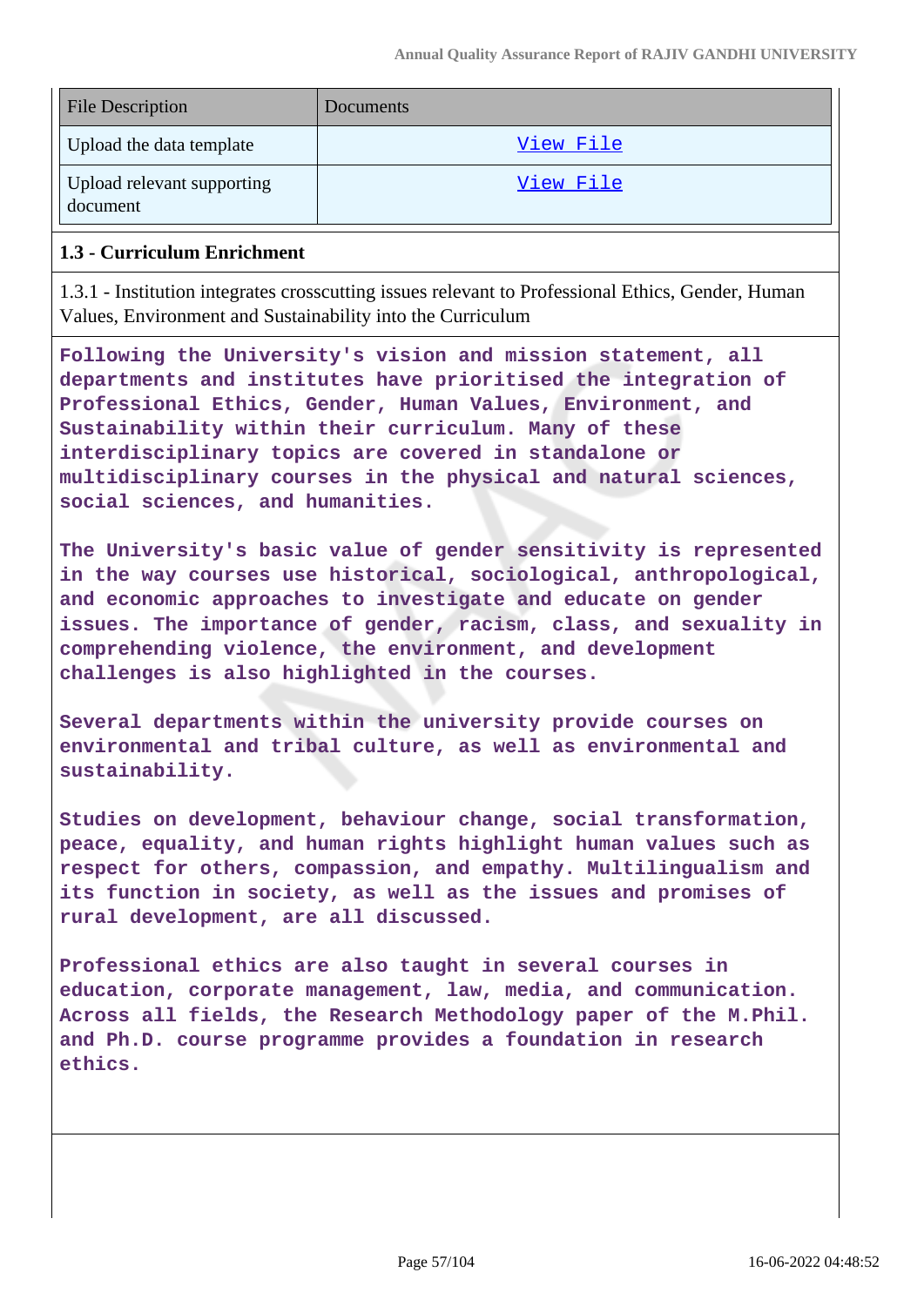| File Description | Documents |
| --- | --- |
| Upload the data template | View File |
| Upload relevant supporting document | View File |

**1.3 - Curriculum Enrichment**

1.3.1 - Institution integrates crosscutting issues relevant to Professional Ethics, Gender, Human Values, Environment and Sustainability into the Curriculum

Following the University's vision and mission statement, all departments and institutes have prioritised the integration of Professional Ethics, Gender, Human Values, Environment, and Sustainability within their curriculum. Many of these interdisciplinary topics are covered in standalone or multidisciplinary courses in the physical and natural sciences, social sciences, and humanities.

The University's basic value of gender sensitivity is represented in the way courses use historical, sociological, anthropological, and economic approaches to investigate and educate on gender issues. The importance of gender, racism, class, and sexuality in comprehending violence, the environment, and development challenges is also highlighted in the courses.

Several departments within the university provide courses on environmental and tribal culture, as well as environmental and sustainability.

Studies on development, behaviour change, social transformation, peace, equality, and human rights highlight human values such as respect for others, compassion, and empathy. Multilingualism and its function in society, as well as the issues and promises of rural development, are all discussed.

Professional ethics are also taught in several courses in education, corporate management, law, media, and communication. Across all fields, the Research Methodology paper of the M.Phil. and Ph.D. course programme provides a foundation in research ethics.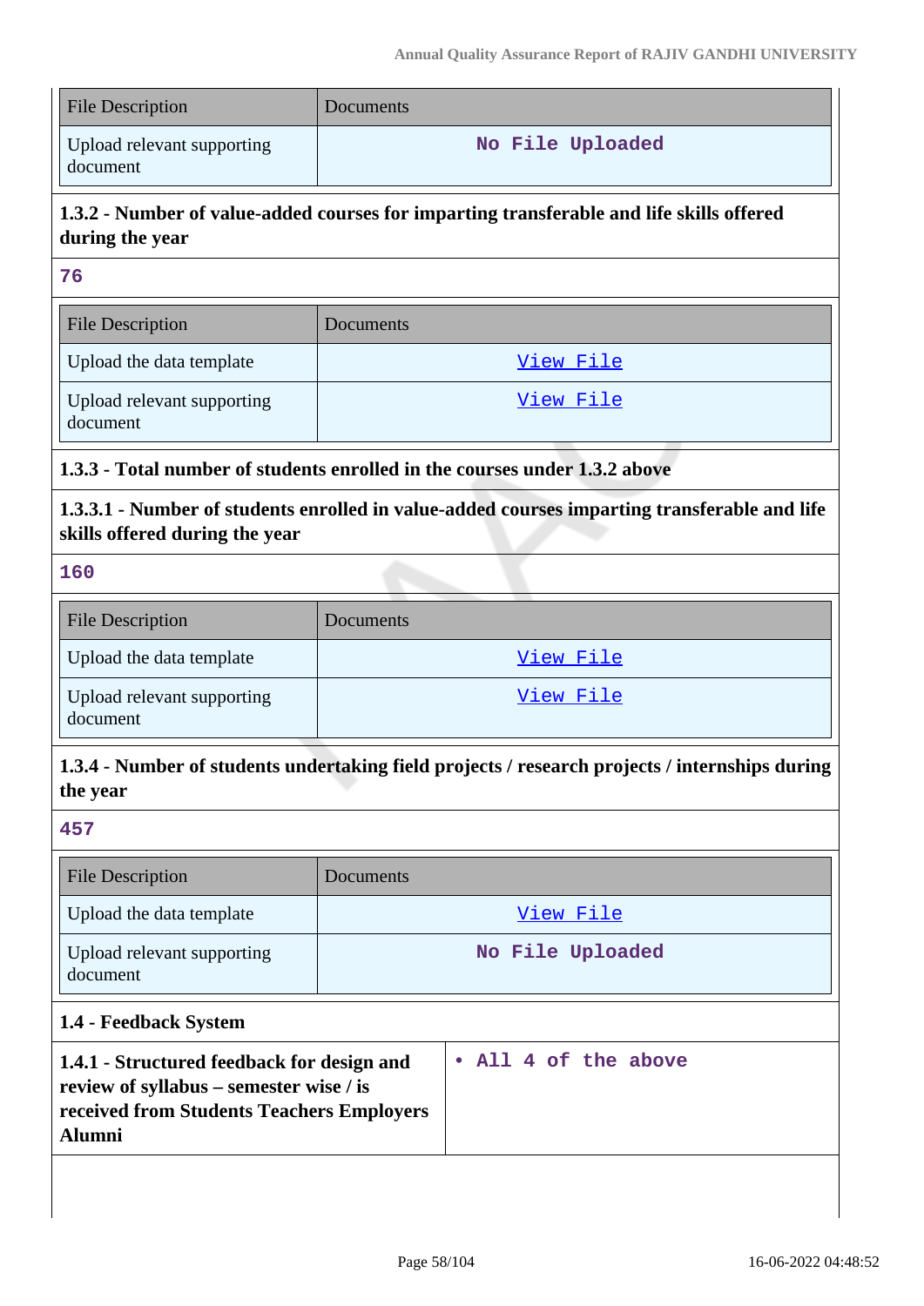| File Description | Documents |
| --- | --- |
| Upload relevant supporting document | No File Uploaded |

**1.3.2 - Number of value-added courses for imparting transferable and life skills offered during the year**

76

| File Description | Documents |
| --- | --- |
| Upload the data template | View File |
| Upload relevant supporting document | View File |

**1.3.3 - Total number of students enrolled in the courses under 1.3.2 above**

**1.3.3.1 - Number of students enrolled in value-added courses imparting transferable and life skills offered during the year**

160

| File Description | Documents |
| --- | --- |
| Upload the data template | View File |
| Upload relevant supporting document | View File |

**1.3.4 - Number of students undertaking field projects / research projects / internships during the year**

457

| File Description | Documents |
| --- | --- |
| Upload the data template | View File |
| Upload relevant supporting document | No File Uploaded |

**1.4 - Feedback System**

| **1.4.1 - Structured feedback for design and review of syllabus – semester wise / is received from Students Teachers Employers Alumni** | • All 4 of the above |
| --- | --- |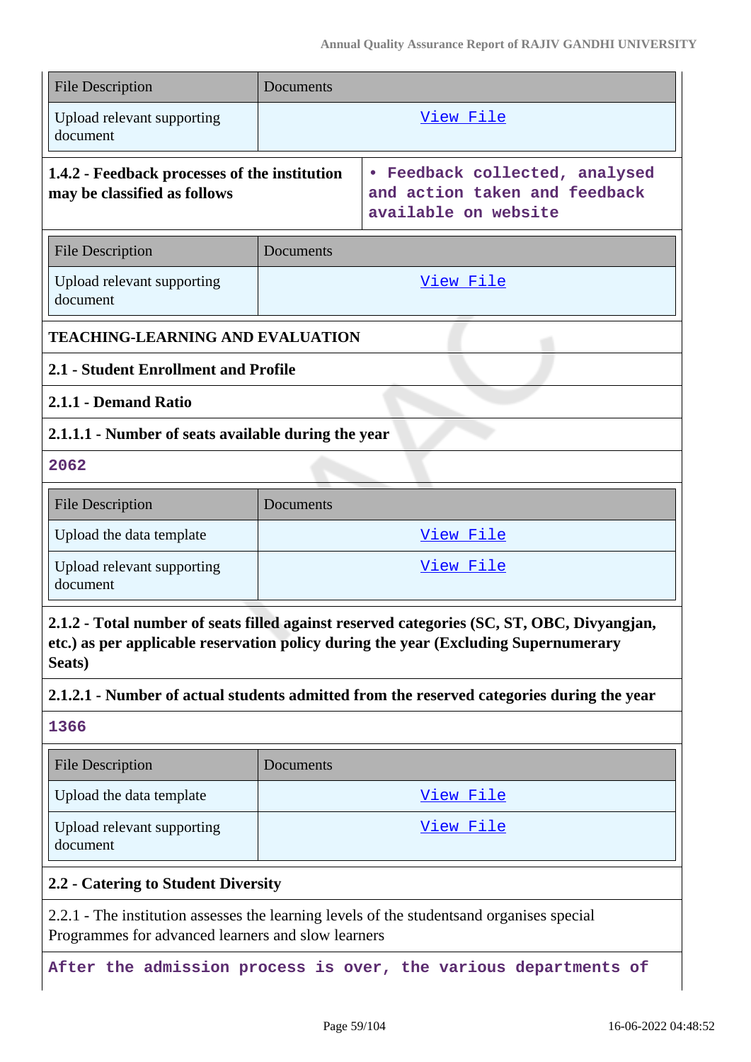| File Description | Documents |
|---|---|
| Upload relevant supporting document | View File |

**1.4.2 - Feedback processes of the institution may be classified as follows**

• Feedback collected, analysed and action taken and feedback available on website

| File Description | Documents |
|---|---|
| Upload relevant supporting document | View File |

**TEACHING-LEARNING AND EVALUATION**

**2.1 - Student Enrollment and Profile**

**2.1.1 - Demand Ratio**

**2.1.1.1 - Number of seats available during the year**

2062

| File Description | Documents |
|---|---|
| Upload the data template | View File |
| Upload relevant supporting document | View File |

**2.1.2 - Total number of seats filled against reserved categories (SC, ST, OBC, Divyangjan, etc.) as per applicable reservation policy during the year (Excluding Supernumerary Seats)**

**2.1.2.1 - Number of actual students admitted from the reserved categories during the year**

1366

| File Description | Documents |
|---|---|
| Upload the data template | View File |
| Upload relevant supporting document | View File |

**2.2 - Catering to Student Diversity**

2.2.1 - The institution assesses the learning levels of the studentsand organises special Programmes for advanced learners and slow learners

After the admission process is over, the various departments of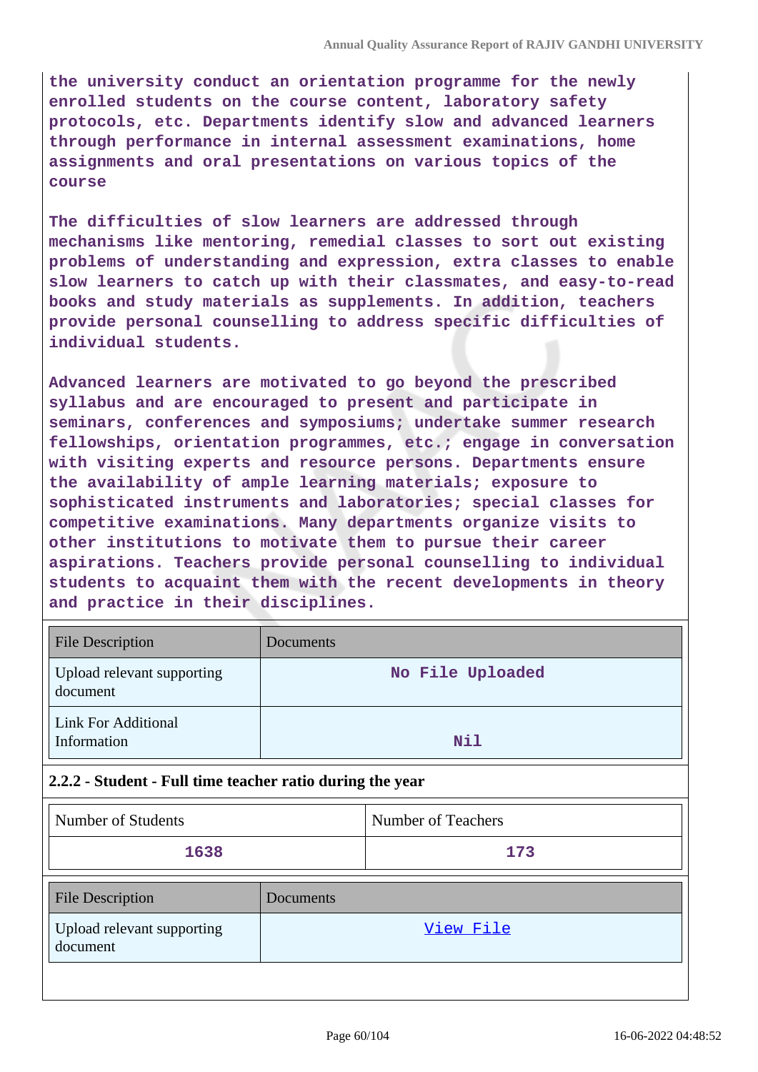**the university conduct an orientation programme for the newly enrolled students on the course content, laboratory safety protocols, etc. Departments identify slow and advanced learners through performance in internal assessment examinations, home assignments and oral presentations on various topics of the course**

**The difficulties of slow learners are addressed through mechanisms like mentoring, remedial classes to sort out existing problems of understanding and expression, extra classes to enable slow learners to catch up with their classmates, and easy-to-read books and study materials as supplements. In addition, teachers provide personal counselling to address specific difficulties of individual students.**

**Advanced learners are motivated to go beyond the prescribed syllabus and are encouraged to present and participate in seminars, conferences and symposiums; undertake summer research fellowships, orientation programmes, etc.; engage in conversation with visiting experts and resource persons. Departments ensure the availability of ample learning materials; exposure to sophisticated instruments and laboratories; special classes for competitive examinations. Many departments organize visits to other institutions to motivate them to pursue their career aspirations. Teachers provide personal counselling to individual students to acquaint them with the recent developments in theory and practice in their disciplines.**

| File Description | Documents |
|---|---|
| Upload relevant supporting document | No File Uploaded |
| Link For Additional Information | Nil |

### 2.2.2 - Student - Full time teacher ratio during the year

| Number of Students | Number of Teachers |
|---|---|
| 1638 | 173 |

| File Description | Documents |
|---|---|
| Upload relevant supporting document | View File |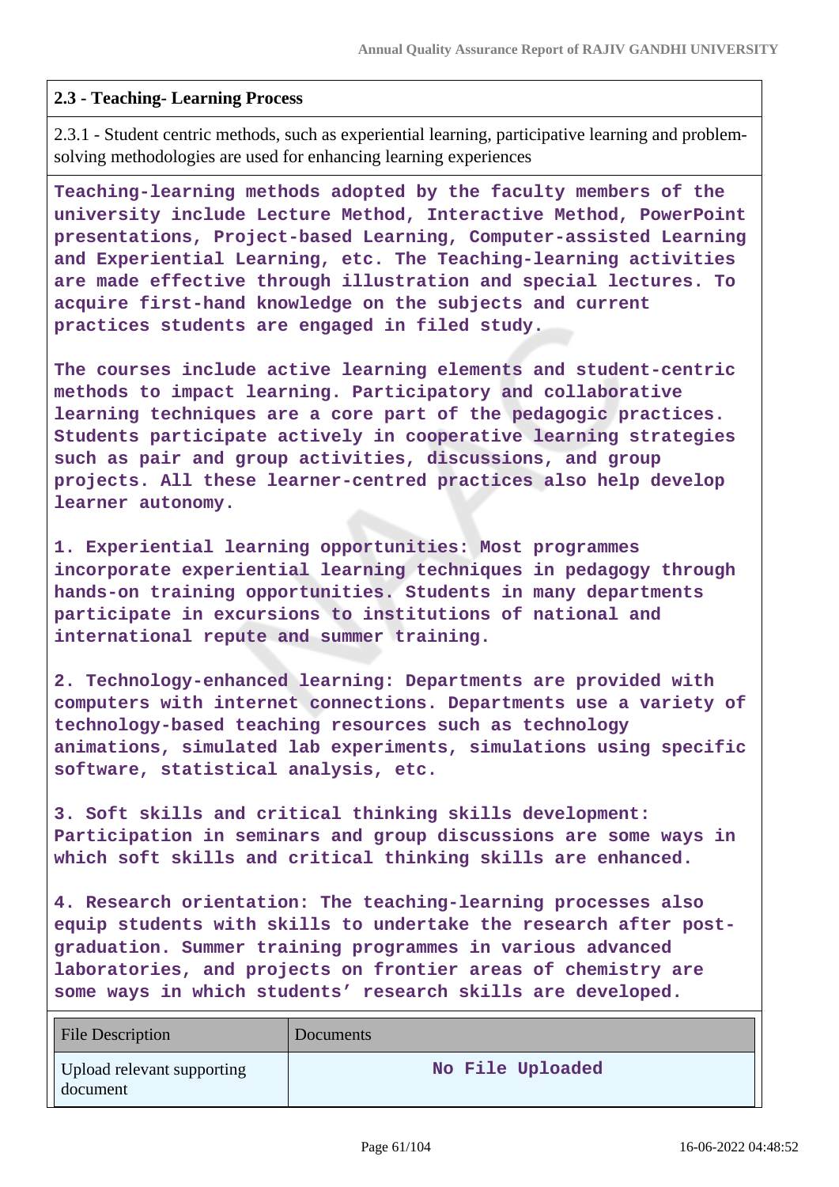### 2.3 - Teaching- Learning Process

2.3.1 - Student centric methods, such as experiential learning, participative learning and problem-solving methodologies are used for enhancing learning experiences

Teaching-learning methods adopted by the faculty members of the university include Lecture Method, Interactive Method, PowerPoint presentations, Project-based Learning, Computer-assisted Learning and Experiential Learning, etc. The Teaching-learning activities are made effective through illustration and special lectures. To acquire first-hand knowledge on the subjects and current practices students are engaged in filed study.

The courses include active learning elements and student-centric methods to impact learning. Participatory and collaborative learning techniques are a core part of the pedagogic practices. Students participate actively in cooperative learning strategies such as pair and group activities, discussions, and group projects. All these learner-centred practices also help develop learner autonomy.

1. Experiential learning opportunities: Most programmes incorporate experiential learning techniques in pedagogy through hands-on training opportunities. Students in many departments participate in excursions to institutions of national and international repute and summer training.

2. Technology-enhanced learning: Departments are provided with computers with internet connections. Departments use a variety of technology-based teaching resources such as technology animations, simulated lab experiments, simulations using specific software, statistical analysis, etc.

3. Soft skills and critical thinking skills development: Participation in seminars and group discussions are some ways in which soft skills and critical thinking skills are enhanced.

4. Research orientation: The teaching-learning processes also equip students with skills to undertake the research after post-graduation. Summer training programmes in various advanced laboratories, and projects on frontier areas of chemistry are some ways in which students' research skills are developed.

| File Description | Documents |
| --- | --- |
| Upload relevant supporting document | No File Uploaded |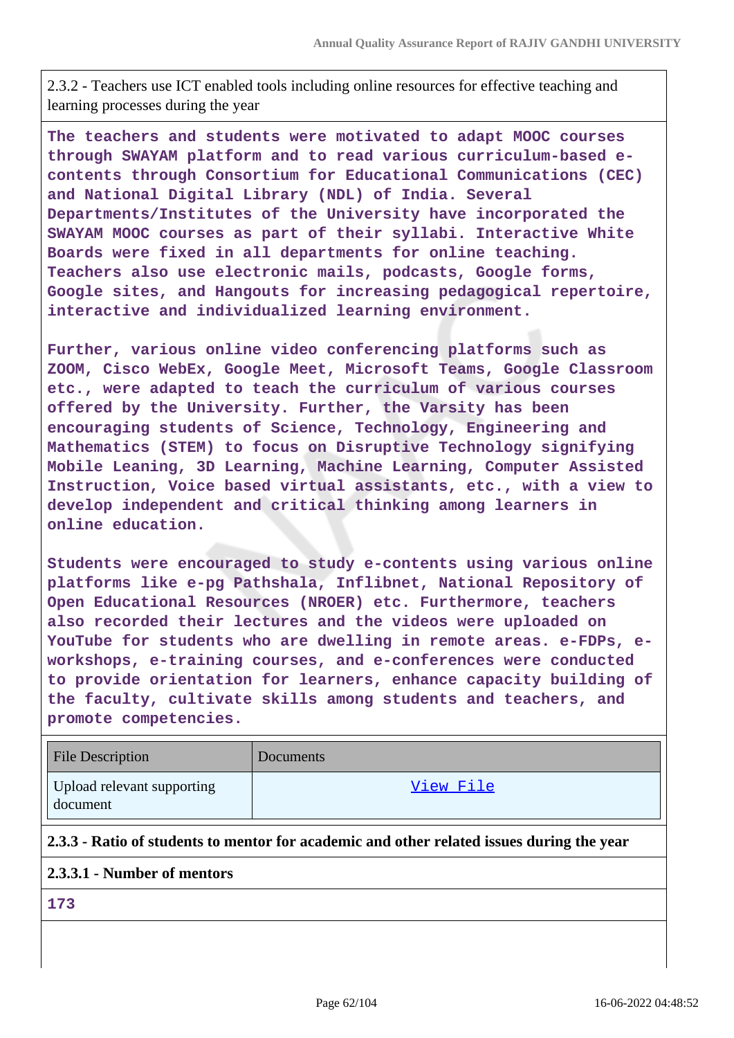2.3.2 - Teachers use ICT enabled tools including online resources for effective teaching and learning processes during the year

**The teachers and students were motivated to adapt MOOC courses through SWAYAM platform and to read various curriculum-based e-contents through Consortium for Educational Communications (CEC) and National Digital Library (NDL) of India. Several Departments/Institutes of the University have incorporated the SWAYAM MOOC courses as part of their syllabi. Interactive White Boards were fixed in all departments for online teaching. Teachers also use electronic mails, podcasts, Google forms, Google sites, and Hangouts for increasing pedagogical repertoire, interactive and individualized learning environment.**

**Further, various online video conferencing platforms such as ZOOM, Cisco WebEx, Google Meet, Microsoft Teams, Google Classroom etc., were adapted to teach the curriculum of various courses offered by the University. Further, the Varsity has been encouraging students of Science, Technology, Engineering and Mathematics (STEM) to focus on Disruptive Technology signifying Mobile Leaning, 3D Learning, Machine Learning, Computer Assisted Instruction, Voice based virtual assistants, etc., with a view to develop independent and critical thinking among learners in online education.**

**Students were encouraged to study e-contents using various online platforms like e-pg Pathshala, Inflibnet, National Repository of Open Educational Resources (NROER) etc. Furthermore, teachers also recorded their lectures and the videos were uploaded on YouTube for students who are dwelling in remote areas. e-FDPs, e-workshops, e-training courses, and e-conferences were conducted to provide orientation for learners, enhance capacity building of the faculty, cultivate skills among students and teachers, and promote competencies.**

| File Description | Documents |
|---|---|
| Upload relevant supporting document | View File |

**2.3.3 - Ratio of students to mentor for academic and other related issues during the year**

**2.3.3.1 - Number of mentors**

**173**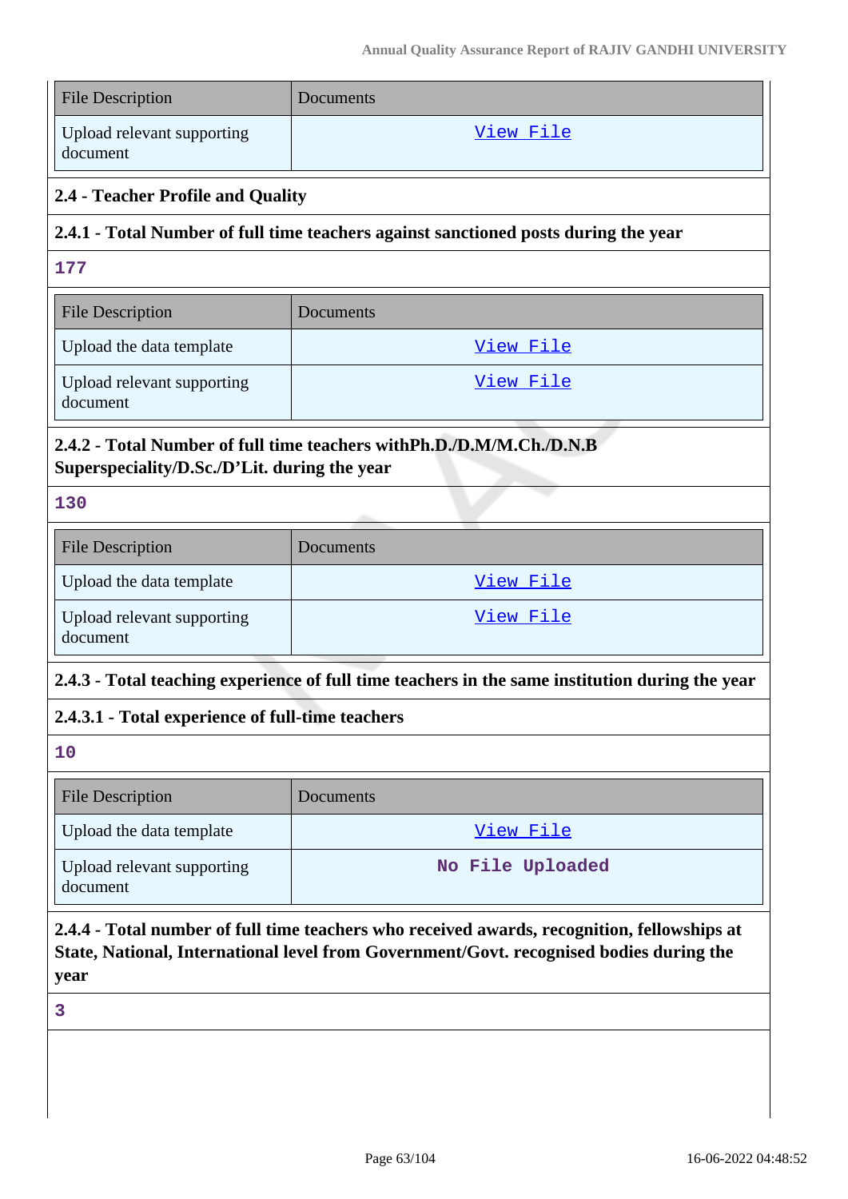| File Description | Documents |
| --- | --- |
| Upload relevant supporting document | View File |

## 2.4 - Teacher Profile and Quality

### 2.4.1 - Total Number of full time teachers against sanctioned posts during the year

177

| File Description | Documents |
| --- | --- |
| Upload the data template | View File |
| Upload relevant supporting document | View File |

### 2.4.2 - Total Number of full time teachers withPh.D./D.M/M.Ch./D.N.B Superspeciality/D.Sc./D'Lit. during the year

130

| File Description | Documents |
| --- | --- |
| Upload the data template | View File |
| Upload relevant supporting document | View File |

### 2.4.3 - Total teaching experience of full time teachers in the same institution during the year

#### 2.4.3.1 - Total experience of full-time teachers

10

| File Description | Documents |
| --- | --- |
| Upload the data template | View File |
| Upload relevant supporting document | No File Uploaded |

### 2.4.4 - Total number of full time teachers who received awards, recognition, fellowships at State, National, International level from Government/Govt. recognised bodies during the year

3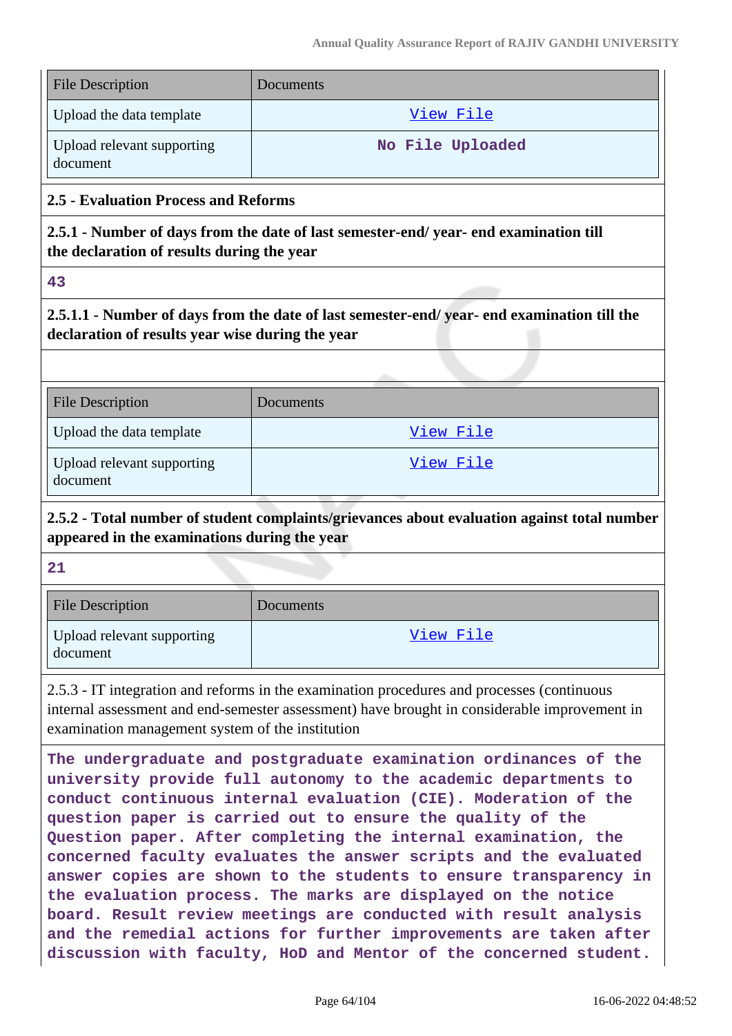| File Description | Documents |
|---|---|
| Upload the data template | View File |
| Upload relevant supporting document | No File Uploaded |

**2.5 - Evaluation Process and Reforms**

**2.5.1 - Number of days from the date of last semester-end/ year- end examination till the declaration of results during the year**

**43**

**2.5.1.1 - Number of days from the date of last semester-end/ year- end examination till the declaration of results year wise during the year**

| File Description | Documents |
|---|---|
| Upload the data template | View File |
| Upload relevant supporting document | View File |

**2.5.2 - Total number of student complaints/grievances about evaluation against total number appeared in the examinations during the year**

**21**

| File Description | Documents |
|---|---|
| Upload relevant supporting document | View File |

2.5.3 - IT integration and reforms in the examination procedures and processes (continuous internal assessment and end-semester assessment) have brought in considerable improvement in examination management system of the institution

**The undergraduate and postgraduate examination ordinances of the university provide full autonomy to the academic departments to conduct continuous internal evaluation (CIE). Moderation of the question paper is carried out to ensure the quality of the Question paper. After completing the internal examination, the concerned faculty evaluates the answer scripts and the evaluated answer copies are shown to the students to ensure transparency in the evaluation process. The marks are displayed on the notice board. Result review meetings are conducted with result analysis and the remedial actions for further improvements are taken after discussion with faculty, HoD and Mentor of the concerned student.**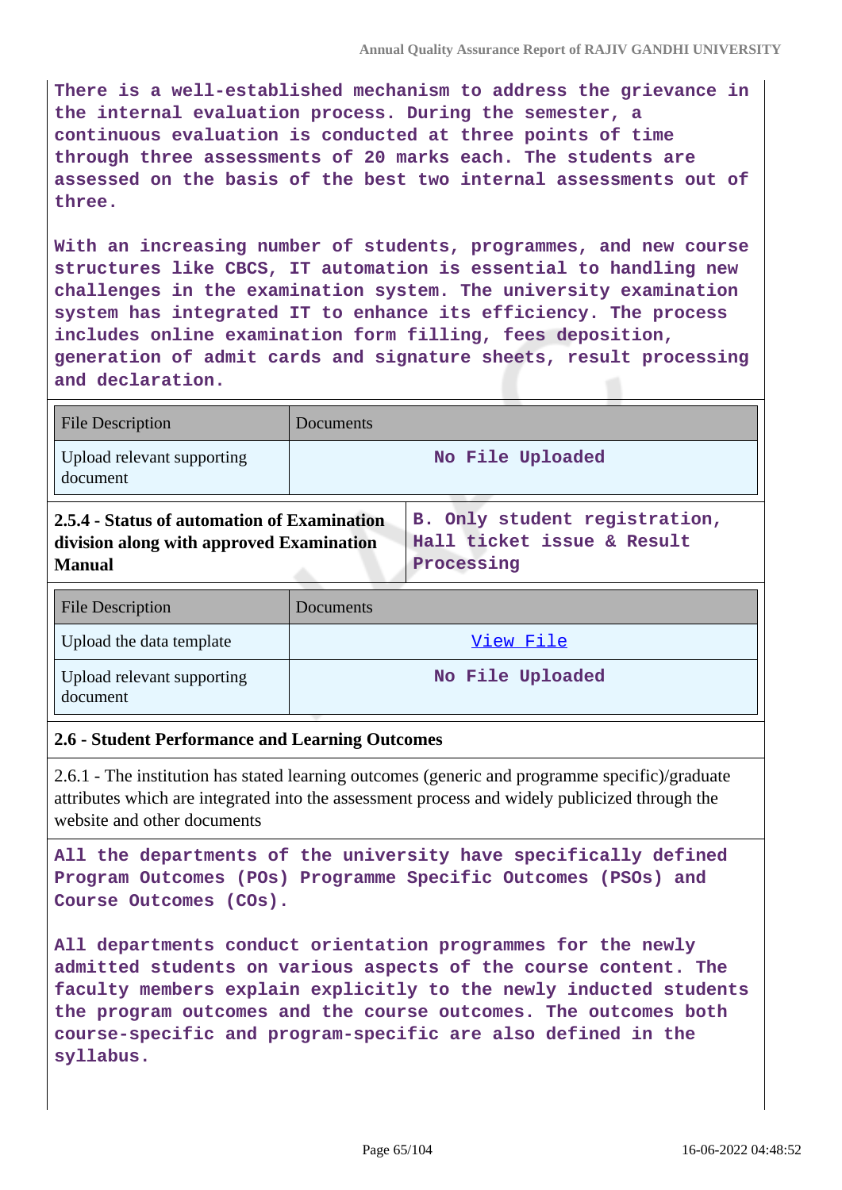There is a well-established mechanism to address the grievance in the internal evaluation process. During the semester, a continuous evaluation is conducted at three points of time through three assessments of 20 marks each. The students are assessed on the basis of the best two internal assessments out of three.

With an increasing number of students, programmes, and new course structures like CBCS, IT automation is essential to handling new challenges in the examination system. The university examination system has integrated IT to enhance its efficiency. The process includes online examination form filling, fees deposition, generation of admit cards and signature sheets, result processing and declaration.

| File Description | Documents |
|---|---|
| Upload relevant supporting document | No File Uploaded |

| **2.5.4 - Status of automation of Examination division along with approved Examination Manual** | B. Only student registration, Hall ticket issue & Result Processing |
|---|---|

| File Description | Documents |
|---|---|
| Upload the data template | View File |
| Upload relevant supporting document | No File Uploaded |

**2.6 - Student Performance and Learning Outcomes**

2.6.1 - The institution has stated learning outcomes (generic and programme specific)/graduate attributes which are integrated into the assessment process and widely publicized through the website and other documents

All the departments of the university have specifically defined Program Outcomes (POs) Programme Specific Outcomes (PSOs) and Course Outcomes (COs).

All departments conduct orientation programmes for the newly admitted students on various aspects of the course content. The faculty members explain explicitly to the newly inducted students the program outcomes and the course outcomes. The outcomes both course-specific and program-specific are also defined in the syllabus.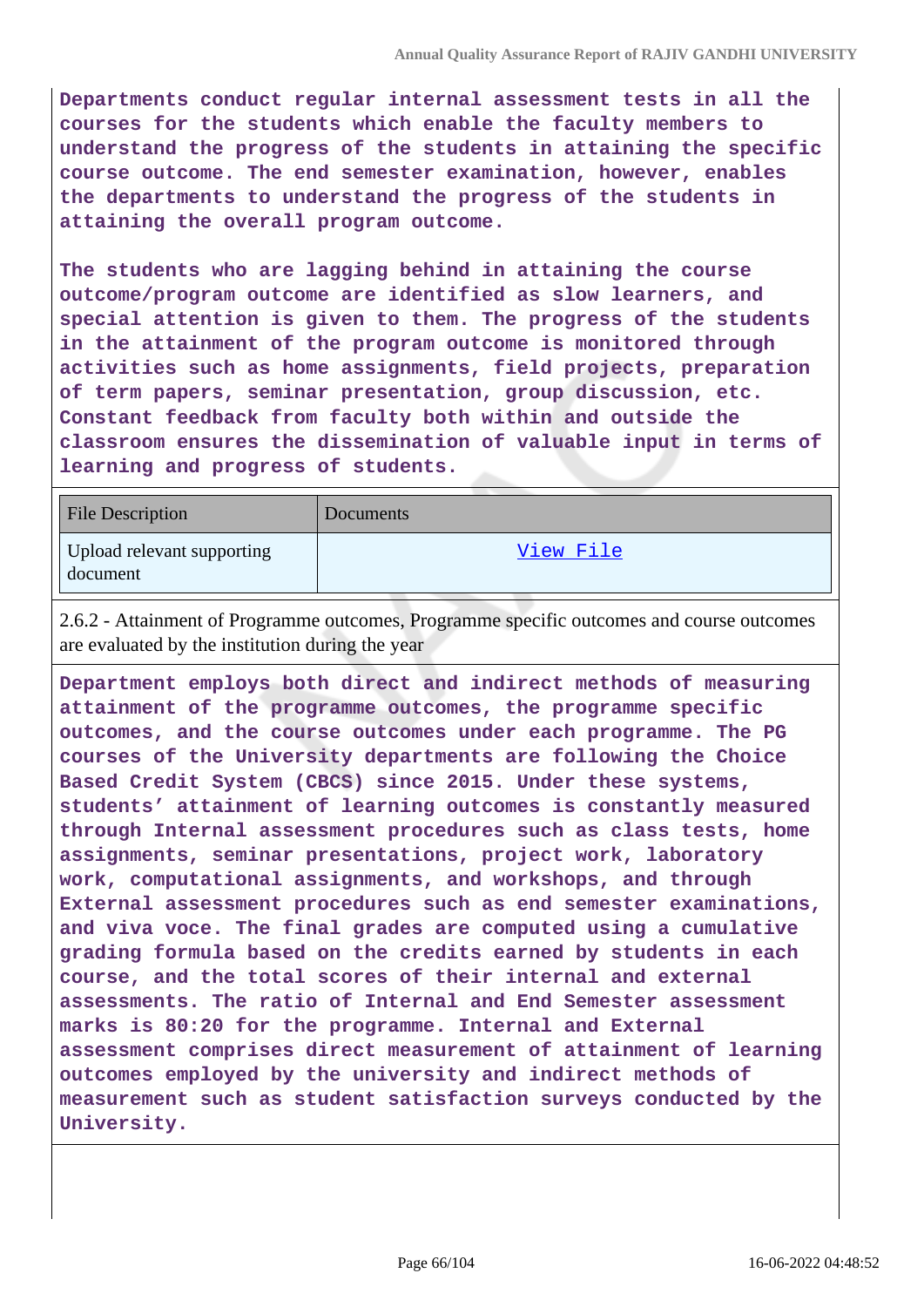**Departments conduct regular internal assessment tests in all the courses for the students which enable the faculty members to understand the progress of the students in attaining the specific course outcome. The end semester examination, however, enables the departments to understand the progress of the students in attaining the overall program outcome.**

**The students who are lagging behind in attaining the course outcome/program outcome are identified as slow learners, and special attention is given to them. The progress of the students in the attainment of the program outcome is monitored through activities such as home assignments, field projects, preparation of term papers, seminar presentation, group discussion, etc. Constant feedback from faculty both within and outside the classroom ensures the dissemination of valuable input in terms of learning and progress of students.**

| File Description | Documents |
|---|---|
| Upload relevant supporting document | View File |

2.6.2 - Attainment of Programme outcomes, Programme specific outcomes and course outcomes are evaluated by the institution during the year

**Department employs both direct and indirect methods of measuring attainment of the programme outcomes, the programme specific outcomes, and the course outcomes under each programme. The PG courses of the University departments are following the Choice Based Credit System (CBCS) since 2015. Under these systems, students' attainment of learning outcomes is constantly measured through Internal assessment procedures such as class tests, home assignments, seminar presentations, project work, laboratory work, computational assignments, and workshops, and through External assessment procedures such as end semester examinations, and viva voce. The final grades are computed using a cumulative grading formula based on the credits earned by students in each course, and the total scores of their internal and external assessments. The ratio of Internal and End Semester assessment marks is 80:20 for the programme. Internal and External assessment comprises direct measurement of attainment of learning outcomes employed by the university and indirect methods of measurement such as student satisfaction surveys conducted by the University.**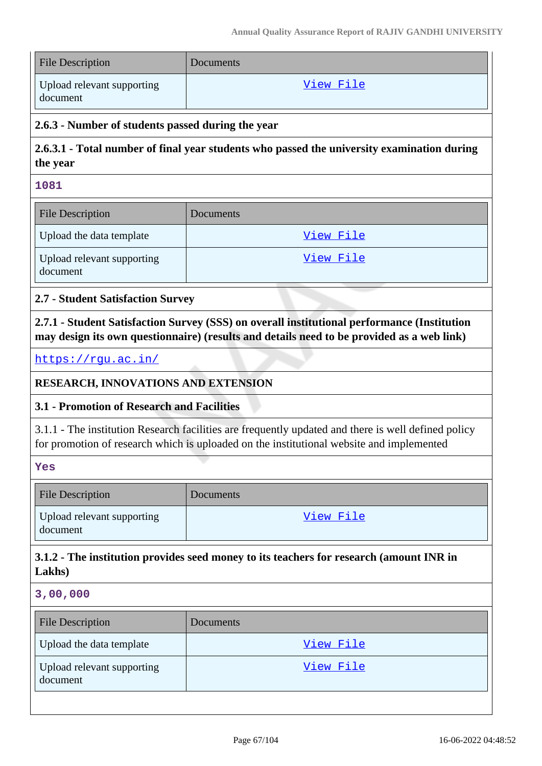| File Description | Documents |
|---|---|
| Upload relevant supporting document | View File |

**2.6.3 - Number of students passed during the year**

**2.6.3.1 - Total number of final year students who passed the university examination during the year**

**1081**

| File Description | Documents |
|---|---|
| Upload the data template | View File |
| Upload relevant supporting document | View File |

**2.7 - Student Satisfaction Survey**

**2.7.1 - Student Satisfaction Survey (SSS) on overall institutional performance (Institution may design its own questionnaire) (results and details need to be provided as a web link)**

https://rgu.ac.in/

**RESEARCH, INNOVATIONS AND EXTENSION**

**3.1 - Promotion of Research and Facilities**

3.1.1 - The institution Research facilities are frequently updated and there is well defined policy for promotion of research which is uploaded on the institutional website and implemented

**Yes**

| File Description | Documents |
|---|---|
| Upload relevant supporting document | View File |

**3.1.2 - The institution provides seed money to its teachers for research (amount INR in Lakhs)**

**3,00,000**

| File Description | Documents |
|---|---|
| Upload the data template | View File |
| Upload relevant supporting document | View File |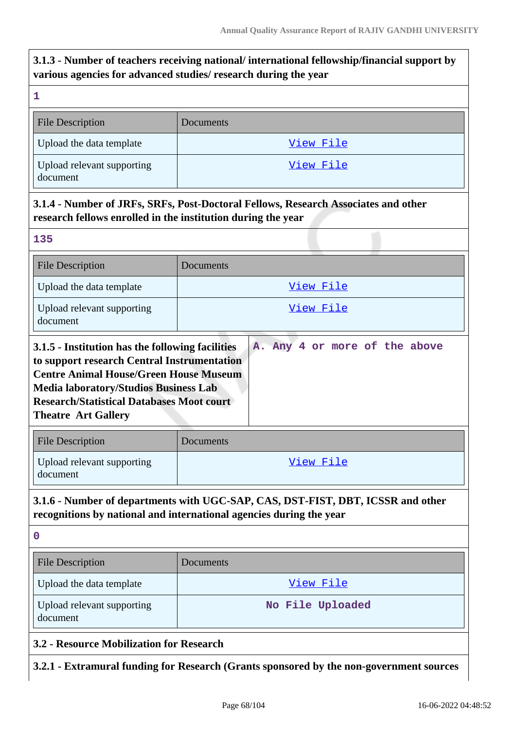**3.1.3 - Number of teachers receiving national/ international fellowship/financial support by various agencies for advanced studies/ research during the year**

1

| File Description | Documents |
|---|---|
| Upload the data template | View File |
| Upload relevant supporting document | View File |

**3.1.4 - Number of JRFs, SRFs, Post-Doctoral Fellows, Research Associates and other research fellows enrolled in the institution during the year**

135

| File Description | Documents |
|---|---|
| Upload the data template | View File |
| Upload relevant supporting document | View File |

**3.1.5 - Institution has the following facilities to support research Central Instrumentation Centre Animal House/Green House Museum Media laboratory/Studios Business Lab Research/Statistical Databases Moot court Theatre Art Gallery**

A. Any 4 or more of the above

| File Description | Documents |
|---|---|
| Upload relevant supporting document | View File |

**3.1.6 - Number of departments with UGC-SAP, CAS, DST-FIST, DBT, ICSSR and other recognitions by national and international agencies during the year**

0

| File Description | Documents |
|---|---|
| Upload the data template | View File |
| Upload relevant supporting document | No File Uploaded |

**3.2 - Resource Mobilization for Research**

**3.2.1 - Extramural funding for Research (Grants sponsored by the non-government sources**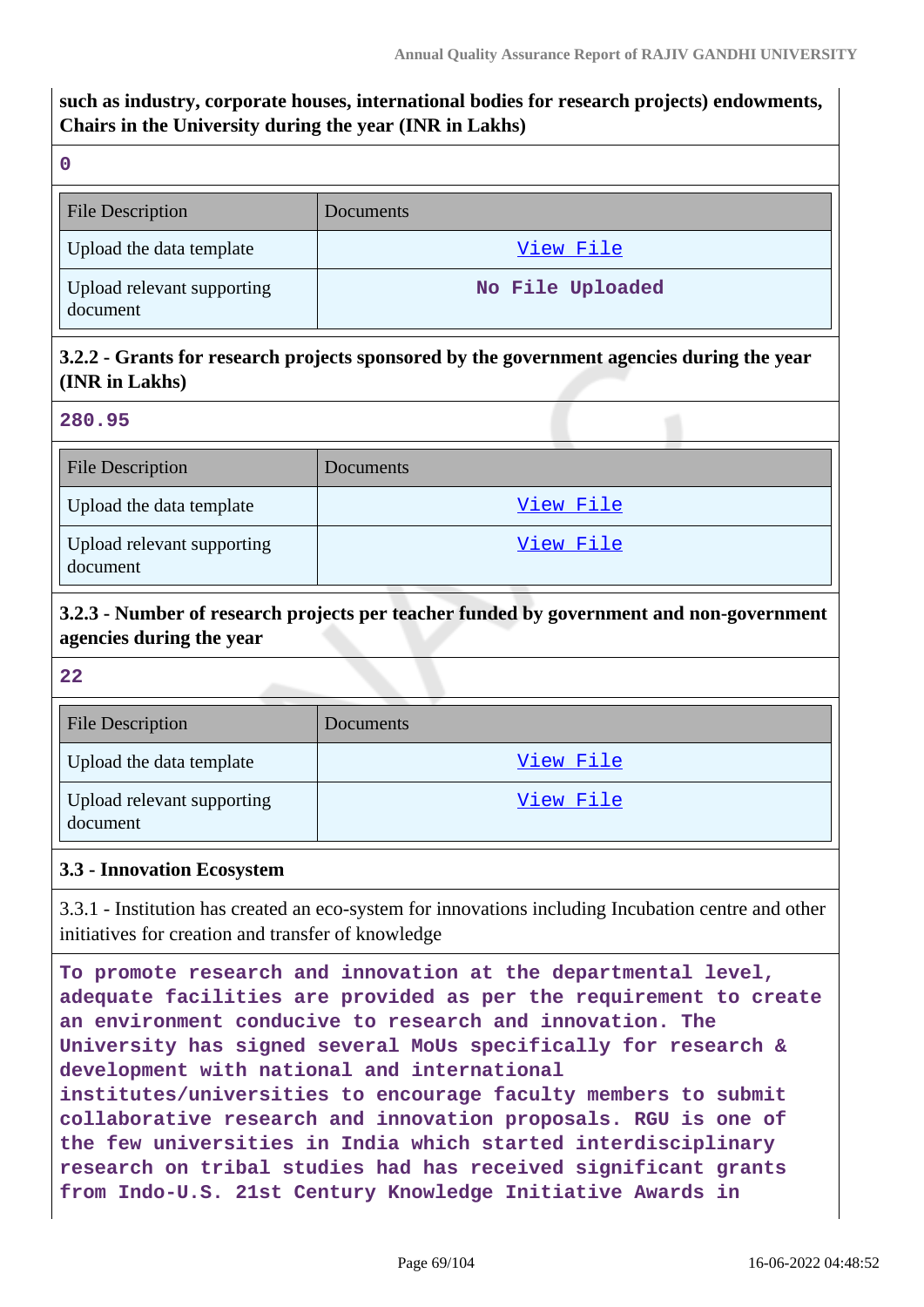**such as industry, corporate houses, international bodies for research projects) endowments, Chairs in the University during the year (INR in Lakhs)**

0

| File Description | Documents |
|---|---|
| Upload the data template | View File |
| Upload relevant supporting document | No File Uploaded |

**3.2.2 - Grants for research projects sponsored by the government agencies during the year (INR in Lakhs)**

280.95

| File Description | Documents |
|---|---|
| Upload the data template | View File |
| Upload relevant supporting document | View File |

**3.2.3 - Number of research projects per teacher funded by government and non-government agencies during the year**

22

| File Description | Documents |
|---|---|
| Upload the data template | View File |
| Upload relevant supporting document | View File |

**3.3 - Innovation Ecosystem**

3.3.1 - Institution has created an eco-system for innovations including Incubation centre and other initiatives for creation and transfer of knowledge

To promote research and innovation at the departmental level, adequate facilities are provided as per the requirement to create an environment conducive to research and innovation. The University has signed several MoUs specifically for research & development with national and international institutes/universities to encourage faculty members to submit collaborative research and innovation proposals. RGU is one of the few universities in India which started interdisciplinary research on tribal studies had has received significant grants from Indo-U.S. 21st Century Knowledge Initiative Awards in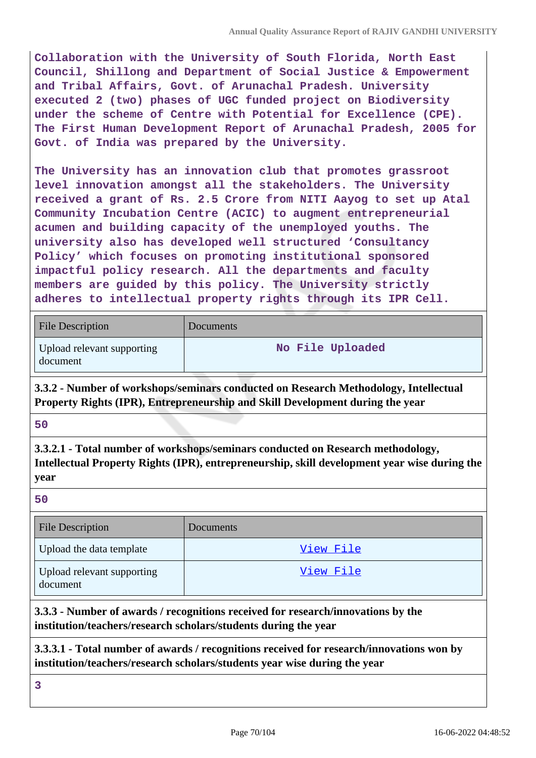Collaboration with the University of South Florida, North East Council, Shillong and Department of Social Justice & Empowerment and Tribal Affairs, Govt. of Arunachal Pradesh. University executed 2 (two) phases of UGC funded project on Biodiversity under the scheme of Centre with Potential for Excellence (CPE). The First Human Development Report of Arunachal Pradesh, 2005 for Govt. of India was prepared by the University.

The University has an innovation club that promotes grassroot level innovation amongst all the stakeholders. The University received a grant of Rs. 2.5 Crore from NITI Aayog to set up Atal Community Incubation Centre (ACIC) to augment entrepreneurial acumen and building capacity of the unemployed youths. The university also has developed well structured 'Consultancy Policy' which focuses on promoting institutional sponsored impactful policy research. All the departments and faculty members are guided by this policy. The University strictly adheres to intellectual property rights through its IPR Cell.

| File Description | Documents |
|---|---|
| Upload relevant supporting document | No File Uploaded |

**3.3.2 - Number of workshops/seminars conducted on Research Methodology, Intellectual Property Rights (IPR), Entrepreneurship and Skill Development during the year**

50

**3.3.2.1 - Total number of workshops/seminars conducted on Research methodology, Intellectual Property Rights (IPR), entrepreneurship, skill development year wise during the year**

50

| File Description | Documents |
|---|---|
| Upload the data template | View File |
| Upload relevant supporting document | View File |

**3.3.3 - Number of awards / recognitions received for research/innovations by the institution/teachers/research scholars/students during the year**

**3.3.3.1 - Total number of awards / recognitions received for research/innovations won by institution/teachers/research scholars/students year wise during the year**

3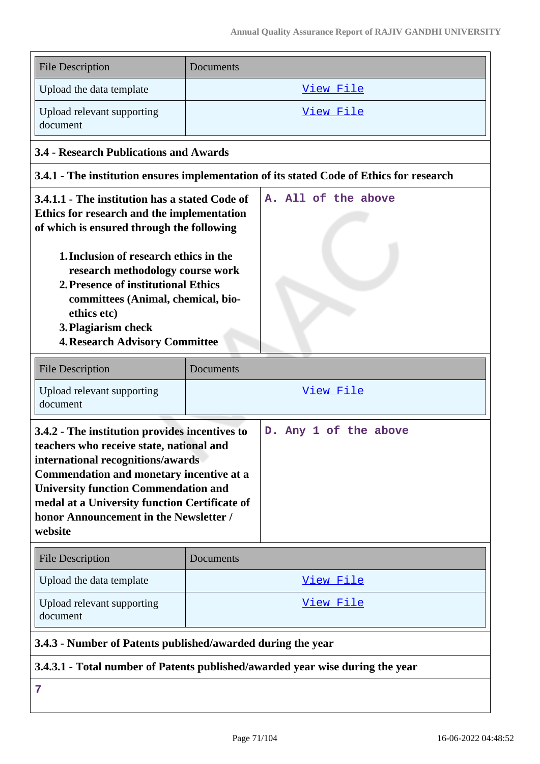| File Description | Documents |
| --- | --- |
| Upload the data template | View File |
| Upload relevant supporting document | View File |

### 3.4 - Research Publications and Awards

**3.4.1 - The institution ensures implementation of its stated Code of Ethics for research**

| **3.4.1.1 - The institution has a stated Code of Ethics for research and the implementation of which is ensured through the following**<br><br>1. **Inclusion of research ethics in the research methodology course work**<br>2. **Presence of institutional Ethics committees (Animal, chemical, bio-ethics etc)**<br>3. **Plagiarism check**<br>4. **Research Advisory Committee** | A. All of the above |
| --- | --- |

| File Description | Documents |
| --- | --- |
| Upload relevant supporting document | View File |

| **3.4.2 - The institution provides incentives to teachers who receive state, national and international recognitions/awards Commendation and monetary incentive at a University function Commendation and medal at a University function Certificate of honor Announcement in the Newsletter / website** | D. Any 1 of the above |
| --- | --- |

| File Description | Documents |
| --- | --- |
| Upload the data template | View File |
| Upload relevant supporting document | View File |

**3.4.3 - Number of Patents published/awarded during the year**

**3.4.3.1 - Total number of Patents published/awarded year wise during the year**

7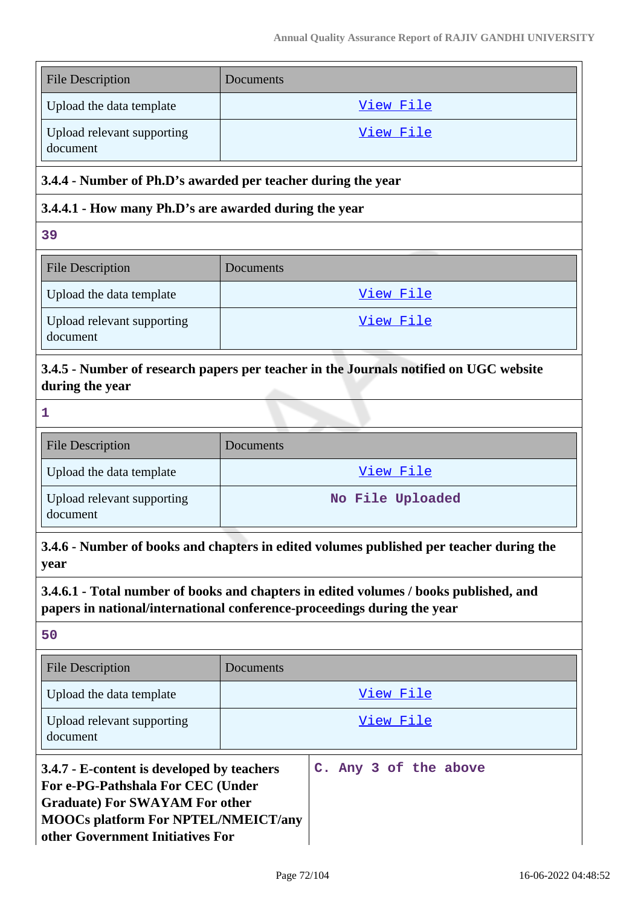| File Description | Documents |
| --- | --- |
| Upload the data template | View File |
| Upload relevant supporting document | View File |

**3.4.4 - Number of Ph.D's awarded per teacher during the year**

**3.4.4.1 - How many Ph.D's are awarded during the year**

39

| File Description | Documents |
| --- | --- |
| Upload the data template | View File |
| Upload relevant supporting document | View File |

**3.4.5 - Number of research papers per teacher in the Journals notified on UGC website during the year**

1

| File Description | Documents |
| --- | --- |
| Upload the data template | View File |
| Upload relevant supporting document | No File Uploaded |

**3.4.6 - Number of books and chapters in edited volumes published per teacher during the year**

**3.4.6.1 - Total number of books and chapters in edited volumes / books published, and papers in national/international conference-proceedings during the year**

50

| File Description | Documents |
| --- | --- |
| Upload the data template | View File |
| Upload relevant supporting document | View File |

| **3.4.7 - E-content is developed by teachers For e-PG-Pathshala For CEC (Under Graduate) For SWAYAM For other MOOCs platform For NPTEL/NMEICT/any other Government Initiatives For** | C. Any 3 of the above |
| --- | --- |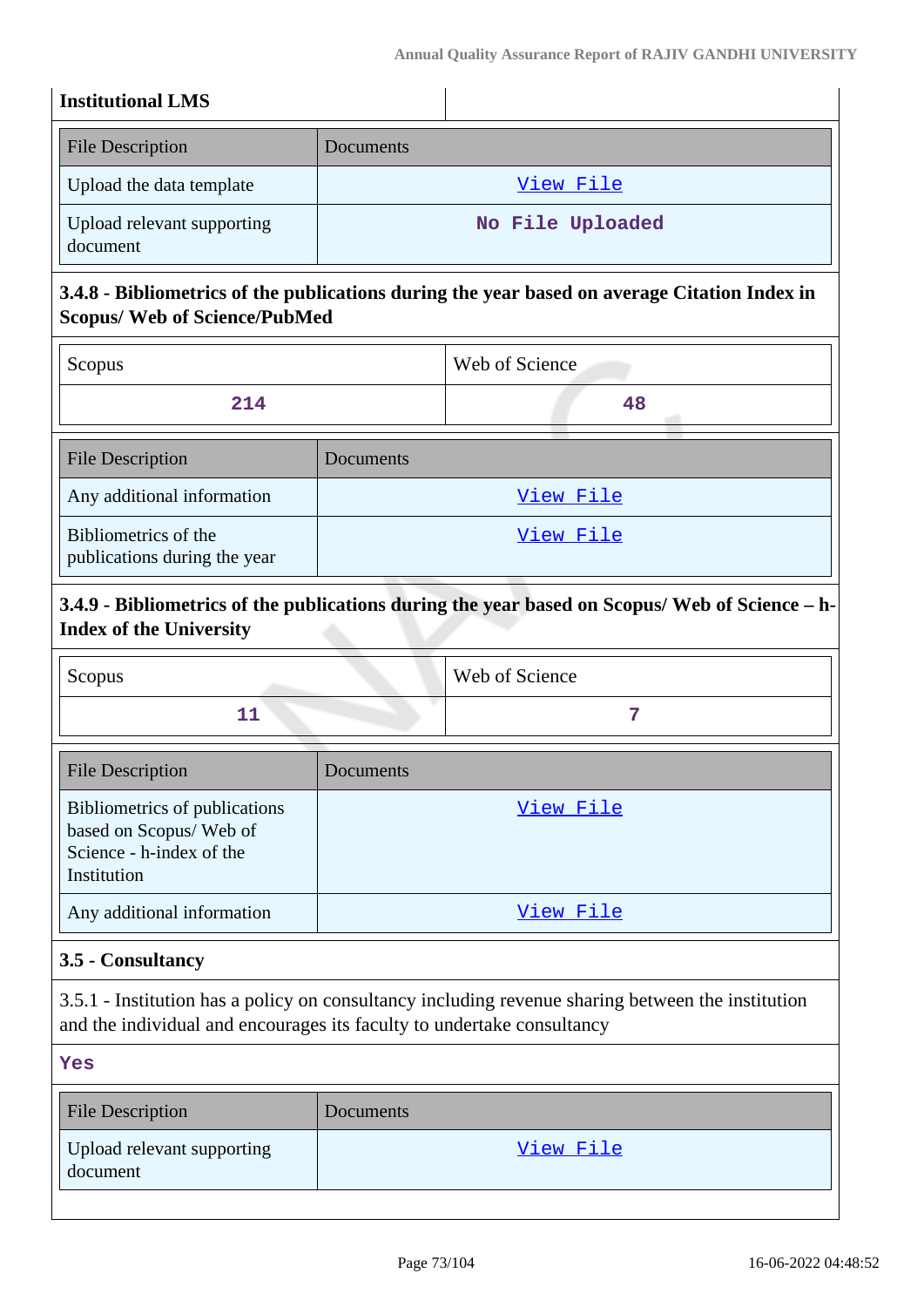| Institutional LMS | |
|---|---|

| File Description | Documents |
|---|---|
| Upload the data template | View File |
| Upload relevant supporting document | No File Uploaded |

### 3.4.8 - Bibliometrics of the publications during the year based on average Citation Index in Scopus/ Web of Science/PubMed

| Scopus | Web of Science |
|---|---|
| 214 | 48 |

| File Description | Documents |
|---|---|
| Any additional information | View File |
| Bibliometrics of the publications during the year | View File |

### 3.4.9 - Bibliometrics of the publications during the year based on Scopus/ Web of Science – h-Index of the University

| Scopus | Web of Science |
|---|---|
| 11 | 7 |

| File Description | Documents |
|---|---|
| Bibliometrics of publications based on Scopus/ Web of Science - h-index of the Institution | View File |
| Any additional information | View File |

### 3.5 - Consultancy

3.5.1 - Institution has a policy on consultancy including revenue sharing between the institution and the individual and encourages its faculty to undertake consultancy

Yes

| File Description | Documents |
|---|---|
| Upload relevant supporting document | View File |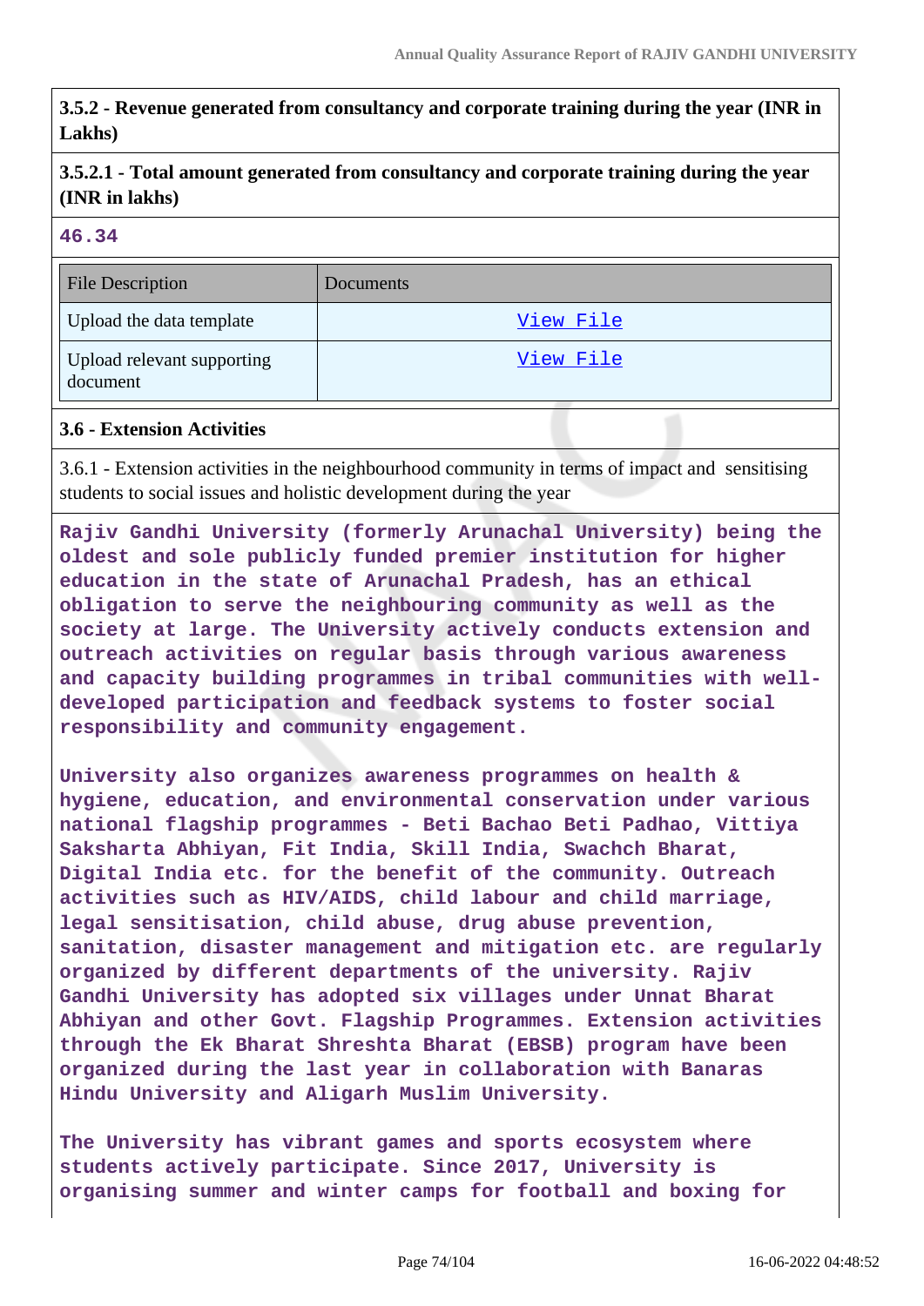**3.5.2 - Revenue generated from consultancy and corporate training during the year (INR in Lakhs)**

**3.5.2.1 - Total amount generated from consultancy and corporate training during the year (INR in lakhs)**

**46.34**

| File Description | Documents |
|---|---|
| Upload the data template | View File |
| Upload relevant supporting document | View File |

### 3.6 - Extension Activities

3.6.1 - Extension activities in the neighbourhood community in terms of impact and sensitising students to social issues and holistic development during the year

Rajiv Gandhi University (formerly Arunachal University) being the oldest and sole publicly funded premier institution for higher education in the state of Arunachal Pradesh, has an ethical obligation to serve the neighbouring community as well as the society at large. The University actively conducts extension and outreach activities on regular basis through various awareness and capacity building programmes in tribal communities with well-developed participation and feedback systems to foster social responsibility and community engagement.

University also organizes awareness programmes on health & hygiene, education, and environmental conservation under various national flagship programmes - Beti Bachao Beti Padhao, Vittiya Saksharta Abhiyan, Fit India, Skill India, Swachch Bharat, Digital India etc. for the benefit of the community. Outreach activities such as HIV/AIDS, child labour and child marriage, legal sensitisation, child abuse, drug abuse prevention, sanitation, disaster management and mitigation etc. are regularly organized by different departments of the university. Rajiv Gandhi University has adopted six villages under Unnat Bharat Abhiyan and other Govt. Flagship Programmes. Extension activities through the Ek Bharat Shreshta Bharat (EBSB) program have been organized during the last year in collaboration with Banaras Hindu University and Aligarh Muslim University.

The University has vibrant games and sports ecosystem where students actively participate. Since 2017, University is organising summer and winter camps for football and boxing for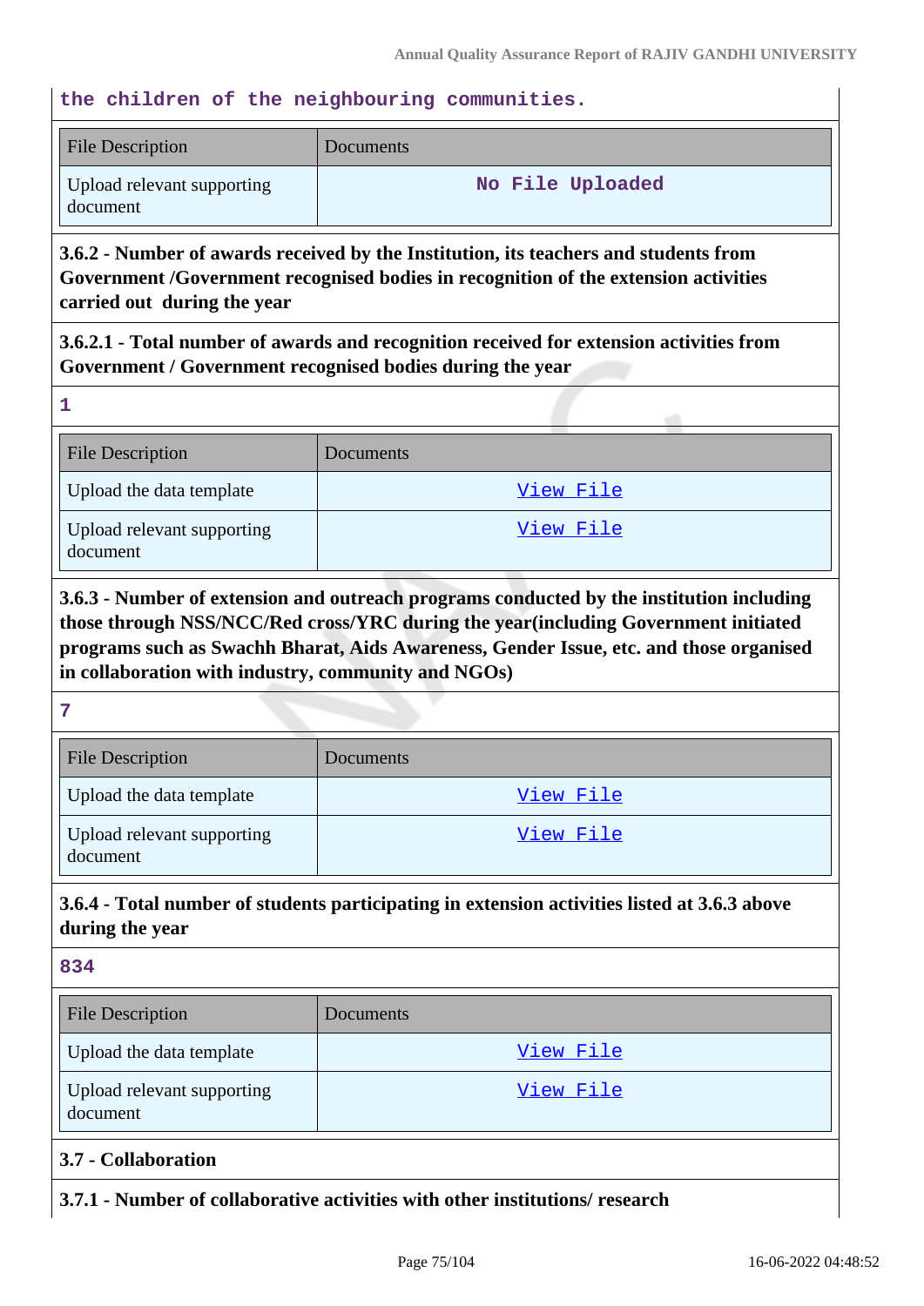the children of the neighbouring communities.

| File Description | Documents |
|---|---|
| Upload relevant supporting document | No File Uploaded |

**3.6.2 - Number of awards received by the Institution, its teachers and students from Government /Government recognised bodies in recognition of the extension activities carried out during the year**

**3.6.2.1 - Total number of awards and recognition received for extension activities from Government / Government recognised bodies during the year**

1

| File Description | Documents |
|---|---|
| Upload the data template | View File |
| Upload relevant supporting document | View File |

**3.6.3 - Number of extension and outreach programs conducted by the institution including those through NSS/NCC/Red cross/YRC during the year(including Government initiated programs such as Swachh Bharat, Aids Awareness, Gender Issue, etc. and those organised in collaboration with industry, community and NGOs)**

7

| File Description | Documents |
|---|---|
| Upload the data template | View File |
| Upload relevant supporting document | View File |

**3.6.4 - Total number of students participating in extension activities listed at 3.6.3 above during the year**

834

| File Description | Documents |
|---|---|
| Upload the data template | View File |
| Upload relevant supporting document | View File |

**3.7 - Collaboration**

**3.7.1 - Number of collaborative activities with other institutions/ research**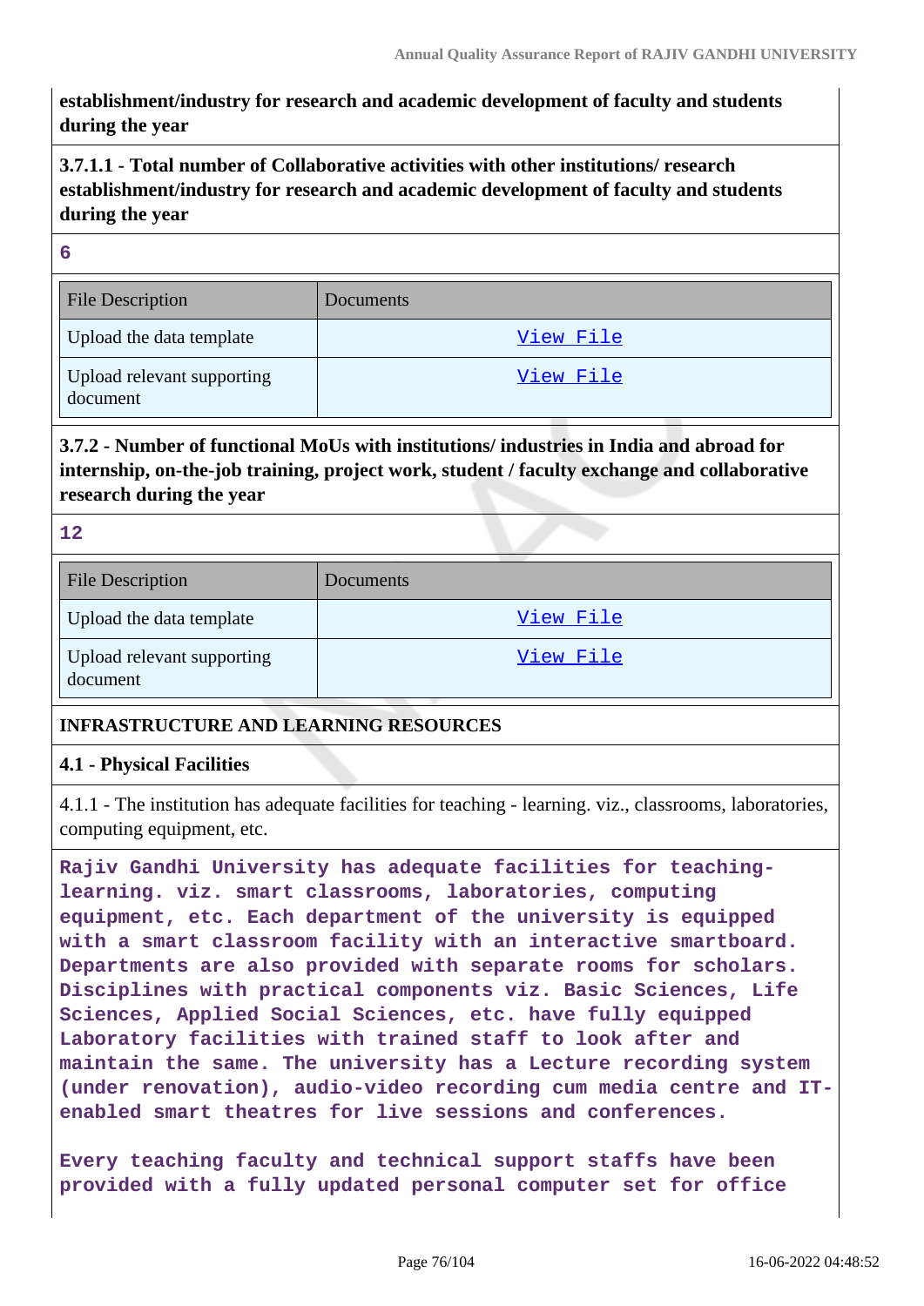**establishment/industry for research and academic development of faculty and students during the year**

**3.7.1.1 - Total number of Collaborative activities with other institutions/ research establishment/industry for research and academic development of faculty and students during the year**

**6**

| File Description | Documents |
|---|---|
| Upload the data template | View File |
| Upload relevant supporting document | View File |

**3.7.2 - Number of functional MoUs with institutions/ industries in India and abroad for internship, on-the-job training, project work, student / faculty exchange and collaborative research during the year**

**12**

| File Description | Documents |
|---|---|
| Upload the data template | View File |
| Upload relevant supporting document | View File |

**INFRASTRUCTURE AND LEARNING RESOURCES**

**4.1 - Physical Facilities**

4.1.1 - The institution has adequate facilities for teaching - learning. viz., classrooms, laboratories, computing equipment, etc.

**Rajiv Gandhi University has adequate facilities for teaching-learning. viz. smart classrooms, laboratories, computing equipment, etc. Each department of the university is equipped with a smart classroom facility with an interactive smartboard. Departments are also provided with separate rooms for scholars. Disciplines with practical components viz. Basic Sciences, Life Sciences, Applied Social Sciences, etc. have fully equipped Laboratory facilities with trained staff to look after and maintain the same. The university has a Lecture recording system (under renovation), audio-video recording cum media centre and IT-enabled smart theatres for live sessions and conferences.**

**Every teaching faculty and technical support staffs have been provided with a fully updated personal computer set for office**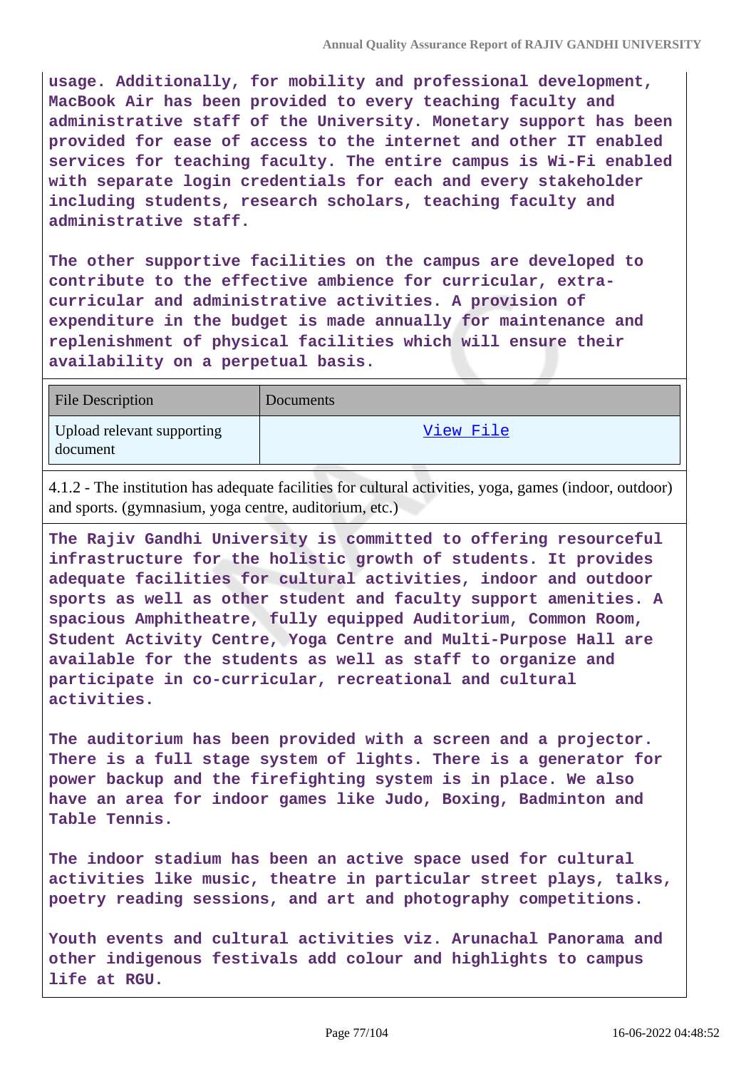usage. Additionally, for mobility and professional development, MacBook Air has been provided to every teaching faculty and administrative staff of the University. Monetary support has been provided for ease of access to the internet and other IT enabled services for teaching faculty. The entire campus is Wi-Fi enabled with separate login credentials for each and every stakeholder including students, research scholars, teaching faculty and administrative staff.

The other supportive facilities on the campus are developed to contribute to the effective ambience for curricular, extra-curricular and administrative activities. A provision of expenditure in the budget is made annually for maintenance and replenishment of physical facilities which will ensure their availability on a perpetual basis.

| File Description | Documents |
|---|---|
| Upload relevant supporting document | View File |

4.1.2 - The institution has adequate facilities for cultural activities, yoga, games (indoor, outdoor) and sports. (gymnasium, yoga centre, auditorium, etc.)

The Rajiv Gandhi University is committed to offering resourceful infrastructure for the holistic growth of students. It provides adequate facilities for cultural activities, indoor and outdoor sports as well as other student and faculty support amenities. A spacious Amphitheatre, fully equipped Auditorium, Common Room, Student Activity Centre, Yoga Centre and Multi-Purpose Hall are available for the students as well as staff to organize and participate in co-curricular, recreational and cultural activities.

The auditorium has been provided with a screen and a projector. There is a full stage system of lights. There is a generator for power backup and the firefighting system is in place. We also have an area for indoor games like Judo, Boxing, Badminton and Table Tennis.

The indoor stadium has been an active space used for cultural activities like music, theatre in particular street plays, talks, poetry reading sessions, and art and photography competitions.

Youth events and cultural activities viz. Arunachal Panorama and other indigenous festivals add colour and highlights to campus life at RGU.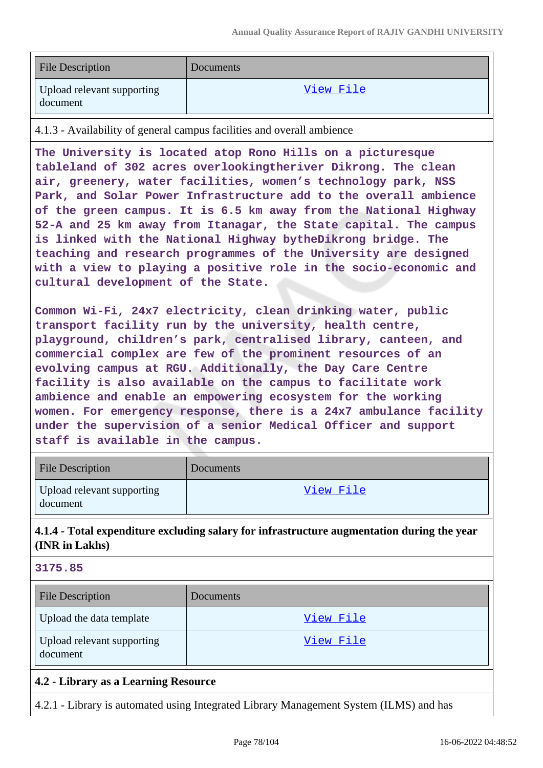| File Description | Documents |
| --- | --- |
| Upload relevant supporting document | View File |

4.1.3 - Availability of general campus facilities and overall ambience

**The University is located atop Rono Hills on a picturesque tableland of 302 acres overlookingtheriver Dikrong. The clean air, greenery, water facilities, women's technology park, NSS Park, and Solar Power Infrastructure add to the overall ambience of the green campus. It is 6.5 km away from the National Highway 52-A and 25 km away from Itanagar, the State capital. The campus is linked with the National Highway bytheDikrong bridge. The teaching and research programmes of the University are designed with a view to playing a positive role in the socio-economic and cultural development of the State.**

**Common Wi-Fi, 24x7 electricity, clean drinking water, public transport facility run by the university, health centre, playground, children's park, centralised library, canteen, and commercial complex are few of the prominent resources of an evolving campus at RGU. Additionally, the Day Care Centre facility is also available on the campus to facilitate work ambience and enable an empowering ecosystem for the working women. For emergency response, there is a 24x7 ambulance facility under the supervision of a senior Medical Officer and support staff is available in the campus.**

| File Description | Documents |
| --- | --- |
| Upload relevant supporting document | View File |

**4.1.4 - Total expenditure excluding salary for infrastructure augmentation during the year (INR in Lakhs)**

**3175.85**

| File Description | Documents |
| --- | --- |
| Upload the data template | View File |
| Upload relevant supporting document | View File |

**4.2 - Library as a Learning Resource**

4.2.1 - Library is automated using Integrated Library Management System (ILMS) and has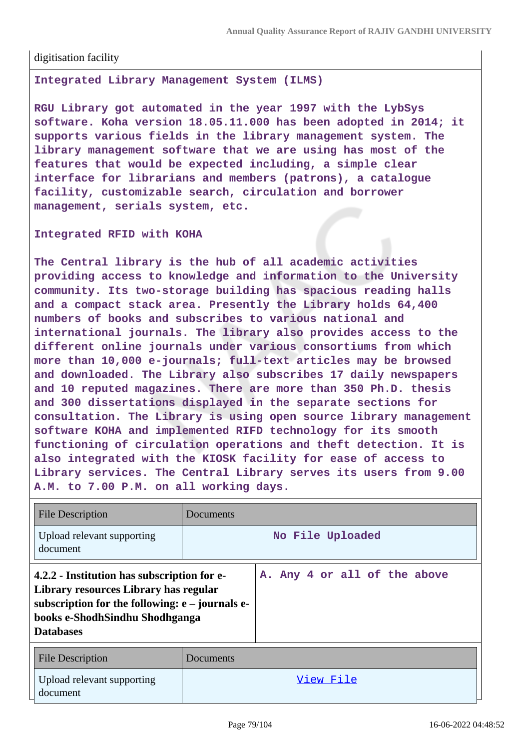digitisation facility

**Integrated Library Management System (ILMS)**

**RGU Library got automated in the year 1997 with the LybSys software. Koha version 18.05.11.000 has been adopted in 2014; it supports various fields in the library management system. The library management software that we are using has most of the features that would be expected including, a simple clear interface for librarians and members (patrons), a catalogue facility, customizable search, circulation and borrower management, serials system, etc.**

**Integrated RFID with KOHA**

**The Central library is the hub of all academic activities providing access to knowledge and information to the University community. Its two-storage building has spacious reading halls and a compact stack area. Presently the Library holds 64,400 numbers of books and subscribes to various national and international journals. The library also provides access to the different online journals under various consortiums from which more than 10,000 e-journals; full-text articles may be browsed and downloaded. The Library also subscribes 17 daily newspapers and 10 reputed magazines. There are more than 350 Ph.D. thesis and 300 dissertations displayed in the separate sections for consultation. The Library is using open source library management software KOHA and implemented RIFD technology for its smooth functioning of circulation operations and theft detection. It is also integrated with the KIOSK facility for ease of access to Library services. The Central Library serves its users from 9.00 A.M. to 7.00 P.M. on all working days.**

| File Description | Documents |
|---|---|
| Upload relevant supporting document | No File Uploaded |

| **4.2.2 - Institution has subscription for e-Library resources Library has regular subscription for the following: e – journals e-books e-ShodhSindhu Shodhganga Databases** | A. Any 4 or all of the above |
|---|---|

| File Description | Documents |
|---|---|
| Upload relevant supporting document | View File |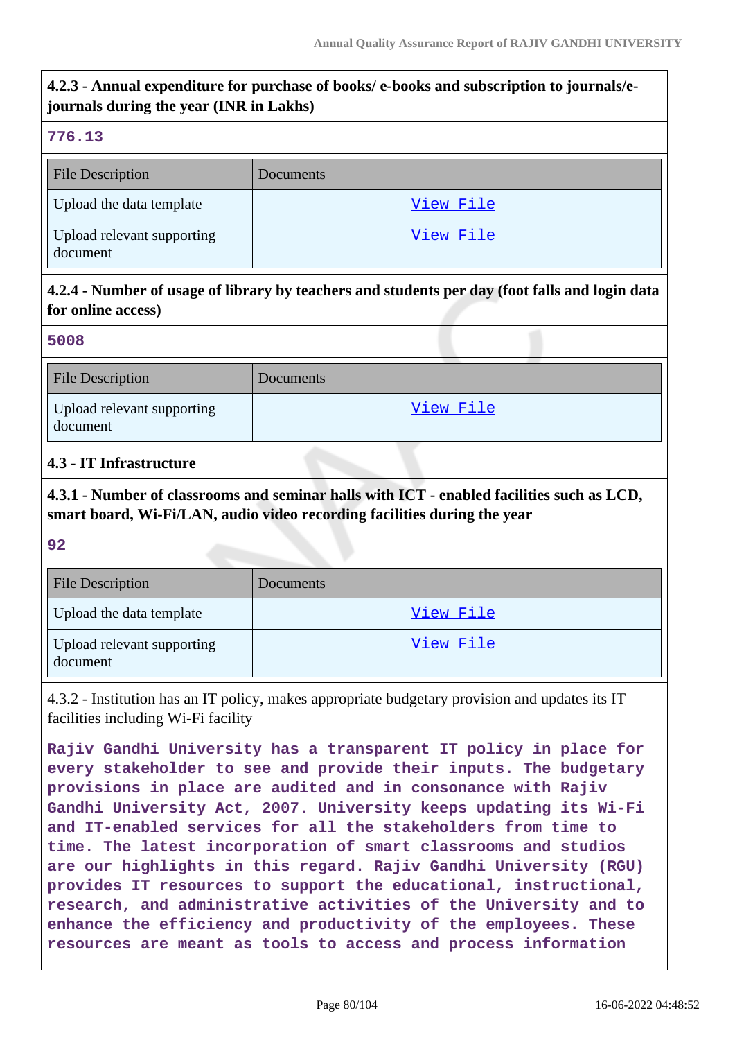**4.2.3 - Annual expenditure for purchase of books/ e-books and subscription to journals/e-journals during the year (INR in Lakhs)**

**776.13**

| File Description | Documents |
|---|---|
| Upload the data template | View File |
| Upload relevant supporting document | View File |

**4.2.4 - Number of usage of library by teachers and students per day (foot falls and login data for online access)**

**5008**

| File Description | Documents |
|---|---|
| Upload relevant supporting document | View File |

### 4.3 - IT Infrastructure

**4.3.1 - Number of classrooms and seminar halls with ICT - enabled facilities such as LCD, smart board, Wi-Fi/LAN, audio video recording facilities during the year**

**92**

| File Description | Documents |
|---|---|
| Upload the data template | View File |
| Upload relevant supporting document | View File |

4.3.2 - Institution has an IT policy, makes appropriate budgetary provision and updates its IT facilities including Wi-Fi facility

**Rajiv Gandhi University has a transparent IT policy in place for every stakeholder to see and provide their inputs. The budgetary provisions in place are audited and in consonance with Rajiv Gandhi University Act, 2007. University keeps updating its Wi-Fi and IT-enabled services for all the stakeholders from time to time. The latest incorporation of smart classrooms and studios are our highlights in this regard. Rajiv Gandhi University (RGU) provides IT resources to support the educational, instructional, research, and administrative activities of the University and to enhance the efficiency and productivity of the employees. These resources are meant as tools to access and process information**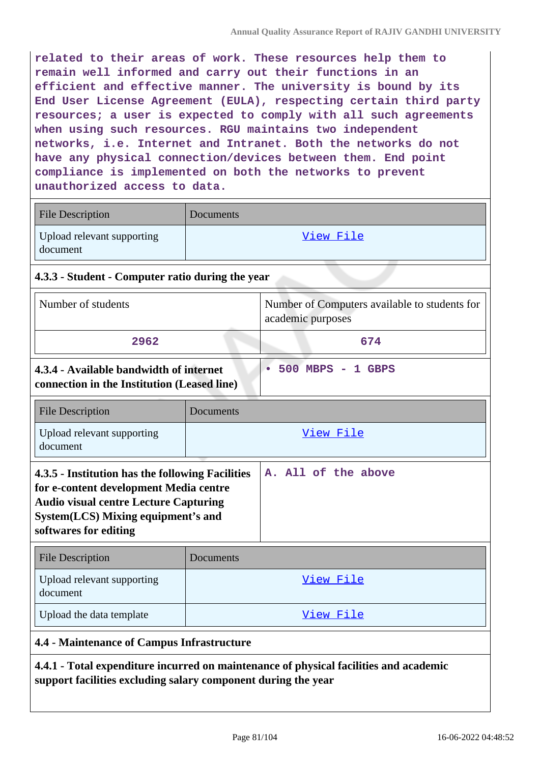related to their areas of work. These resources help them to remain well informed and carry out their functions in an efficient and effective manner. The university is bound by its End User License Agreement (EULA), respecting certain third party resources; a user is expected to comply with all such agreements when using such resources. RGU maintains two independent networks, i.e. Internet and Intranet. Both the networks do not have any physical connection/devices between them. End point compliance is implemented on both the networks to prevent unauthorized access to data.

| File Description | Documents |
|---|---|
| Upload relevant supporting document | View File |

**4.3.3 - Student - Computer ratio during the year**

| Number of students | Number of Computers available to students for academic purposes |
|---|---|
| 2962 | 674 |

| **4.3.4 - Available bandwidth of internet connection in the Institution (Leased line)** | • 500 MBPS - 1 GBPS |
|---|---|

| File Description | Documents |
|---|---|
| Upload relevant supporting document | View File |

| **4.3.5 - Institution has the following Facilities for e-content development Media centre Audio visual centre Lecture Capturing System(LCS) Mixing equipment's and softwares for editing** | A. All of the above |
|---|---|

| File Description | Documents |
|---|---|
| Upload relevant supporting document | View File |
| Upload the data template | View File |

**4.4 - Maintenance of Campus Infrastructure**

**4.4.1 - Total expenditure incurred on maintenance of physical facilities and academic support facilities excluding salary component during the year**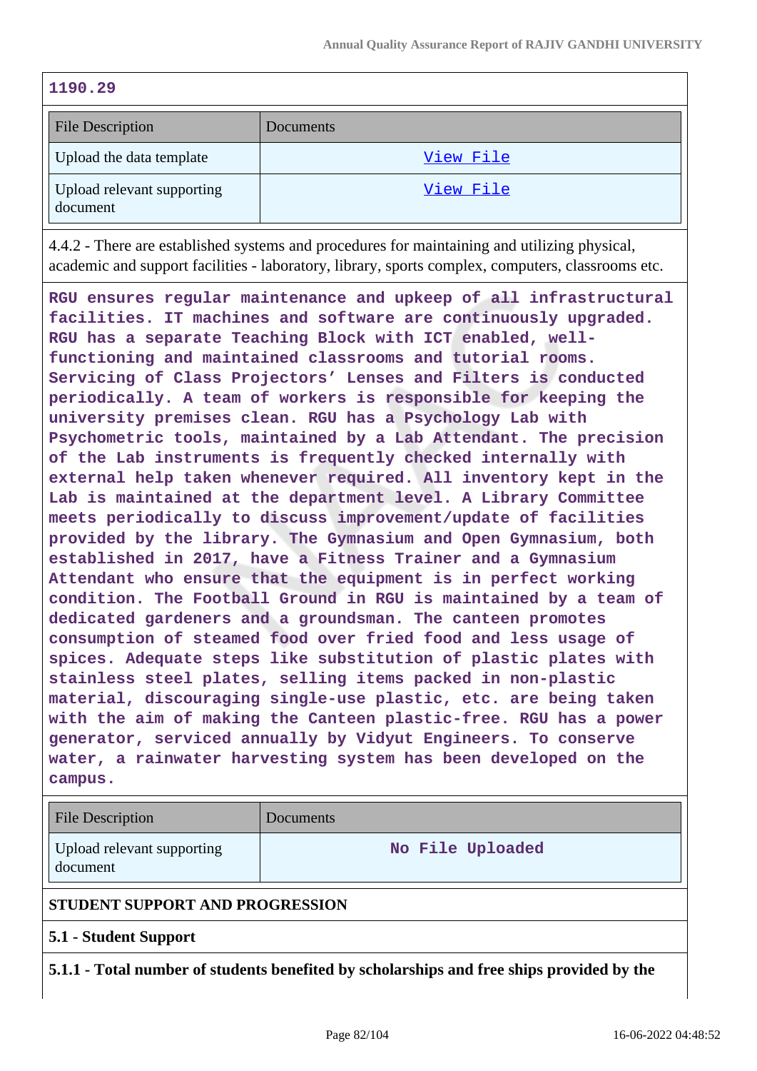1190.29

| File Description | Documents |
|---|---|
| Upload the data template | View File |
| Upload relevant supporting document | View File |

4.4.2 - There are established systems and procedures for maintaining and utilizing physical, academic and support facilities - laboratory, library, sports complex, computers, classrooms etc.

RGU ensures regular maintenance and upkeep of all infrastructural facilities. IT machines and software are continuously upgraded. RGU has a separate Teaching Block with ICT enabled, well-functioning and maintained classrooms and tutorial rooms. Servicing of Class Projectors' Lenses and Filters is conducted periodically. A team of workers is responsible for keeping the university premises clean. RGU has a Psychology Lab with Psychometric tools, maintained by a Lab Attendant. The precision of the Lab instruments is frequently checked internally with external help taken whenever required. All inventory kept in the Lab is maintained at the department level. A Library Committee meets periodically to discuss improvement/update of facilities provided by the library. The Gymnasium and Open Gymnasium, both established in 2017, have a Fitness Trainer and a Gymnasium Attendant who ensure that the equipment is in perfect working condition. The Football Ground in RGU is maintained by a team of dedicated gardeners and a groundsman. The canteen promotes consumption of steamed food over fried food and less usage of spices. Adequate steps like substitution of plastic plates with stainless steel plates, selling items packed in non-plastic material, discouraging single-use plastic, etc. are being taken with the aim of making the Canteen plastic-free. RGU has a power generator, serviced annually by Vidyut Engineers. To conserve water, a rainwater harvesting system has been developed on the campus.

| File Description | Documents |
|---|---|
| Upload relevant supporting document | No File Uploaded |

**STUDENT SUPPORT AND PROGRESSION**

**5.1 - Student Support**

**5.1.1 - Total number of students benefited by scholarships and free ships provided by the**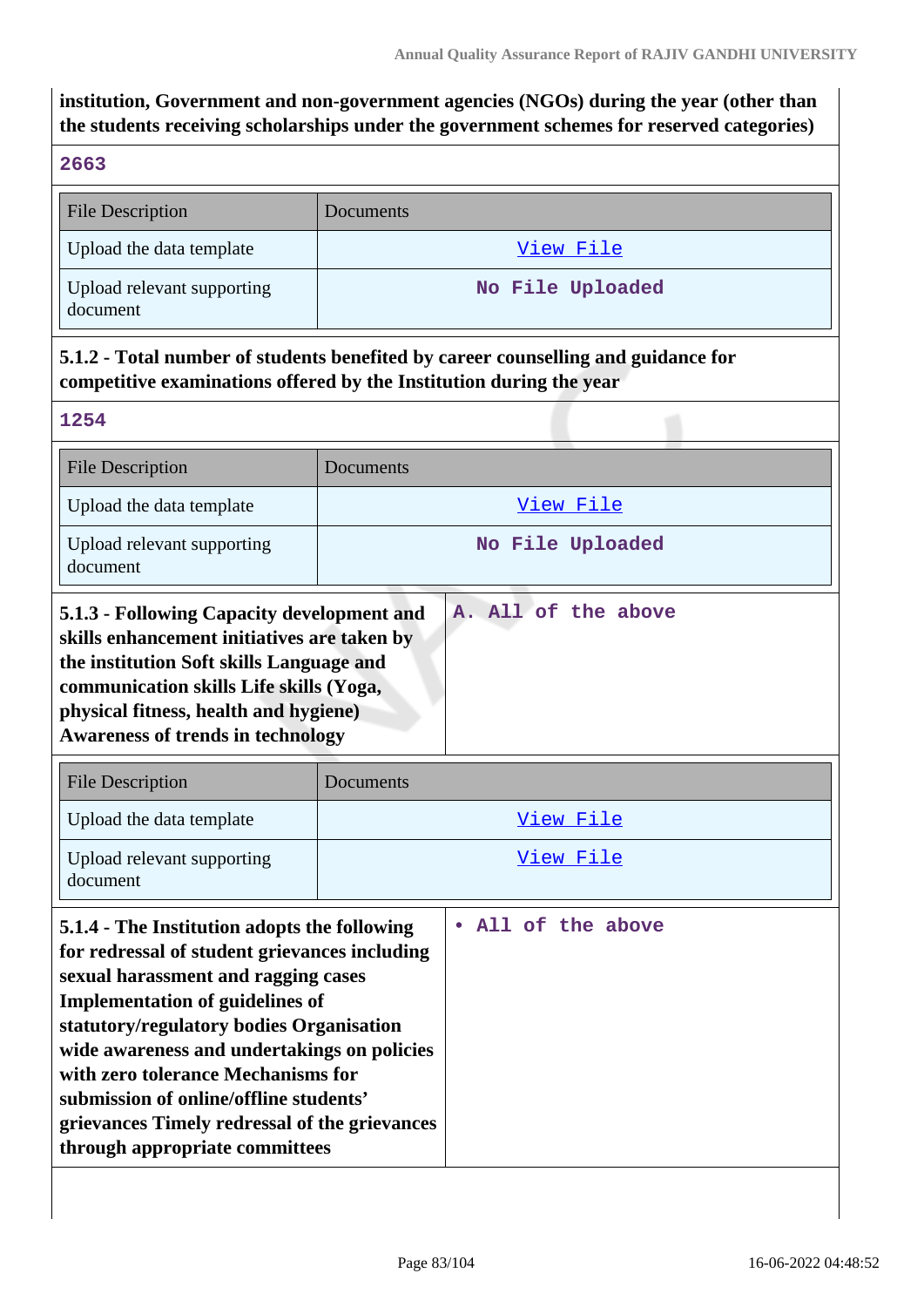**institution, Government and non-government agencies (NGOs) during the year (other than the students receiving scholarships under the government schemes for reserved categories)**

2663

| File Description | Documents |
|---|---|
| Upload the data template | View File |
| Upload relevant supporting document | No File Uploaded |

**5.1.2 - Total number of students benefited by career counselling and guidance for competitive examinations offered by the Institution during the year**

1254

| File Description | Documents |
|---|---|
| Upload the data template | View File |
| Upload relevant supporting document | No File Uploaded |

| **5.1.3 - Following Capacity development and skills enhancement initiatives are taken by the institution Soft skills Language and communication skills Life skills (Yoga, physical fitness, health and hygiene) Awareness of trends in technology** | A. All of the above |
|---|---|

| File Description | Documents |
|---|---|
| Upload the data template | View File |
| Upload relevant supporting document | View File |

| **5.1.4 - The Institution adopts the following for redressal of student grievances including sexual harassment and ragging cases Implementation of guidelines of statutory/regulatory bodies Organisation wide awareness and undertakings on policies with zero tolerance Mechanisms for submission of online/offline students' grievances Timely redressal of the grievances through appropriate committees** | • All of the above |
|---|---|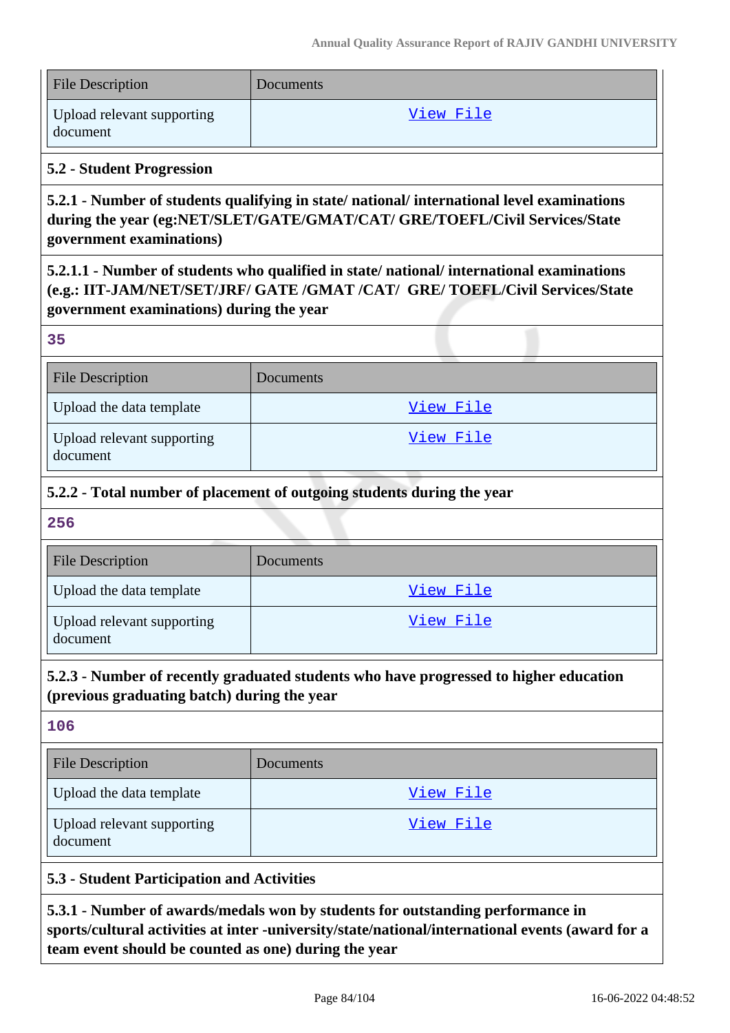| File Description | Documents |
| --- | --- |
| Upload relevant supporting document | View File |

**5.2 - Student Progression**

**5.2.1 - Number of students qualifying in state/ national/ international level examinations during the year (eg:NET/SLET/GATE/GMAT/CAT/ GRE/TOEFL/Civil Services/State government examinations)**

**5.2.1.1 - Number of students who qualified in state/ national/ international examinations (e.g.: IIT-JAM/NET/SET/JRF/ GATE /GMAT /CAT/ GRE/ TOEFL/Civil Services/State government examinations) during the year**

35

| File Description | Documents |
| --- | --- |
| Upload the data template | View File |
| Upload relevant supporting document | View File |

**5.2.2 - Total number of placement of outgoing students during the year**

256

| File Description | Documents |
| --- | --- |
| Upload the data template | View File |
| Upload relevant supporting document | View File |

**5.2.3 - Number of recently graduated students who have progressed to higher education (previous graduating batch) during the year**

106

| File Description | Documents |
| --- | --- |
| Upload the data template | View File |
| Upload relevant supporting document | View File |

**5.3 - Student Participation and Activities**

**5.3.1 - Number of awards/medals won by students for outstanding performance in sports/cultural activities at inter -university/state/national/international events (award for a team event should be counted as one) during the year**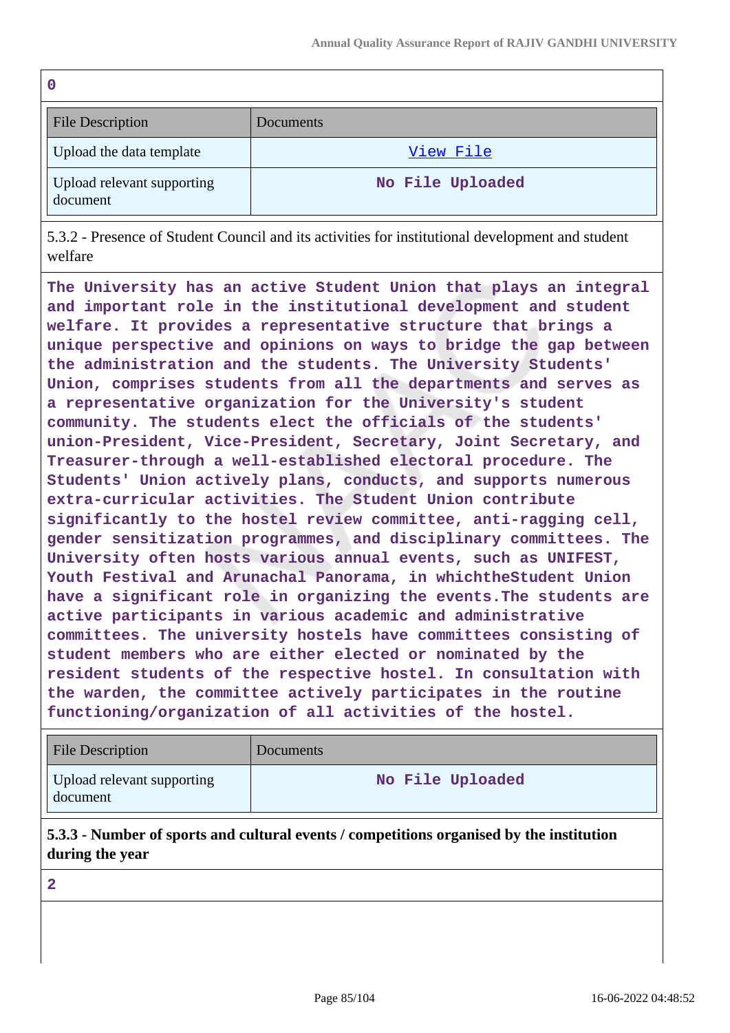0

| File Description | Documents |
|---|---|
| Upload the data template | View File |
| Upload relevant supporting document | No File Uploaded |

5.3.2 - Presence of Student Council and its activities for institutional development and student welfare

The University has an active Student Union that plays an integral and important role in the institutional development and student welfare. It provides a representative structure that brings a unique perspective and opinions on ways to bridge the gap between the administration and the students. The University Students' Union, comprises students from all the departments and serves as a representative organization for the University's student community. The students elect the officials of the students' union-President, Vice-President, Secretary, Joint Secretary, and Treasurer-through a well-established electoral procedure. The Students' Union actively plans, conducts, and supports numerous extra-curricular activities. The Student Union contribute significantly to the hostel review committee, anti-ragging cell, gender sensitization programmes, and disciplinary committees. The University often hosts various annual events, such as UNIFEST, Youth Festival and Arunachal Panorama, in whichtheStudent Union have a significant role in organizing the events.The students are active participants in various academic and administrative committees. The university hostels have committees consisting of student members who are either elected or nominated by the resident students of the respective hostel. In consultation with the warden, the committee actively participates in the routine functioning/organization of all activities of the hostel.

| File Description | Documents |
|---|---|
| Upload relevant supporting document | No File Uploaded |

**5.3.3 - Number of sports and cultural events / competitions organised by the institution during the year**

2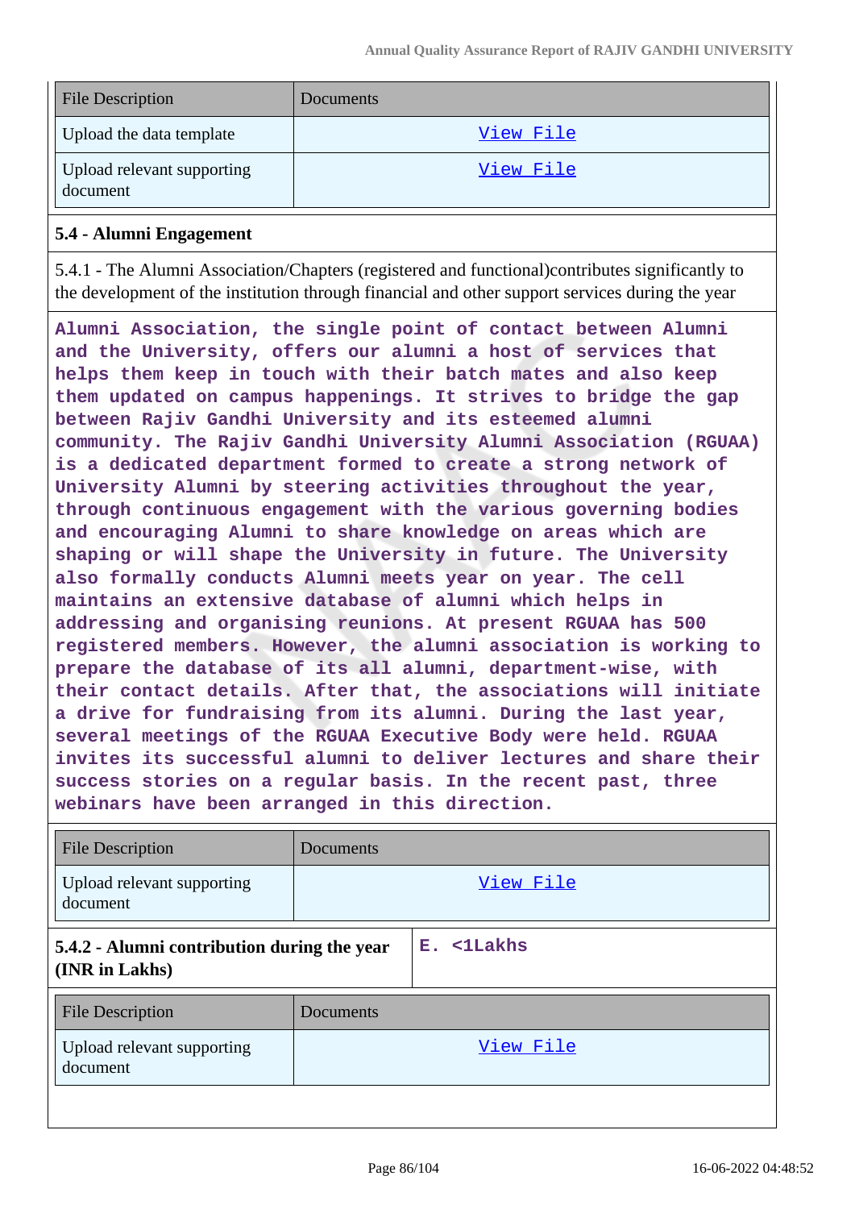| File Description | Documents |
| --- | --- |
| Upload the data template | View File |
| Upload relevant supporting document | View File |

### 5.4 - Alumni Engagement

5.4.1 - The Alumni Association/Chapters (registered and functional)contributes significantly to the development of the institution through financial and other support services during the year

**Alumni Association, the single point of contact between Alumni and the University, offers our alumni a host of services that helps them keep in touch with their batch mates and also keep them updated on campus happenings. It strives to bridge the gap between Rajiv Gandhi University and its esteemed alumni community. The Rajiv Gandhi University Alumni Association (RGUAA) is a dedicated department formed to create a strong network of University Alumni by steering activities throughout the year, through continuous engagement with the various governing bodies and encouraging Alumni to share knowledge on areas which are shaping or will shape the University in future. The University also formally conducts Alumni meets year on year. The cell maintains an extensive database of alumni which helps in addressing and organising reunions. At present RGUAA has 500 registered members. However, the alumni association is working to prepare the database of its all alumni, department-wise, with their contact details. After that, the associations will initiate a drive for fundraising from its alumni. During the last year, several meetings of the RGUAA Executive Body were held. RGUAA invites its successful alumni to deliver lectures and share their success stories on a regular basis. In the recent past, three webinars have been arranged in this direction.**

| File Description | Documents |
| --- | --- |
| Upload relevant supporting document | View File |

| **5.4.2 - Alumni contribution during the year (INR in Lakhs)** | **E. <1Lakhs** |
| --- | --- |

| File Description | Documents |
| --- | --- |
| Upload relevant supporting document | View File |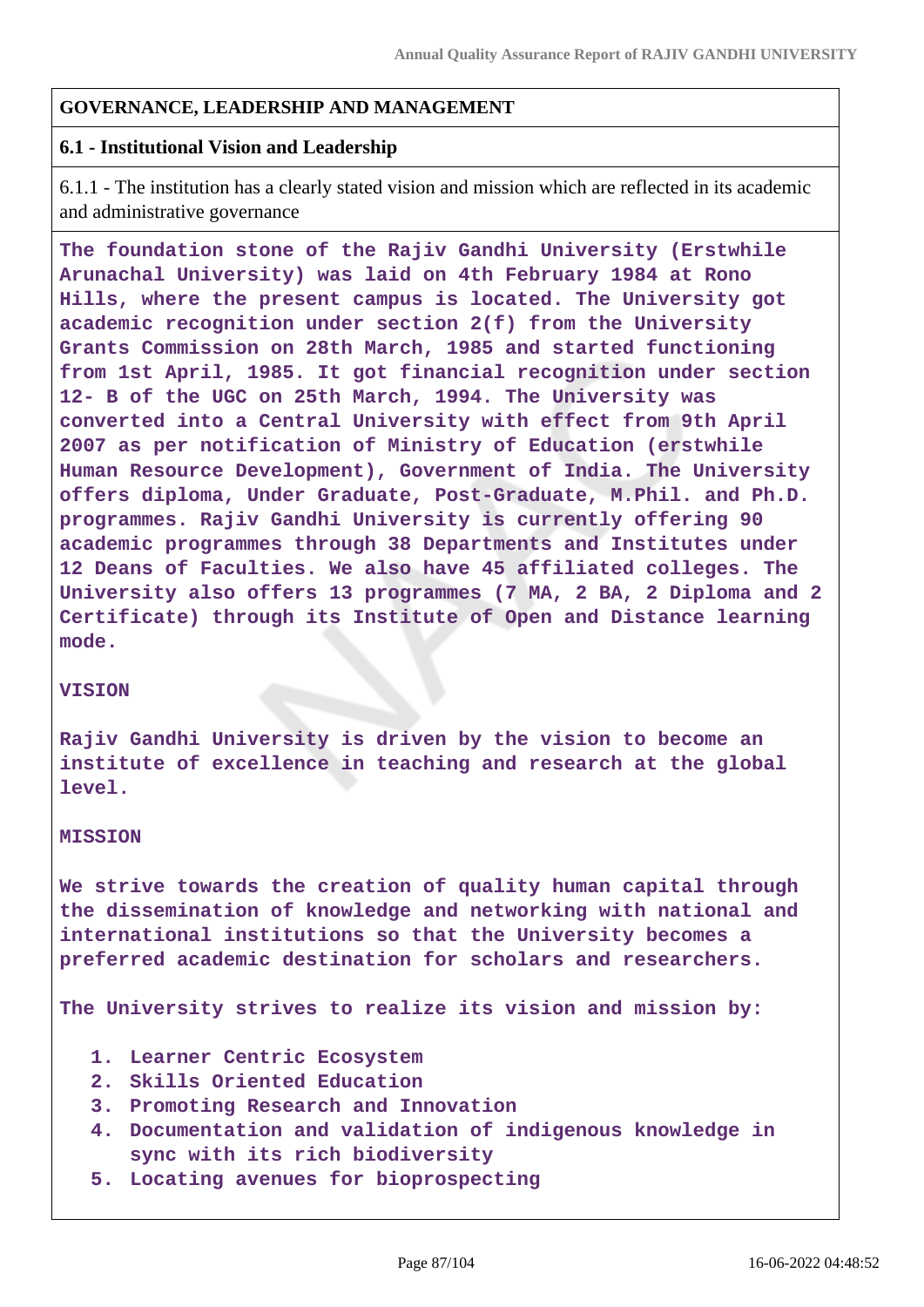## GOVERNANCE, LEADERSHIP AND MANAGEMENT

### 6.1 - Institutional Vision and Leadership

6.1.1 - The institution has a clearly stated vision and mission which are reflected in its academic and administrative governance

**The foundation stone of the Rajiv Gandhi University (Erstwhile Arunachal University) was laid on 4th February 1984 at Rono Hills, where the present campus is located. The University got academic recognition under section 2(f) from the University Grants Commission on 28th March, 1985 and started functioning from 1st April, 1985. It got financial recognition under section 12- B of the UGC on 25th March, 1994. The University was converted into a Central University with effect from 9th April 2007 as per notification of Ministry of Education (erstwhile Human Resource Development), Government of India. The University offers diploma, Under Graduate, Post-Graduate, M.Phil. and Ph.D. programmes. Rajiv Gandhi University is currently offering 90 academic programmes through 38 Departments and Institutes under 12 Deans of Faculties. We also have 45 affiliated colleges. The University also offers 13 programmes (7 MA, 2 BA, 2 Diploma and 2 Certificate) through its Institute of Open and Distance learning mode.**

**VISION**

**Rajiv Gandhi University is driven by the vision to become an institute of excellence in teaching and research at the global level.**

**MISSION**

**We strive towards the creation of quality human capital through the dissemination of knowledge and networking with national and international institutions so that the University becomes a preferred academic destination for scholars and researchers.**

**The University strives to realize its vision and mission by:**

1. **Learner Centric Ecosystem**
2. **Skills Oriented Education**
3. **Promoting Research and Innovation**
4. **Documentation and validation of indigenous knowledge in sync with its rich biodiversity**
5. **Locating avenues for bioprospecting**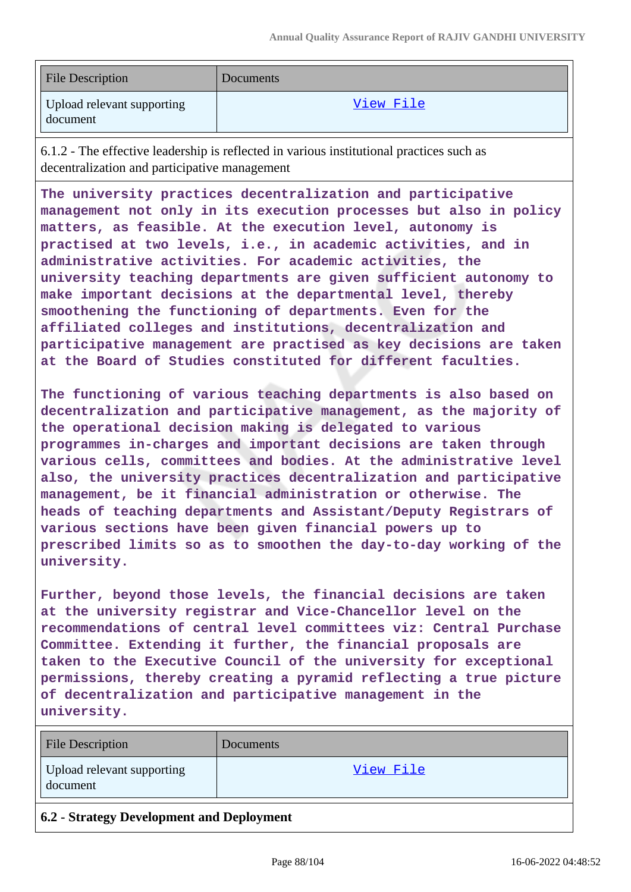| File Description | Documents |
| --- | --- |
| Upload relevant supporting document | View File |

6.1.2 - The effective leadership is reflected in various institutional practices such as decentralization and participative management

**The university practices decentralization and participative management not only in its execution processes but also in policy matters, as feasible. At the execution level, autonomy is practised at two levels, i.e., in academic activities, and in administrative activities. For academic activities, the university teaching departments are given sufficient autonomy to make important decisions at the departmental level, thereby smoothening the functioning of departments. Even for the affiliated colleges and institutions, decentralization and participative management are practised as key decisions are taken at the Board of Studies constituted for different faculties.**

**The functioning of various teaching departments is also based on decentralization and participative management, as the majority of the operational decision making is delegated to various programmes in-charges and important decisions are taken through various cells, committees and bodies. At the administrative level also, the university practices decentralization and participative management, be it financial administration or otherwise. The heads of teaching departments and Assistant/Deputy Registrars of various sections have been given financial powers up to prescribed limits so as to smoothen the day-to-day working of the university.**

**Further, beyond those levels, the financial decisions are taken at the university registrar and Vice-Chancellor level on the recommendations of central level committees viz: Central Purchase Committee. Extending it further, the financial proposals are taken to the Executive Council of the university for exceptional permissions, thereby creating a pyramid reflecting a true picture of decentralization and participative management in the university.**

| File Description | Documents |
| --- | --- |
| Upload relevant supporting document | View File |

**6.2 - Strategy Development and Deployment**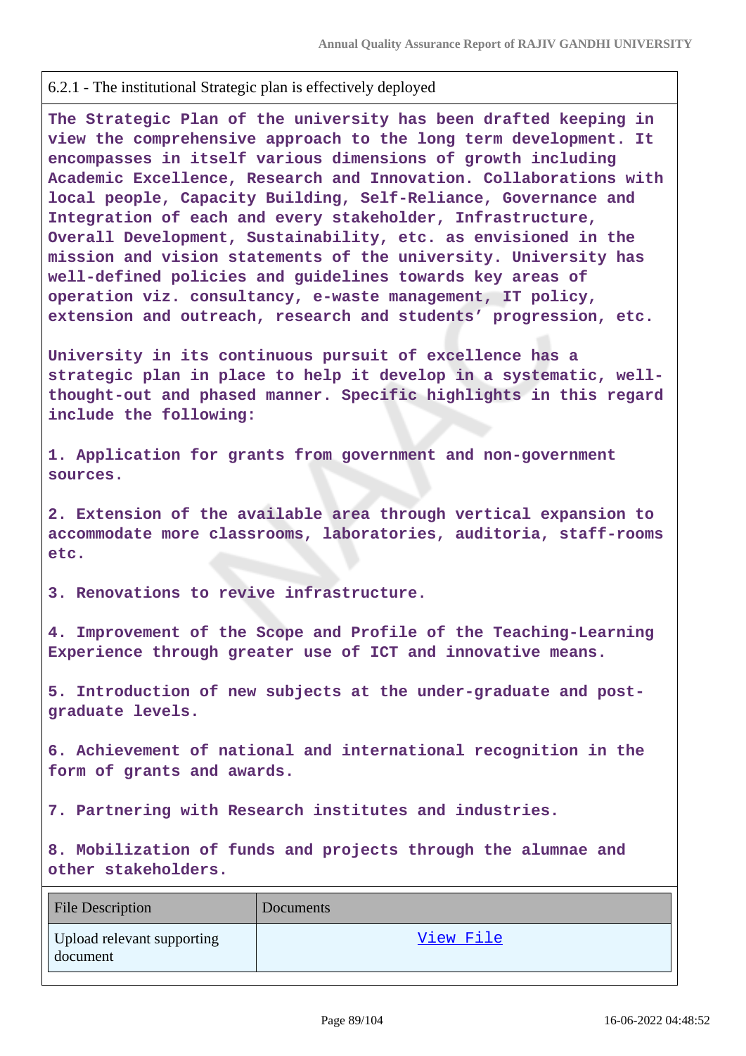6.2.1 - The institutional Strategic plan is effectively deployed

**The Strategic Plan of the university has been drafted keeping in view the comprehensive approach to the long term development. It encompasses in itself various dimensions of growth including Academic Excellence, Research and Innovation. Collaborations with local people, Capacity Building, Self-Reliance, Governance and Integration of each and every stakeholder, Infrastructure, Overall Development, Sustainability, etc. as envisioned in the mission and vision statements of the university. University has well-defined policies and guidelines towards key areas of operation viz. consultancy, e-waste management, IT policy, extension and outreach, research and students' progression, etc.**

**University in its continuous pursuit of excellence has a strategic plan in place to help it develop in a systematic, well-thought-out and phased manner. Specific highlights in this regard include the following:**

**1. Application for grants from government and non-government sources.**

**2. Extension of the available area through vertical expansion to accommodate more classrooms, laboratories, auditoria, staff-rooms etc.**

**3. Renovations to revive infrastructure.**

**4. Improvement of the Scope and Profile of the Teaching-Learning Experience through greater use of ICT and innovative means.**

**5. Introduction of new subjects at the under-graduate and post-graduate levels.**

**6. Achievement of national and international recognition in the form of grants and awards.**

**7. Partnering with Research institutes and industries.**

**8. Mobilization of funds and projects through the alumnae and other stakeholders.**

| File Description | Documents |
|---|---|
| Upload relevant supporting document | View File |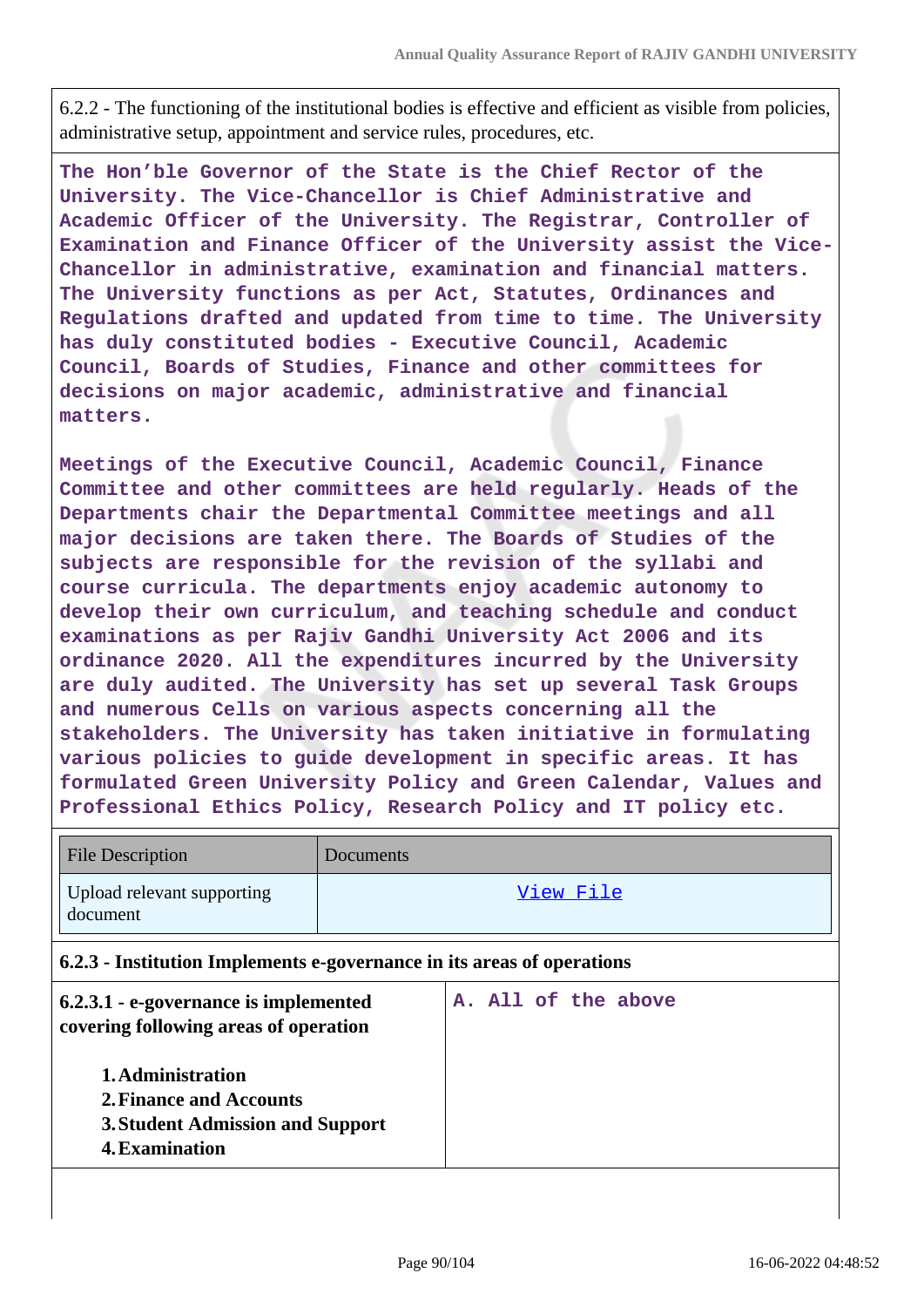6.2.2 - The functioning of the institutional bodies is effective and efficient as visible from policies, administrative setup, appointment and service rules, procedures, etc.

The Hon'ble Governor of the State is the Chief Rector of the University. The Vice-Chancellor is Chief Administrative and Academic Officer of the University. The Registrar, Controller of Examination and Finance Officer of the University assist the Vice-Chancellor in administrative, examination and financial matters. The University functions as per Act, Statutes, Ordinances and Regulations drafted and updated from time to time. The University has duly constituted bodies - Executive Council, Academic Council, Boards of Studies, Finance and other committees for decisions on major academic, administrative and financial matters.

Meetings of the Executive Council, Academic Council, Finance Committee and other committees are held regularly. Heads of the Departments chair the Departmental Committee meetings and all major decisions are taken there. The Boards of Studies of the subjects are responsible for the revision of the syllabi and course curricula. The departments enjoy academic autonomy to develop their own curriculum, and teaching schedule and conduct examinations as per Rajiv Gandhi University Act 2006 and its ordinance 2020. All the expenditures incurred by the University are duly audited. The University has set up several Task Groups and numerous Cells on various aspects concerning all the stakeholders. The University has taken initiative in formulating various policies to guide development in specific areas. It has formulated Green University Policy and Green Calendar, Values and Professional Ethics Policy, Research Policy and IT policy etc.

| File Description | Documents |
|---|---|
| Upload relevant supporting document | View File |

**6.2.3 - Institution Implements e-governance in its areas of operations**

| **6.2.3.1 - e-governance is implemented covering following areas of operation**<br><br>1. **Administration**<br>2. **Finance and Accounts**<br>3. **Student Admission and Support**<br>4. **Examination** | A. All of the above |
|---|---|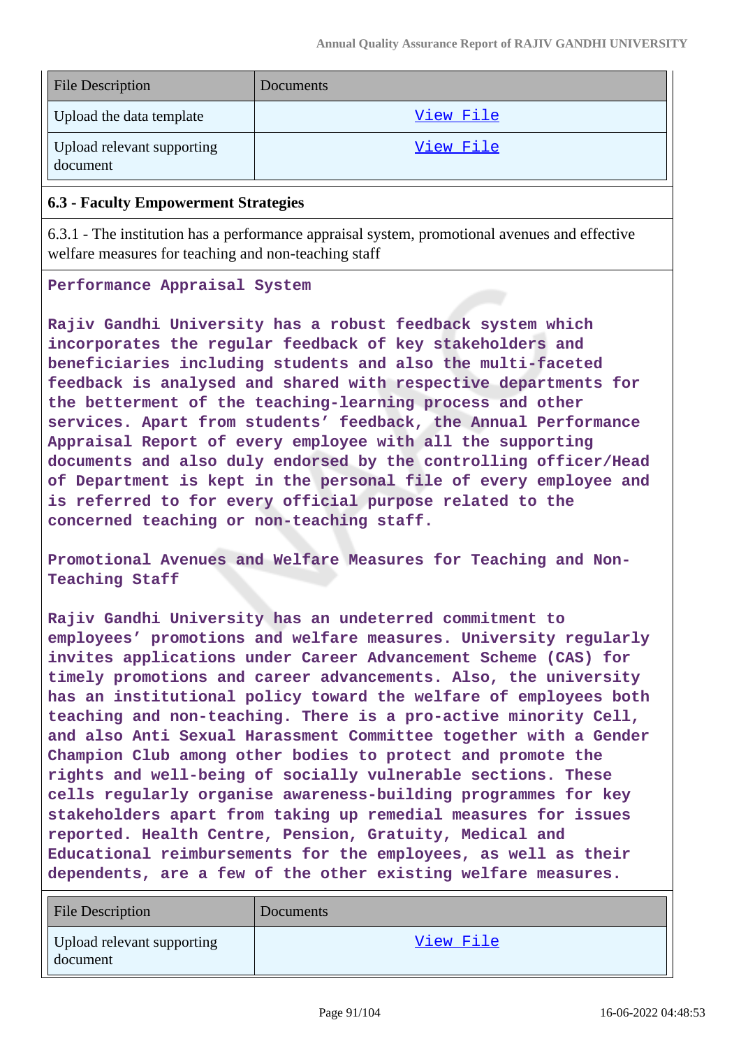| File Description | Documents |
|---|---|
| Upload the data template | View File |
| Upload relevant supporting document | View File |

### 6.3 - Faculty Empowerment Strategies

6.3.1 - The institution has a performance appraisal system, promotional avenues and effective welfare measures for teaching and non-teaching staff

**Performance Appraisal System**

**Rajiv Gandhi University has a robust feedback system which incorporates the regular feedback of key stakeholders and beneficiaries including students and also the multi-faceted feedback is analysed and shared with respective departments for the betterment of the teaching-learning process and other services. Apart from students' feedback, the Annual Performance Appraisal Report of every employee with all the supporting documents and also duly endorsed by the controlling officer/Head of Department is kept in the personal file of every employee and is referred to for every official purpose related to the concerned teaching or non-teaching staff.**

**Promotional Avenues and Welfare Measures for Teaching and Non-Teaching Staff**

**Rajiv Gandhi University has an undeterred commitment to employees' promotions and welfare measures. University regularly invites applications under Career Advancement Scheme (CAS) for timely promotions and career advancements. Also, the university has an institutional policy toward the welfare of employees both teaching and non-teaching. There is a pro-active minority Cell, and also Anti Sexual Harassment Committee together with a Gender Champion Club among other bodies to protect and promote the rights and well-being of socially vulnerable sections. These cells regularly organise awareness-building programmes for key stakeholders apart from taking up remedial measures for issues reported. Health Centre, Pension, Gratuity, Medical and Educational reimbursements for the employees, as well as their dependents, are a few of the other existing welfare measures.**

| File Description | Documents |
|---|---|
| Upload relevant supporting document | View File |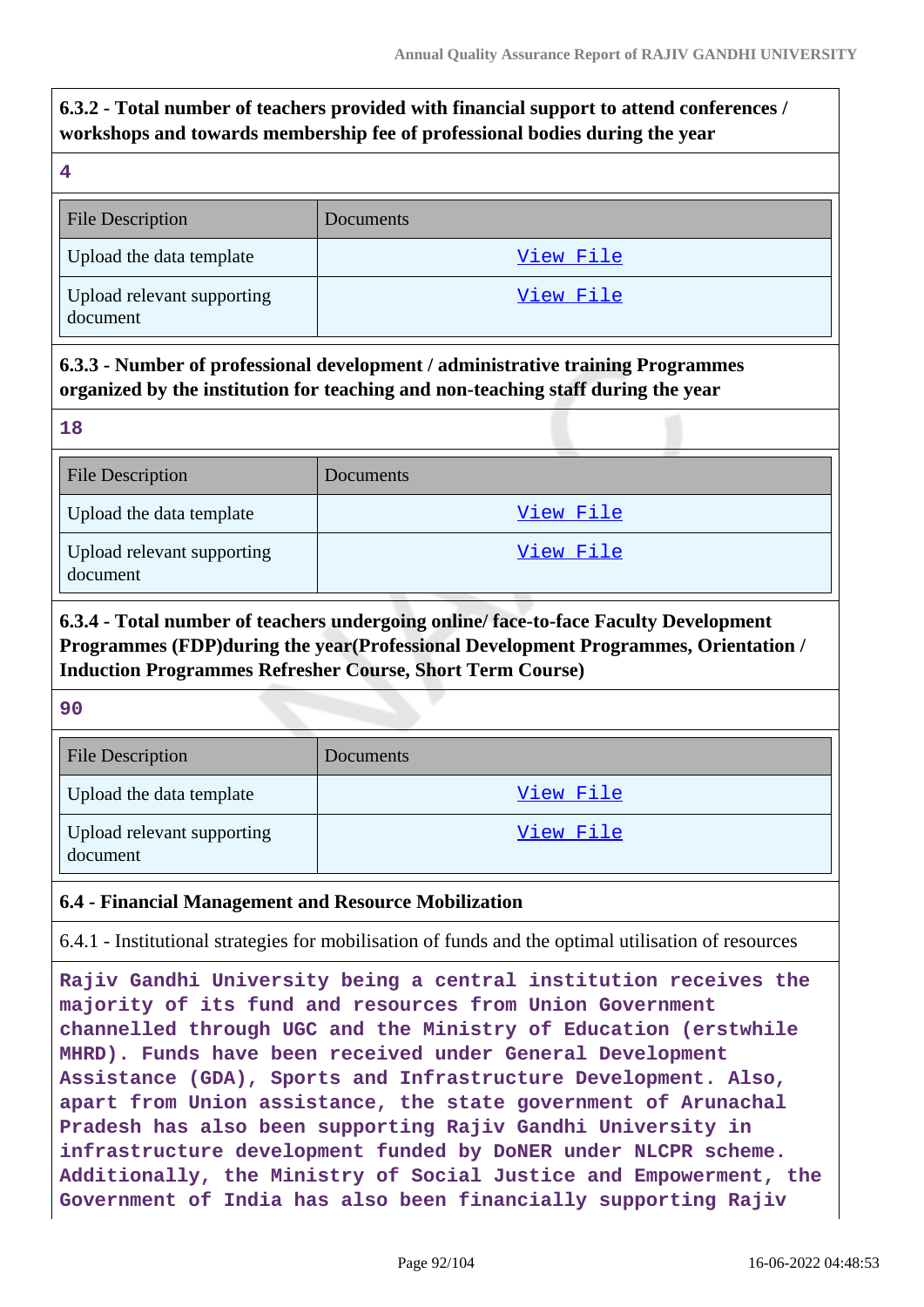**6.3.2 - Total number of teachers provided with financial support to attend conferences / workshops and towards membership fee of professional bodies during the year**

4

| File Description | Documents |
| --- | --- |
| Upload the data template | View File |
| Upload relevant supporting document | View File |

**6.3.3 - Number of professional development / administrative training Programmes organized by the institution for teaching and non-teaching staff during the year**

18

| File Description | Documents |
| --- | --- |
| Upload the data template | View File |
| Upload relevant supporting document | View File |

**6.3.4 - Total number of teachers undergoing online/ face-to-face Faculty Development Programmes (FDP)during the year(Professional Development Programmes, Orientation / Induction Programmes Refresher Course, Short Term Course)**

90

| File Description | Documents |
| --- | --- |
| Upload the data template | View File |
| Upload relevant supporting document | View File |

**6.4 - Financial Management and Resource Mobilization**

6.4.1 - Institutional strategies for mobilisation of funds and the optimal utilisation of resources

Rajiv Gandhi University being a central institution receives the majority of its fund and resources from Union Government channelled through UGC and the Ministry of Education (erstwhile MHRD). Funds have been received under General Development Assistance (GDA), Sports and Infrastructure Development. Also, apart from Union assistance, the state government of Arunachal Pradesh has also been supporting Rajiv Gandhi University in infrastructure development funded by DoNER under NLCPR scheme. Additionally, the Ministry of Social Justice and Empowerment, the Government of India has also been financially supporting Rajiv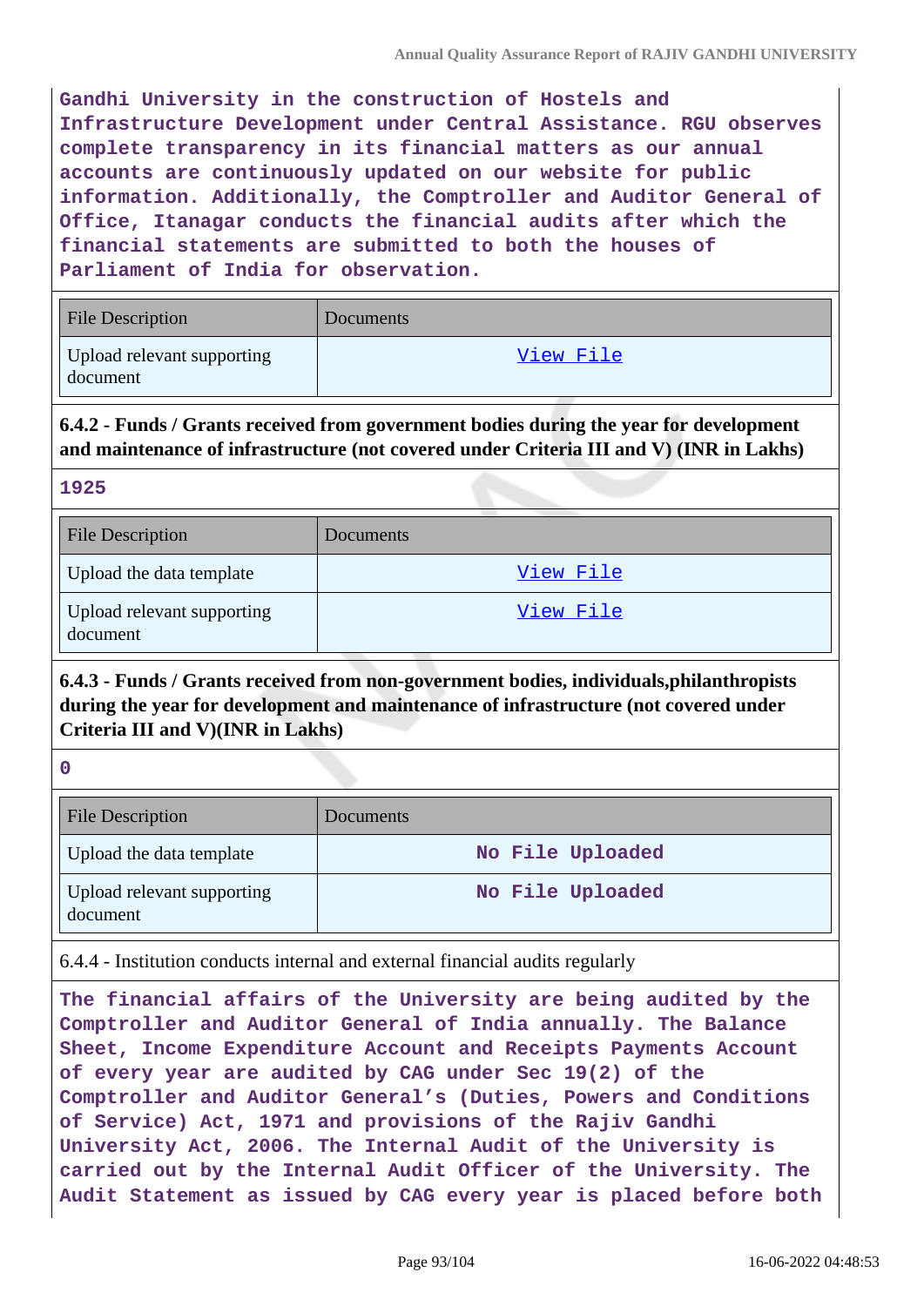Gandhi University in the construction of Hostels and Infrastructure Development under Central Assistance. RGU observes complete transparency in its financial matters as our annual accounts are continuously updated on our website for public information. Additionally, the Comptroller and Auditor General of Office, Itanagar conducts the financial audits after which the financial statements are submitted to both the houses of Parliament of India for observation.

| File Description | Documents |
|---|---|
| Upload relevant supporting document | View File |

**6.4.2 - Funds / Grants received from government bodies during the year for development and maintenance of infrastructure (not covered under Criteria III and V) (INR in Lakhs)**

1925

| File Description | Documents |
|---|---|
| Upload the data template | View File |
| Upload relevant supporting document | View File |

**6.4.3 - Funds / Grants received from non-government bodies, individuals,philanthropists during the year for development and maintenance of infrastructure (not covered under Criteria III and V)(INR in Lakhs)**

0

| File Description | Documents |
|---|---|
| Upload the data template | No File Uploaded |
| Upload relevant supporting document | No File Uploaded |

6.4.4 - Institution conducts internal and external financial audits regularly

The financial affairs of the University are being audited by the Comptroller and Auditor General of India annually. The Balance Sheet, Income Expenditure Account and Receipts Payments Account of every year are audited by CAG under Sec 19(2) of the Comptroller and Auditor General's (Duties, Powers and Conditions of Service) Act, 1971 and provisions of the Rajiv Gandhi University Act, 2006. The Internal Audit of the University is carried out by the Internal Audit Officer of the University. The Audit Statement as issued by CAG every year is placed before both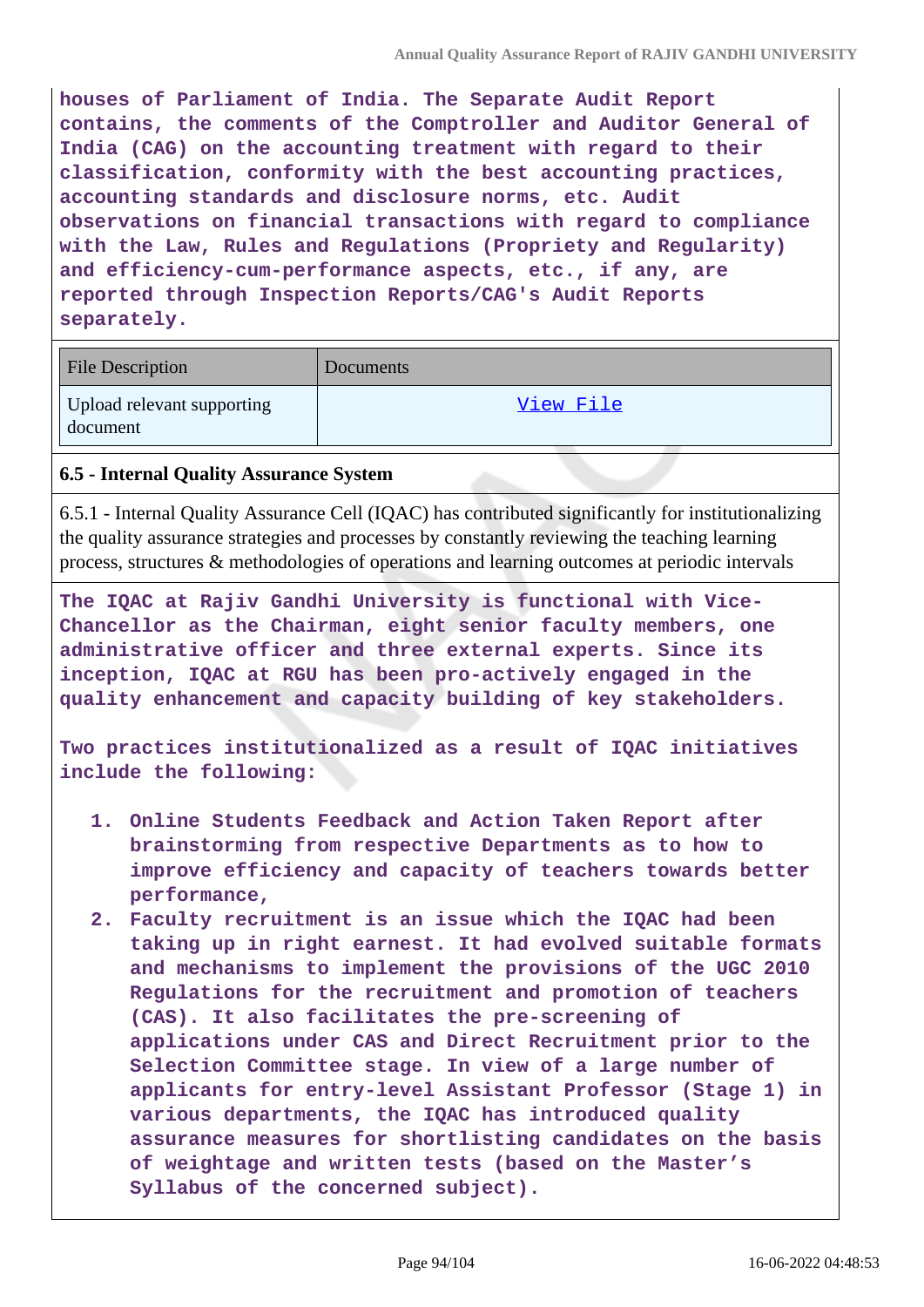houses of Parliament of India. The Separate Audit Report contains, the comments of the Comptroller and Auditor General of India (CAG) on the accounting treatment with regard to their classification, conformity with the best accounting practices, accounting standards and disclosure norms, etc. Audit observations on financial transactions with regard to compliance with the Law, Rules and Regulations (Propriety and Regularity) and efficiency-cum-performance aspects, etc., if any, are reported through Inspection Reports/CAG's Audit Reports separately.

| File Description | Documents |
| --- | --- |
| Upload relevant supporting document | View File |

### 6.5 - Internal Quality Assurance System

6.5.1 - Internal Quality Assurance Cell (IQAC) has contributed significantly for institutionalizing the quality assurance strategies and processes by constantly reviewing the teaching learning process, structures & methodologies of operations and learning outcomes at periodic intervals

The IQAC at Rajiv Gandhi University is functional with Vice-Chancellor as the Chairman, eight senior faculty members, one administrative officer and three external experts. Since its inception, IQAC at RGU has been pro-actively engaged in the quality enhancement and capacity building of key stakeholders.

Two practices institutionalized as a result of IQAC initiatives include the following:

1. Online Students Feedback and Action Taken Report after brainstorming from respective Departments as to how to improve efficiency and capacity of teachers towards better performance,
2. Faculty recruitment is an issue which the IQAC had been taking up in right earnest. It had evolved suitable formats and mechanisms to implement the provisions of the UGC 2010 Regulations for the recruitment and promotion of teachers (CAS). It also facilitates the pre-screening of applications under CAS and Direct Recruitment prior to the Selection Committee stage. In view of a large number of applicants for entry-level Assistant Professor (Stage 1) in various departments, the IQAC has introduced quality assurance measures for shortlisting candidates on the basis of weightage and written tests (based on the Master's Syllabus of the concerned subject).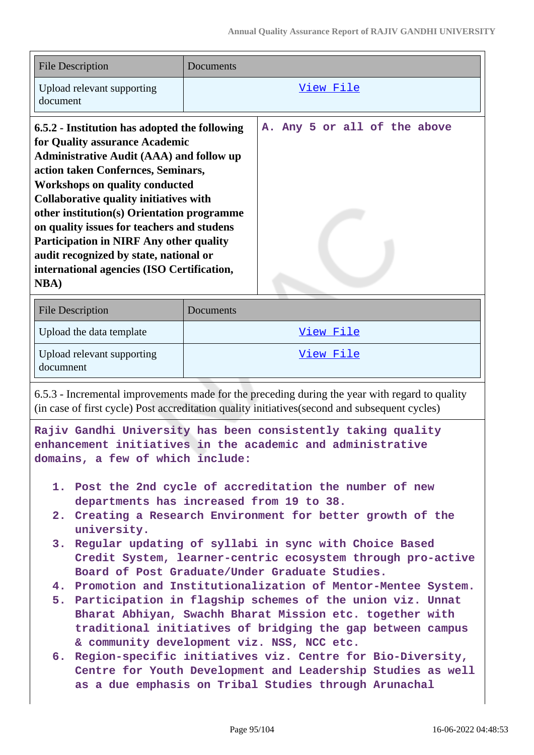| File Description | Documents |
|---|---|
| Upload relevant supporting document | View File |

| 6.5.2 - Institution has adopted the following for Quality assurance Academic Administrative Audit (AAA) and follow up action taken Confernces, Seminars, Workshops on quality conducted Collaborative quality initiatives with other institution(s) Orientation programme on quality issues for teachers and studens Participation in NIRF Any other quality audit recognized by state, national or international agencies (ISO Certification, NBA) | A. Any 5 or all of the above |
|---|---|

| File Description | Documents |
|---|---|
| Upload the data template | View File |
| Upload relevant supporting documnent | View File |

6.5.3 - Incremental improvements made for the preceding during the year with regard to quality (in case of first cycle) Post accreditation quality initiatives(second and subsequent cycles)

Rajiv Gandhi University has been consistently taking quality enhancement initiatives in the academic and administrative domains, a few of which include:

1. Post the 2nd cycle of accreditation the number of new departments has increased from 19 to 38.
2. Creating a Research Environment for better growth of the university.
3. Regular updating of syllabi in sync with Choice Based Credit System, learner-centric ecosystem through pro-active Board of Post Graduate/Under Graduate Studies.
4. Promotion and Institutionalization of Mentor-Mentee System.
5. Participation in flagship schemes of the union viz. Unnat Bharat Abhiyan, Swachh Bharat Mission etc. together with traditional initiatives of bridging the gap between campus & community development viz. NSS, NCC etc.
6. Region-specific initiatives viz. Centre for Bio-Diversity, Centre for Youth Development and Leadership Studies as well as a due emphasis on Tribal Studies through Arunachal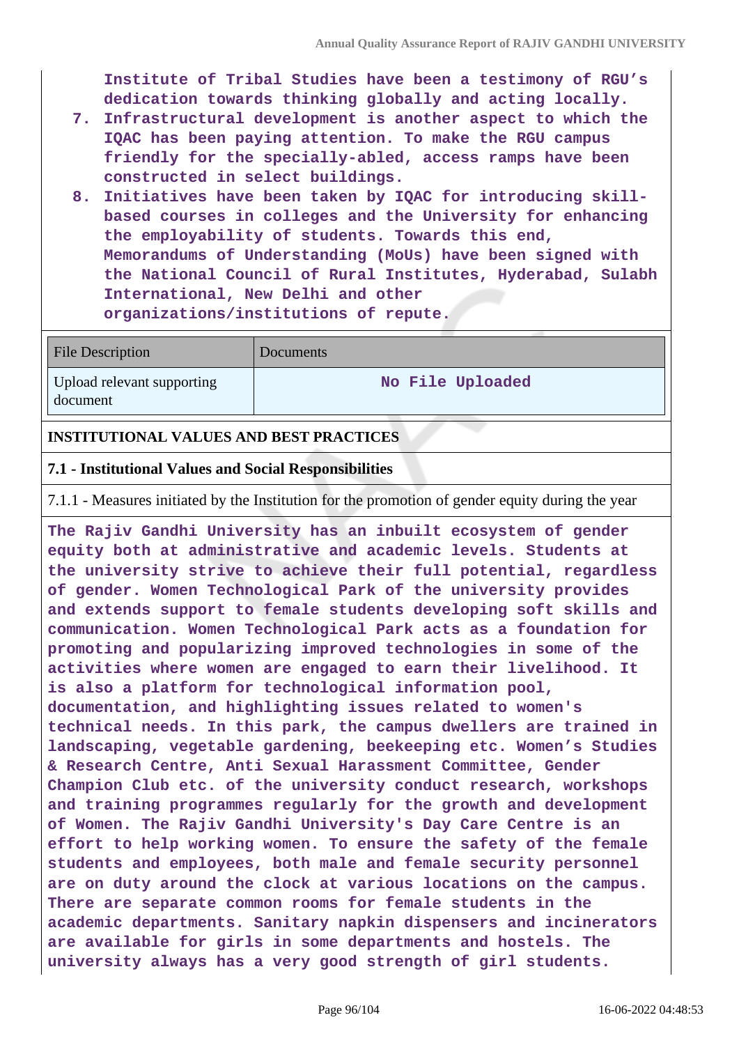Institute of Tribal Studies have been a testimony of RGU's dedication towards thinking globally and acting locally.

7. Infrastructural development is another aspect to which the IQAC has been paying attention. To make the RGU campus friendly for the specially-abled, access ramps have been constructed in select buildings.
8. Initiatives have been taken by IQAC for introducing skill-based courses in colleges and the University for enhancing the employability of students. Towards this end, Memorandums of Understanding (MoUs) have been signed with the National Council of Rural Institutes, Hyderabad, Sulabh International, New Delhi and other organizations/institutions of repute.

| File Description | Documents |
|---|---|
| Upload relevant supporting document | No File Uploaded |

**INSTITUTIONAL VALUES AND BEST PRACTICES**

**7.1 - Institutional Values and Social Responsibilities**

7.1.1 - Measures initiated by the Institution for the promotion of gender equity during the year

The Rajiv Gandhi University has an inbuilt ecosystem of gender equity both at administrative and academic levels. Students at the university strive to achieve their full potential, regardless of gender. Women Technological Park of the university provides and extends support to female students developing soft skills and communication. Women Technological Park acts as a foundation for promoting and popularizing improved technologies in some of the activities where women are engaged to earn their livelihood. It is also a platform for technological information pool, documentation, and highlighting issues related to women's technical needs. In this park, the campus dwellers are trained in landscaping, vegetable gardening, beekeeping etc. Women's Studies & Research Centre, Anti Sexual Harassment Committee, Gender Champion Club etc. of the university conduct research, workshops and training programmes regularly for the growth and development of Women. The Rajiv Gandhi University's Day Care Centre is an effort to help working women. To ensure the safety of the female students and employees, both male and female security personnel are on duty around the clock at various locations on the campus. There are separate common rooms for female students in the academic departments. Sanitary napkin dispensers and incinerators are available for girls in some departments and hostels. The university always has a very good strength of girl students.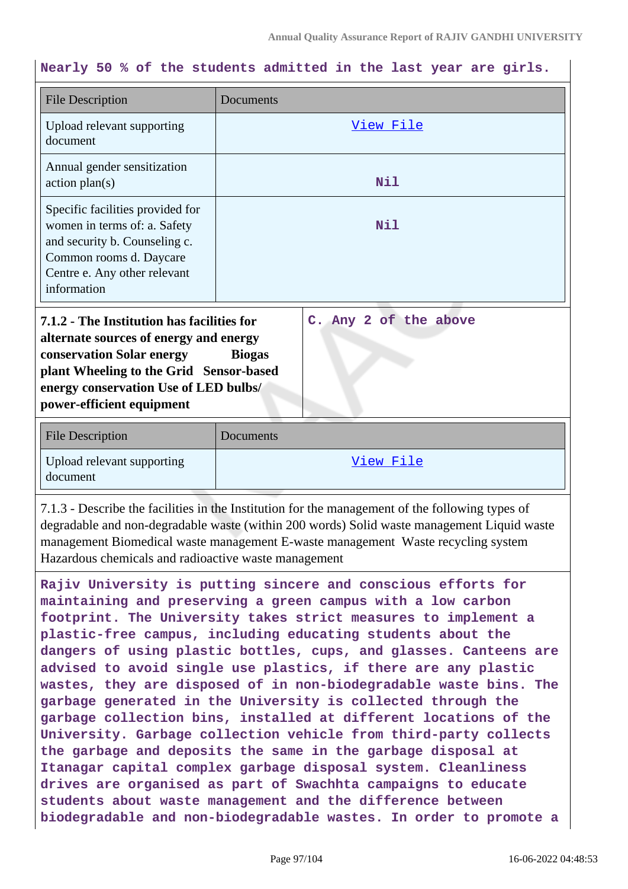Nearly 50 % of the students admitted in the last year are girls.

| File Description | Documents |
|---|---|
| Upload relevant supporting document | View File |
| Annual gender sensitization action plan(s) | Nil |
| Specific facilities provided for women in terms of: a. Safety and security b. Counseling c. Common rooms d. Daycare Centre e. Any other relevant information | Nil |

| **7.1.2 - The Institution has facilities for alternate sources of energy and energy conservation Solar energy Biogas plant Wheeling to the Grid Sensor-based energy conservation Use of LED bulbs/ power-efficient equipment** | C. Any 2 of the above |
|---|---|

| File Description | Documents |
|---|---|
| Upload relevant supporting document | View File |

7.1.3 - Describe the facilities in the Institution for the management of the following types of degradable and non-degradable waste (within 200 words) Solid waste management Liquid waste management Biomedical waste management E-waste management Waste recycling system Hazardous chemicals and radioactive waste management

Rajiv University is putting sincere and conscious efforts for maintaining and preserving a green campus with a low carbon footprint. The University takes strict measures to implement a plastic-free campus, including educating students about the dangers of using plastic bottles, cups, and glasses. Canteens are advised to avoid single use plastics, if there are any plastic wastes, they are disposed of in non-biodegradable waste bins. The garbage generated in the University is collected through the garbage collection bins, installed at different locations of the University. Garbage collection vehicle from third-party collects the garbage and deposits the same in the garbage disposal at Itanagar capital complex garbage disposal system. Cleanliness drives are organised as part of Swachhta campaigns to educate students about waste management and the difference between biodegradable and non-biodegradable wastes. In order to promote a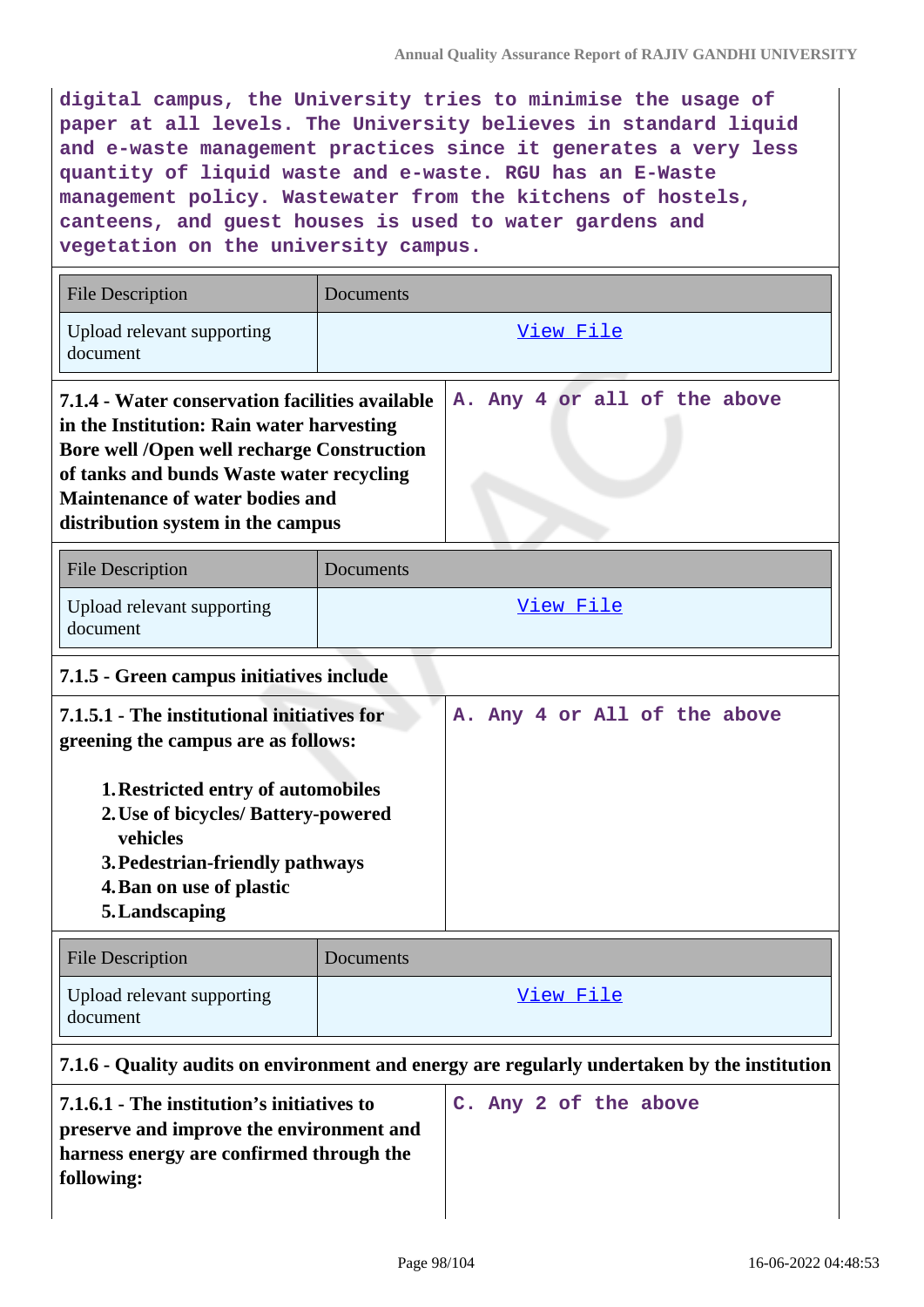digital campus, the University tries to minimise the usage of paper at all levels. The University believes in standard liquid and e-waste management practices since it generates a very less quantity of liquid waste and e-waste. RGU has an E-Waste management policy. Wastewater from the kitchens of hostels, canteens, and guest houses is used to water gardens and vegetation on the university campus.

| File Description | Documents |
|---|---|
| Upload relevant supporting document | View File |

| 7.1.4 - Water conservation facilities available in the Institution: Rain water harvesting Bore well /Open well recharge Construction of tanks and bunds Waste water recycling Maintenance of water bodies and distribution system in the campus | A. Any 4 or all of the above |
|---|---|

| File Description | Documents |
|---|---|
| Upload relevant supporting document | View File |

**7.1.5 - Green campus initiatives include**

| 7.1.5.1 - The institutional initiatives for greening the campus are as follows: 1. Restricted entry of automobiles 2. Use of bicycles/ Battery-powered vehicles 3. Pedestrian-friendly pathways 4. Ban on use of plastic 5. Landscaping | A. Any 4 or All of the above |
|---|---|

| File Description | Documents |
|---|---|
| Upload relevant supporting document | View File |

**7.1.6 - Quality audits on environment and energy are regularly undertaken by the institution**

| 7.1.6.1 - The institution's initiatives to preserve and improve the environment and harness energy are confirmed through the following: | C. Any 2 of the above |
|---|---|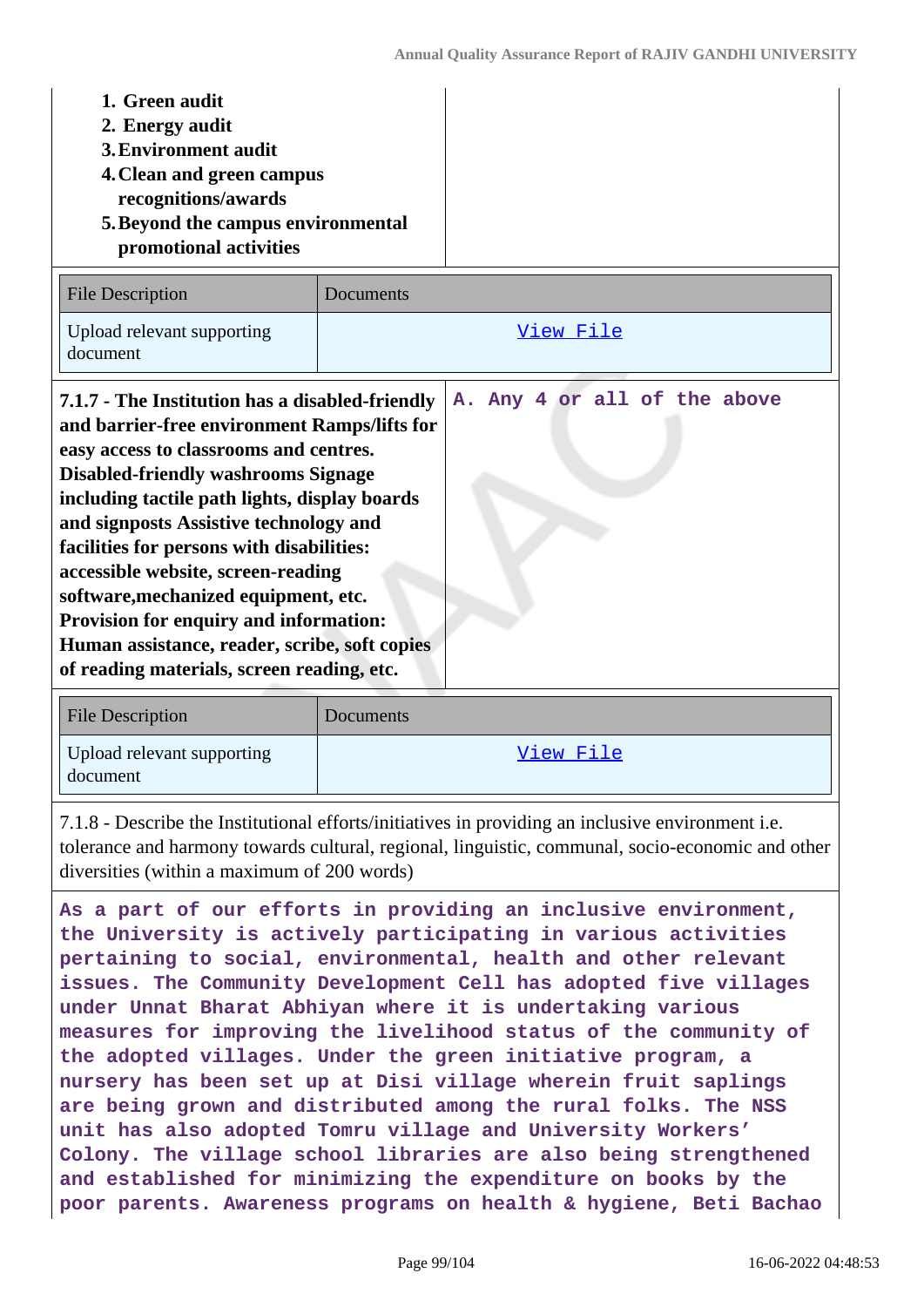1. **Green audit**
2. **Energy audit**
3. **Environment audit**
4. **Clean and green campus recognitions/awards**
5. **Beyond the campus environmental promotional activities**

| File Description | Documents |
|---|---|
| Upload relevant supporting document | View File |

| **7.1.7 - The Institution has a disabled-friendly and barrier-free environment Ramps/lifts for easy access to classrooms and centres. Disabled-friendly washrooms Signage including tactile path lights, display boards and signposts Assistive technology and facilities for persons with disabilities: accessible website, screen-reading software,mechanized equipment, etc. Provision for enquiry and information: Human assistance, reader, scribe, soft copies of reading materials, screen reading, etc.** | **A. Any 4 or all of the above** |
|---|---|

| File Description | Documents |
|---|---|
| Upload relevant supporting document | View File |

7.1.8 - Describe the Institutional efforts/initiatives in providing an inclusive environment i.e. tolerance and harmony towards cultural, regional, linguistic, communal, socio-economic and other diversities (within a maximum of 200 words)

**As a part of our efforts in providing an inclusive environment, the University is actively participating in various activities pertaining to social, environmental, health and other relevant issues. The Community Development Cell has adopted five villages under Unnat Bharat Abhiyan where it is undertaking various measures for improving the livelihood status of the community of the adopted villages. Under the green initiative program, a nursery has been set up at Disi village wherein fruit saplings are being grown and distributed among the rural folks. The NSS unit has also adopted Tomru village and University Workers' Colony. The village school libraries are also being strengthened and established for minimizing the expenditure on books by the poor parents. Awareness programs on health & hygiene, Beti Bachao**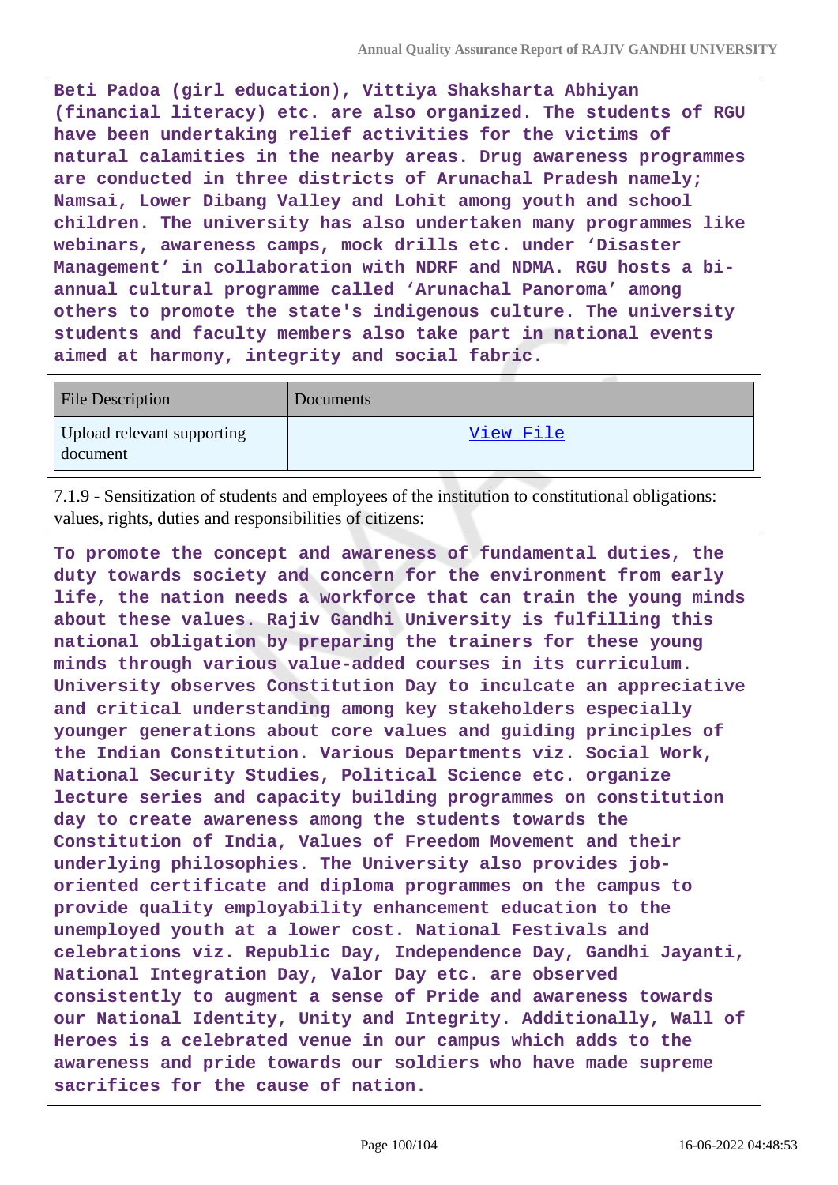**Beti Padoa (girl education), Vittiya Shaksharta Abhiyan (financial literacy) etc. are also organized. The students of RGU have been undertaking relief activities for the victims of natural calamities in the nearby areas. Drug awareness programmes are conducted in three districts of Arunachal Pradesh namely; Namsai, Lower Dibang Valley and Lohit among youth and school children. The university has also undertaken many programmes like webinars, awareness camps, mock drills etc. under 'Disaster Management' in collaboration with NDRF and NDMA. RGU hosts a bi-annual cultural programme called 'Arunachal Panorama' among others to promote the state's indigenous culture. The university students and faculty members also take part in national events aimed at harmony, integrity and social fabric.**

| File Description | Documents |
|---|---|
| Upload relevant supporting document | View File |

7.1.9 - Sensitization of students and employees of the institution to constitutional obligations: values, rights, duties and responsibilities of citizens:

**To promote the concept and awareness of fundamental duties, the duty towards society and concern for the environment from early life, the nation needs a workforce that can train the young minds about these values. Rajiv Gandhi University is fulfilling this national obligation by preparing the trainers for these young minds through various value-added courses in its curriculum. University observes Constitution Day to inculcate an appreciative and critical understanding among key stakeholders especially younger generations about core values and guiding principles of the Indian Constitution. Various Departments viz. Social Work, National Security Studies, Political Science etc. organize lecture series and capacity building programmes on constitution day to create awareness among the students towards the Constitution of India, Values of Freedom Movement and their underlying philosophies. The University also provides job-oriented certificate and diploma programmes on the campus to provide quality employability enhancement education to the unemployed youth at a lower cost. National Festivals and celebrations viz. Republic Day, Independence Day, Gandhi Jayanti, National Integration Day, Valor Day etc. are observed consistently to augment a sense of Pride and awareness towards our National Identity, Unity and Integrity. Additionally, Wall of Heroes is a celebrated venue in our campus which adds to the awareness and pride towards our soldiers who have made supreme sacrifices for the cause of nation.**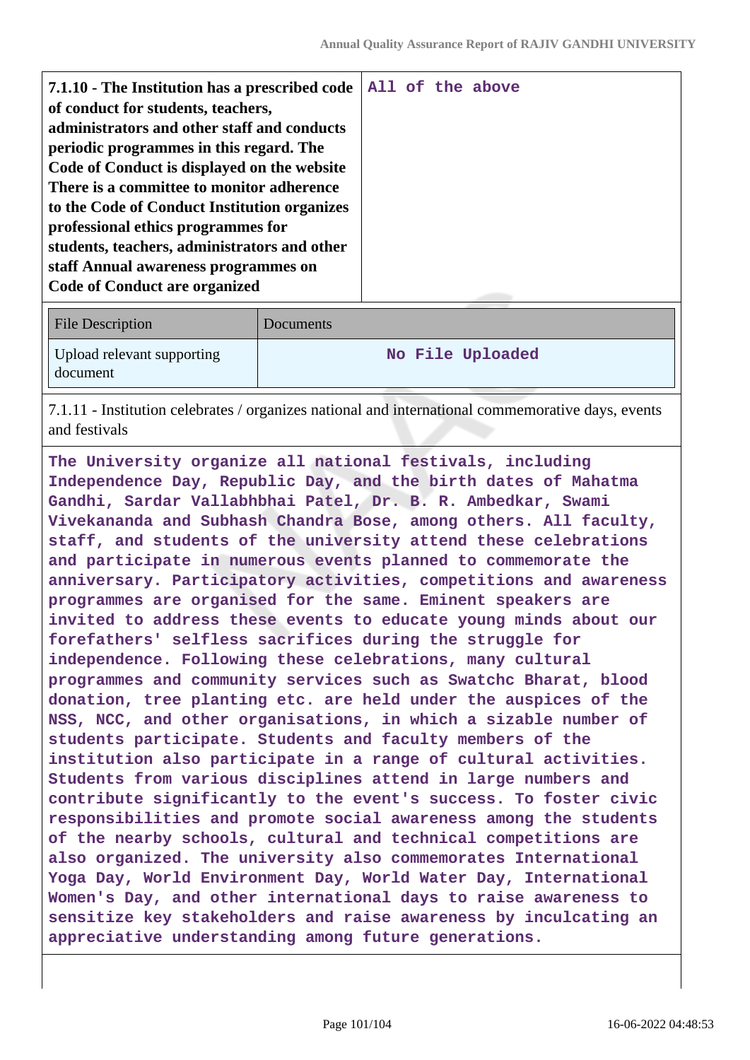| 7.1.10 - The Institution has a prescribed code of conduct for students, teachers, administrators and other staff and conducts periodic programmes in this regard. The Code of Conduct is displayed on the website There is a committee to monitor adherence to the Code of Conduct Institution organizes professional ethics programmes for students, teachers, administrators and other staff Annual awareness programmes on Code of Conduct are organized | All of the above |
|---|---|

| File Description | Documents |
|---|---|
| Upload relevant supporting document | No File Uploaded |

7.1.11 - Institution celebrates / organizes national and international commemorative days, events and festivals

The University organize all national festivals, including Independence Day, Republic Day, and the birth dates of Mahatma Gandhi, Sardar Vallabhbhai Patel, Dr. B. R. Ambedkar, Swami Vivekananda and Subhash Chandra Bose, among others. All faculty, staff, and students of the university attend these celebrations and participate in numerous events planned to commemorate the anniversary. Participatory activities, competitions and awareness programmes are organised for the same. Eminent speakers are invited to address these events to educate young minds about our forefathers' selfless sacrifices during the struggle for independence. Following these celebrations, many cultural programmes and community services such as Swatchc Bharat, blood donation, tree planting etc. are held under the auspices of the NSS, NCC, and other organisations, in which a sizable number of students participate. Students and faculty members of the institution also participate in a range of cultural activities. Students from various disciplines attend in large numbers and contribute significantly to the event's success. To foster civic responsibilities and promote social awareness among the students of the nearby schools, cultural and technical competitions are also organized. The university also commemorates International Yoga Day, World Environment Day, World Water Day, International Women's Day, and other international days to raise awareness to sensitize key stakeholders and raise awareness by inculcating an appreciative understanding among future generations.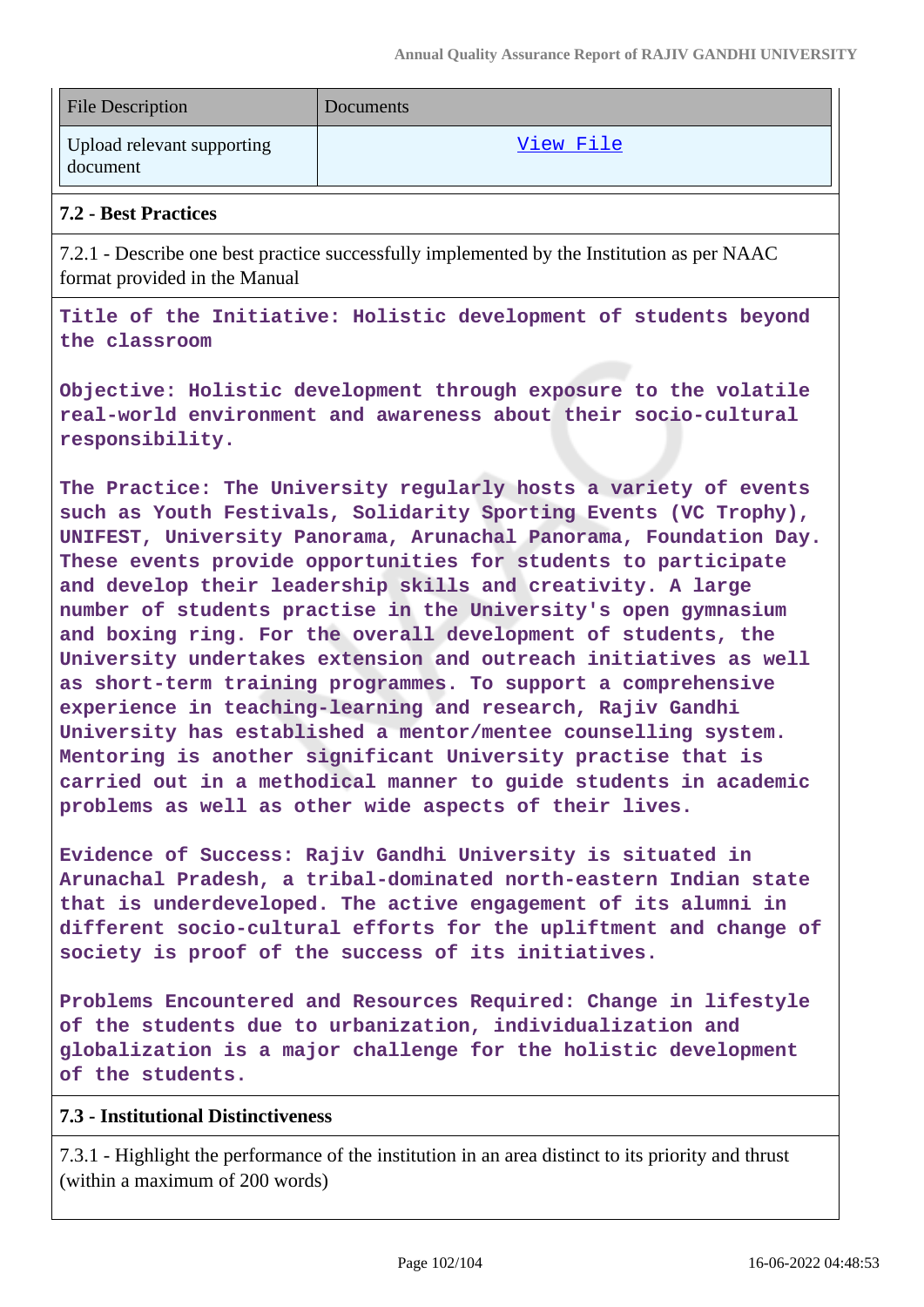| File Description | Documents |
| --- | --- |
| Upload relevant supporting document | View File |

**7.2 - Best Practices**

7.2.1 - Describe one best practice successfully implemented by the Institution as per NAAC format provided in the Manual

**Title of the Initiative: Holistic development of students beyond the classroom**

**Objective: Holistic development through exposure to the volatile real-world environment and awareness about their socio-cultural responsibility.**

**The Practice: The University regularly hosts a variety of events such as Youth Festivals, Solidarity Sporting Events (VC Trophy), UNIFEST, University Panorama, Arunachal Panorama, Foundation Day. These events provide opportunities for students to participate and develop their leadership skills and creativity. A large number of students practise in the University's open gymnasium and boxing ring. For the overall development of students, the University undertakes extension and outreach initiatives as well as short-term training programmes. To support a comprehensive experience in teaching-learning and research, Rajiv Gandhi University has established a mentor/mentee counselling system. Mentoring is another significant University practise that is carried out in a methodical manner to guide students in academic problems as well as other wide aspects of their lives.**

**Evidence of Success: Rajiv Gandhi University is situated in Arunachal Pradesh, a tribal-dominated north-eastern Indian state that is underdeveloped. The active engagement of its alumni in different socio-cultural efforts for the upliftment and change of society is proof of the success of its initiatives.**

**Problems Encountered and Resources Required: Change in lifestyle of the students due to urbanization, individualization and globalization is a major challenge for the holistic development of the students.**

**7.3 - Institutional Distinctiveness**

7.3.1 - Highlight the performance of the institution in an area distinct to its priority and thrust (within a maximum of 200 words)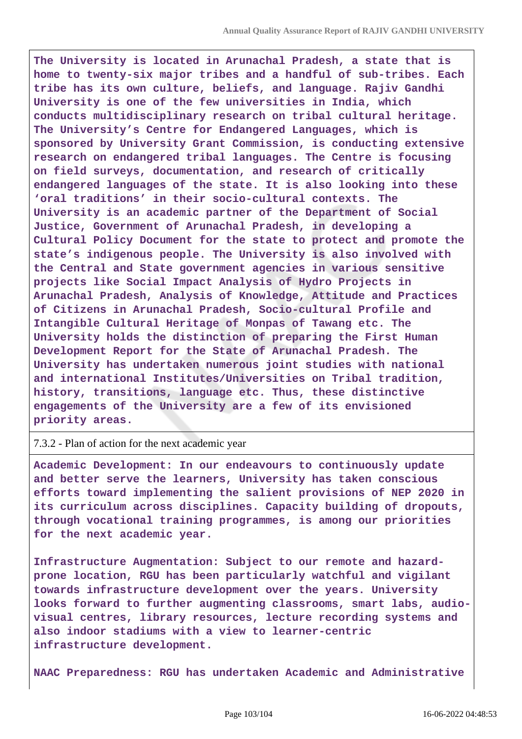The University is located in Arunachal Pradesh, a state that is home to twenty-six major tribes and a handful of sub-tribes. Each tribe has its own culture, beliefs, and language. Rajiv Gandhi University is one of the few universities in India, which conducts multidisciplinary research on tribal cultural heritage. The University's Centre for Endangered Languages, which is sponsored by University Grant Commission, is conducting extensive research on endangered tribal languages. The Centre is focusing on field surveys, documentation, and research of critically endangered languages of the state. It is also looking into these 'oral traditions' in their socio-cultural contexts. The University is an academic partner of the Department of Social Justice, Government of Arunachal Pradesh, in developing a Cultural Policy Document for the state to protect and promote the state's indigenous people. The University is also involved with the Central and State government agencies in various sensitive projects like Social Impact Analysis of Hydro Projects in Arunachal Pradesh, Analysis of Knowledge, Attitude and Practices of Citizens in Arunachal Pradesh, Socio-cultural Profile and Intangible Cultural Heritage of Monpas of Tawang etc. The University holds the distinction of preparing the First Human Development Report for the State of Arunachal Pradesh. The University has undertaken numerous joint studies with national and international Institutes/Universities on Tribal tradition, history, transitions, language etc. Thus, these distinctive engagements of the University are a few of its envisioned priority areas.

7.3.2 - Plan of action for the next academic year

Academic Development: In our endeavours to continuously update and better serve the learners, University has taken conscious efforts toward implementing the salient provisions of NEP 2020 in its curriculum across disciplines. Capacity building of dropouts, through vocational training programmes, is among our priorities for the next academic year.

Infrastructure Augmentation: Subject to our remote and hazard-prone location, RGU has been particularly watchful and vigilant towards infrastructure development over the years. University looks forward to further augmenting classrooms, smart labs, audio-visual centres, library resources, lecture recording systems and also indoor stadiums with a view to learner-centric infrastructure development.

NAAC Preparedness: RGU has undertaken Academic and Administrative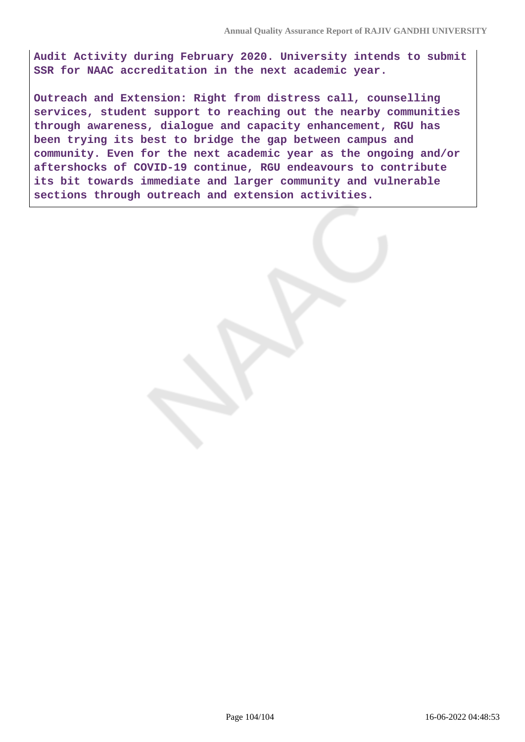**Audit Activity during February 2020. University intends to submit SSR for NAAC accreditation in the next academic year.**

**Outreach and Extension: Right from distress call, counselling services, student support to reaching out the nearby communities through awareness, dialogue and capacity enhancement, RGU has been trying its best to bridge the gap between campus and community. Even for the next academic year as the ongoing and/or aftershocks of COVID-19 continue, RGU endeavours to contribute its bit towards immediate and larger community and vulnerable sections through outreach and extension activities.**